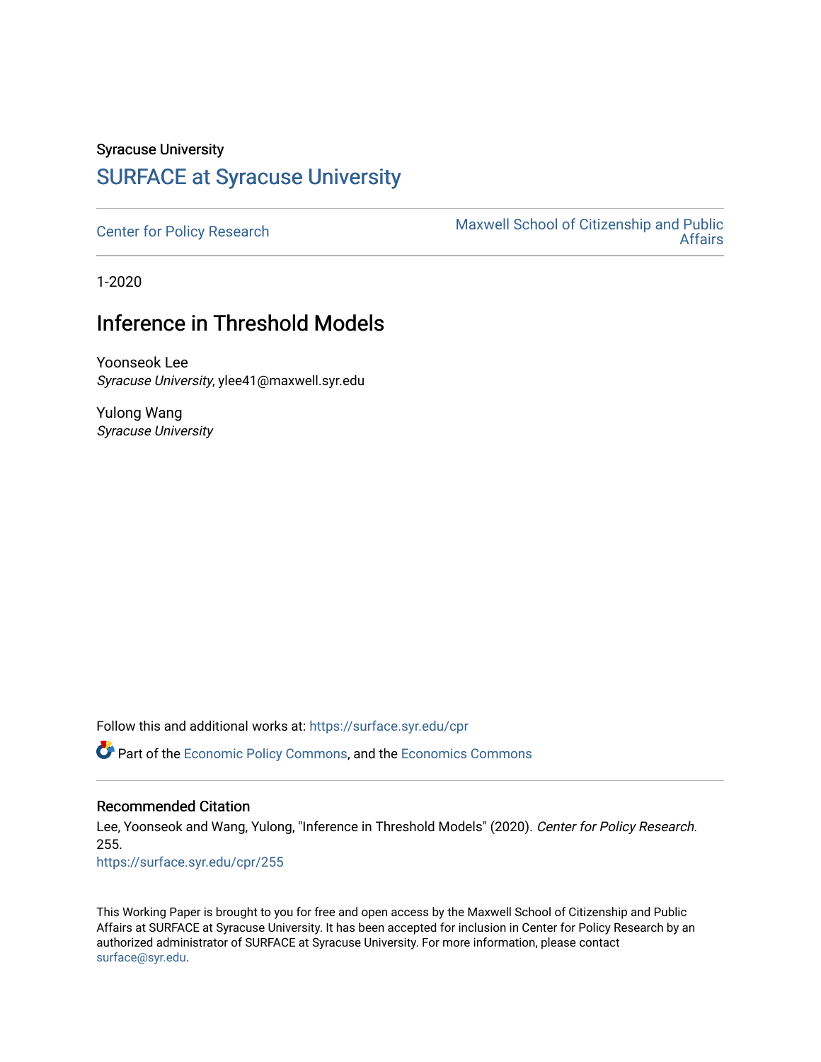Syracuse University

# SURFACE at Syracuse University

Center for Policy Research

Maxwell School of Citizenship and Public Affairs

1-2020

## Inference in Threshold Models

Yoonseok Lee
*Syracuse University*, ylee41@maxwell.syr.edu

Yulong Wang
*Syracuse University*

Follow this and additional works at: https://surface.syr.edu/cpr

Part of the Economic Policy Commons, and the Economics Commons

### Recommended Citation

Lee, Yoonseok and Wang, Yulong, "Inference in Threshold Models" (2020). *Center for Policy Research*. 255.
https://surface.syr.edu/cpr/255

This Working Paper is brought to you for free and open access by the Maxwell School of Citizenship and Public Affairs at SURFACE at Syracuse University. It has been accepted for inclusion in Center for Policy Research by an authorized administrator of SURFACE at Syracuse University. For more information, please contact surface@syr.edu.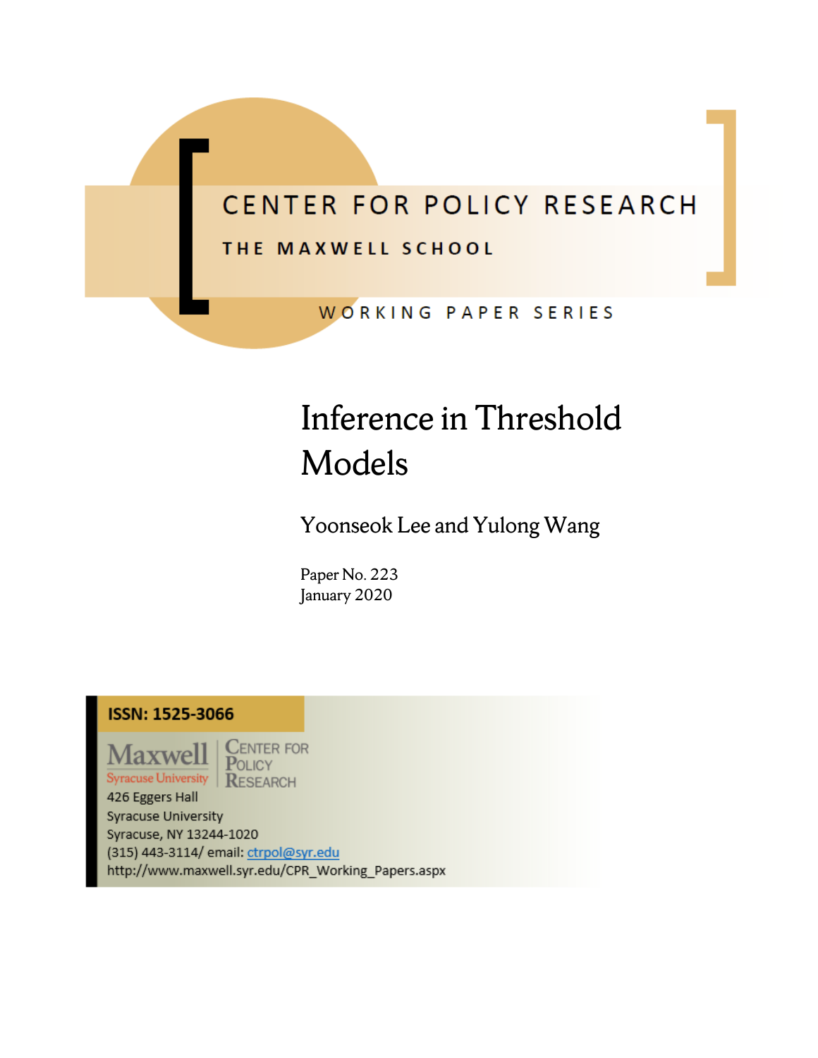CENTER FOR POLICY RESEARCH

THE MAXWELL SCHOOL

WORKING PAPER SERIES

# Inference in Threshold Models

Yoonseok Lee and Yulong Wang

Paper No. 223
January 2020

**ISSN: 1525-3066**

Maxwell
Syracuse University

Center for Policy Research

426 Eggers Hall
Syracuse University
Syracuse, NY 13244-1020
(315) 443-3114/ email: ctrpol@syr.edu
http://www.maxwell.syr.edu/CPR_Working_Papers.aspx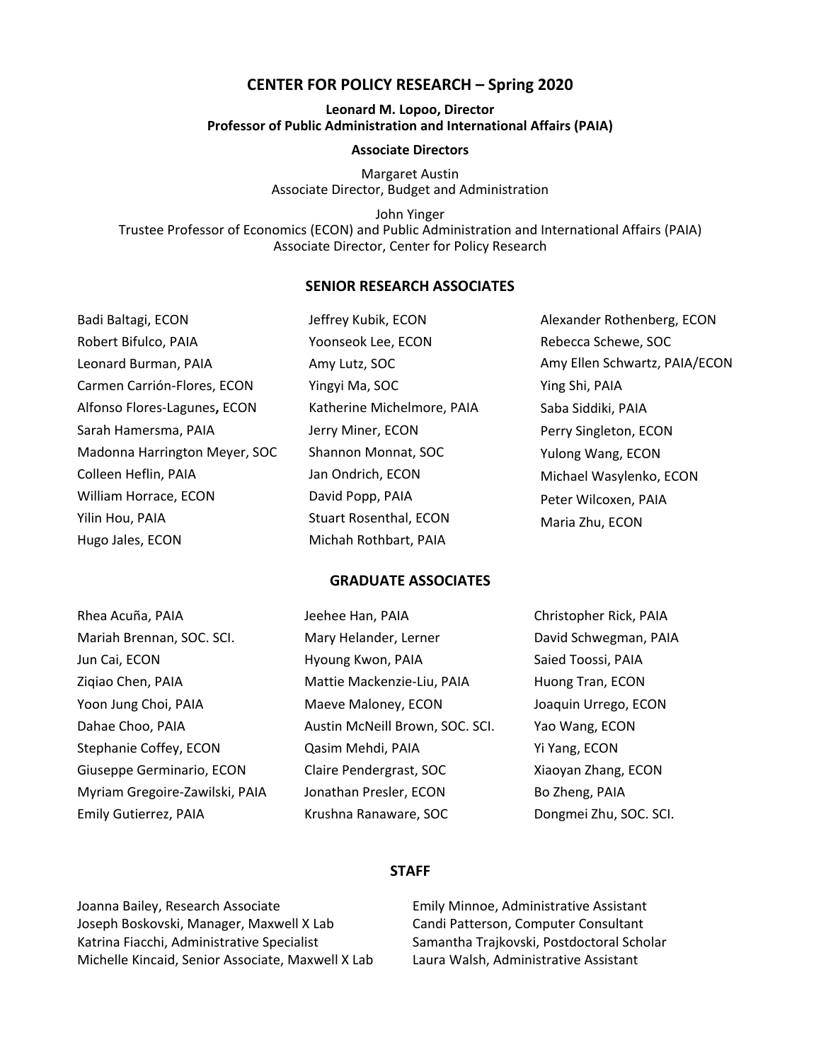# CENTER FOR POLICY RESEARCH – Spring 2020

**Leonard M. Lopoo, Director**
**Professor of Public Administration and International Affairs (PAIA)**

**Associate Directors**

Margaret Austin
Associate Director, Budget and Administration

John Yinger
Trustee Professor of Economics (ECON) and Public Administration and International Affairs (PAIA)
Associate Director, Center for Policy Research

## SENIOR RESEARCH ASSOCIATES

Badi Baltagi, ECON
Robert Bifulco, PAIA
Leonard Burman, PAIA
Carmen Carrión-Flores, ECON
Alfonso Flores-Lagunes, ECON
Sarah Hamersma, PAIA
Madonna Harrington Meyer, SOC
Colleen Heflin, PAIA
William Horrace, ECON
Yilin Hou, PAIA
Hugo Jales, ECON
Jeffrey Kubik, ECON
Yoonseok Lee, ECON
Amy Lutz, SOC
Yingyi Ma, SOC
Katherine Michelmore, PAIA
Jerry Miner, ECON
Shannon Monnat, SOC
Jan Ondrich, ECON
David Popp, PAIA
Stuart Rosenthal, ECON
Michah Rothbart, PAIA
Alexander Rothenberg, ECON
Rebecca Schewe, SOC
Amy Ellen Schwartz, PAIA/ECON
Ying Shi, PAIA
Saba Siddiki, PAIA
Perry Singleton, ECON
Yulong Wang, ECON
Michael Wasylenko, ECON
Peter Wilcoxen, PAIA
Maria Zhu, ECON

## GRADUATE ASSOCIATES

Rhea Acuña, PAIA
Mariah Brennan, SOC. SCI.
Jun Cai, ECON
Ziqiao Chen, PAIA
Yoon Jung Choi, PAIA
Dahae Choo, PAIA
Stephanie Coffey, ECON
Giuseppe Germinario, ECON
Myriam Gregoire-Zawilski, PAIA
Emily Gutierrez, PAIA
Jeehee Han, PAIA
Mary Helander, Lerner
Hyoung Kwon, PAIA
Mattie Mackenzie-Liu, PAIA
Maeve Maloney, ECON
Austin McNeill Brown, SOC. SCI.
Qasim Mehdi, PAIA
Claire Pendergrast, SOC
Jonathan Presler, ECON
Krushna Ranaware, SOC
Christopher Rick, PAIA
David Schwegman, PAIA
Saied Toossi, PAIA
Huong Tran, ECON
Joaquin Urrego, ECON
Yao Wang, ECON
Yi Yang, ECON
Xiaoyan Zhang, ECON
Bo Zheng, PAIA
Dongmei Zhu, SOC. SCI.

## STAFF

Joanna Bailey, Research Associate
Joseph Boskovski, Manager, Maxwell X Lab
Katrina Fiacchi, Administrative Specialist
Michelle Kincaid, Senior Associate, Maxwell X Lab
Emily Minnoe, Administrative Assistant
Candi Patterson, Computer Consultant
Samantha Trajkovski, Postdoctoral Scholar
Laura Walsh, Administrative Assistant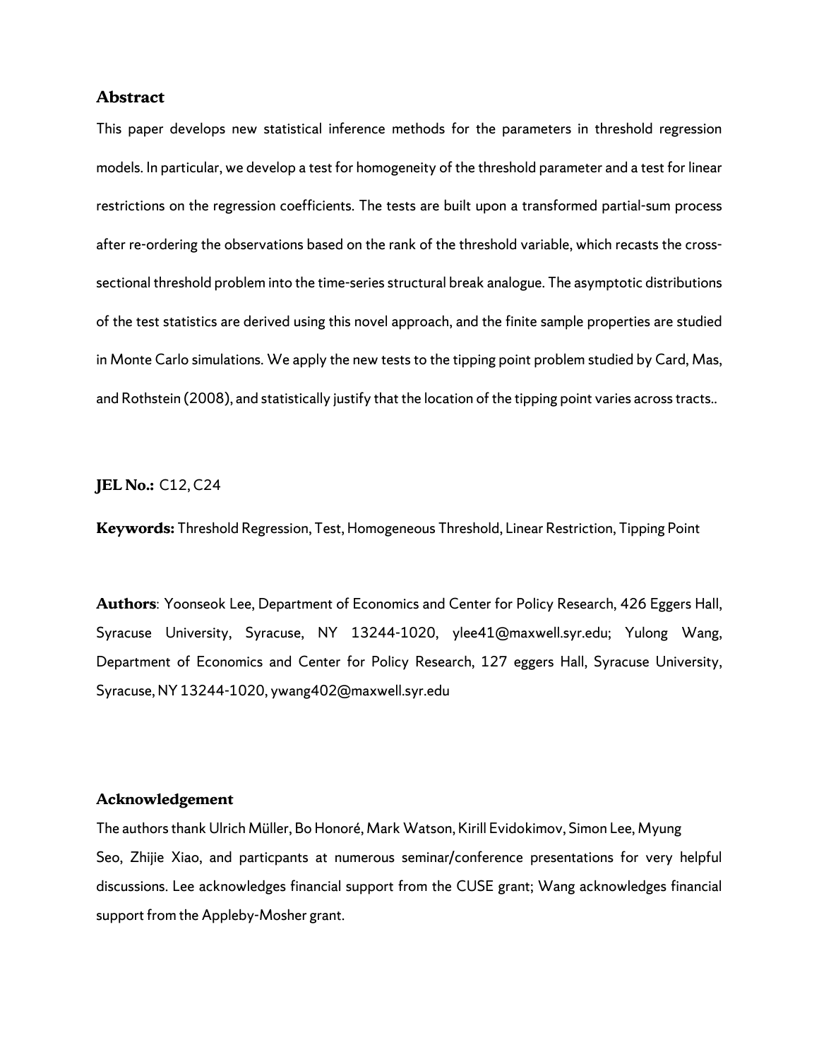## Abstract

This paper develops new statistical inference methods for the parameters in threshold regression models. In particular, we develop a test for homogeneity of the threshold parameter and a test for linear restrictions on the regression coefficients. The tests are built upon a transformed partial-sum process after re-ordering the observations based on the rank of the threshold variable, which recasts the cross-sectional threshold problem into the time-series structural break analogue. The asymptotic distributions of the test statistics are derived using this novel approach, and the finite sample properties are studied in Monte Carlo simulations. We apply the new tests to the tipping point problem studied by Card, Mas, and Rothstein (2008), and statistically justify that the location of the tipping point varies across tracts..

**JEL No.:** C12, C24

**Keywords:** Threshold Regression, Test, Homogeneous Threshold, Linear Restriction, Tipping Point

**Authors**: Yoonseok Lee, Department of Economics and Center for Policy Research, 426 Eggers Hall, Syracuse University, Syracuse, NY 13244-1020, ylee41@maxwell.syr.edu; Yulong Wang, Department of Economics and Center for Policy Research, 127 eggers Hall, Syracuse University, Syracuse, NY 13244-1020, ywang402@maxwell.syr.edu

## Acknowledgement

The authors thank Ulrich Müller, Bo Honoré, Mark Watson, Kirill Evidokimov, Simon Lee, Myung Seo, Zhijie Xiao, and particpants at numerous seminar/conference presentations for very helpful discussions. Lee acknowledges financial support from the CUSE grant; Wang acknowledges financial support from the Appleby-Mosher grant.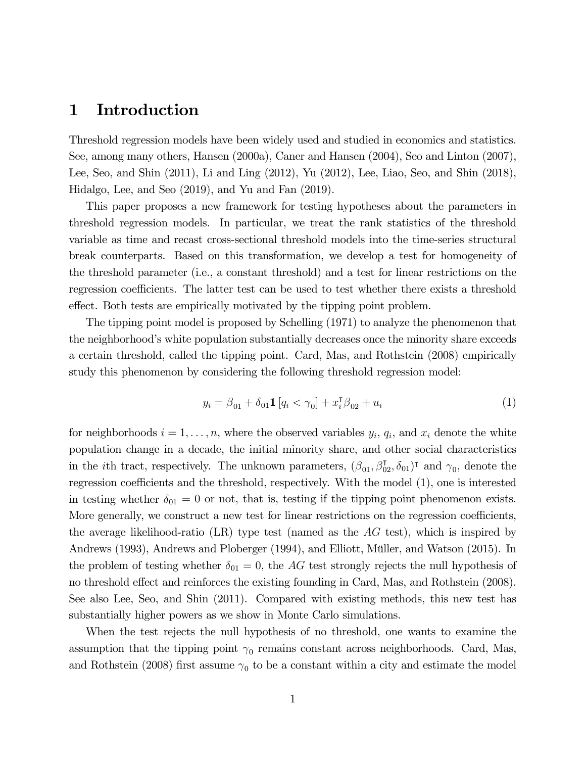# 1 Introduction

Threshold regression models have been widely used and studied in economics and statistics. See, among many others, Hansen (2000a), Caner and Hansen (2004), Seo and Linton (2007), Lee, Seo, and Shin (2011), Li and Ling (2012), Yu (2012), Lee, Liao, Seo, and Shin (2018), Hidalgo, Lee, and Seo (2019), and Yu and Fan (2019).

This paper proposes a new framework for testing hypotheses about the parameters in threshold regression models. In particular, we treat the rank statistics of the threshold variable as time and recast cross-sectional threshold models into the time-series structural break counterparts. Based on this transformation, we develop a test for homogeneity of the threshold parameter (i.e., a constant threshold) and a test for linear restrictions on the regression coefficients. The latter test can be used to test whether there exists a threshold effect. Both tests are empirically motivated by the tipping point problem.

The tipping point model is proposed by Schelling (1971) to analyze the phenomenon that the neighborhood's white population substantially decreases once the minority share exceeds a certain threshold, called the tipping point. Card, Mas, and Rothstein (2008) empirically study this phenomenon by considering the following threshold regression model:

$$y_i = \beta_{01} + \delta_{01}\mathbf{1}\left[q_i < \gamma_0\right] + x_i^{\intercal}\beta_{02} + u_i \tag{1}$$

for neighborhoods $i = 1, \ldots, n$, where the observed variables $y_i$, $q_i$, and $x_i$ denote the white population change in a decade, the initial minority share, and other social characteristics in the $i$th tract, respectively. The unknown parameters, $(\beta_{01}, \beta_{02}^{\intercal}, \delta_{01})^{\intercal}$ and $\gamma_0$, denote the regression coefficients and the threshold, respectively. With the model (1), one is interested in testing whether $\delta_{01} = 0$ or not, that is, testing if the tipping point phenomenon exists. More generally, we construct a new test for linear restrictions on the regression coefficients, the average likelihood-ratio (LR) type test (named as the *AG* test), which is inspired by Andrews (1993), Andrews and Ploberger (1994), and Elliott, Müller, and Watson (2015). In the problem of testing whether $\delta_{01} = 0$, the *AG* test strongly rejects the null hypothesis of no threshold effect and reinforces the existing founding in Card, Mas, and Rothstein (2008). See also Lee, Seo, and Shin (2011). Compared with existing methods, this new test has substantially higher powers as we show in Monte Carlo simulations.

When the test rejects the null hypothesis of no threshold, one wants to examine the assumption that the tipping point $\gamma_0$ remains constant across neighborhoods. Card, Mas, and Rothstein (2008) first assume $\gamma_0$ to be a constant within a city and estimate the model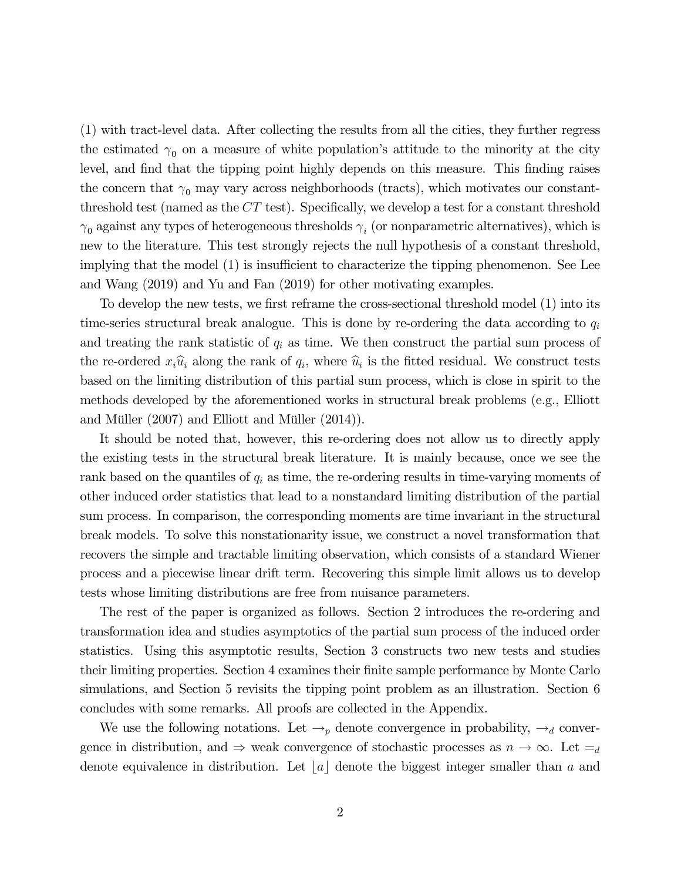(1) with tract-level data. After collecting the results from all the cities, they further regress the estimated $\gamma_0$ on a measure of white population's attitude to the minority at the city level, and find that the tipping point highly depends on this measure. This finding raises the concern that $\gamma_0$ may vary across neighborhoods (tracts), which motivates our constant-threshold test (named as the $CT$ test). Specifically, we develop a test for a constant threshold $\gamma_0$ against any types of heterogeneous thresholds $\gamma_i$ (or nonparametric alternatives), which is new to the literature. This test strongly rejects the null hypothesis of a constant threshold, implying that the model (1) is insufficient to characterize the tipping phenomenon. See Lee and Wang (2019) and Yu and Fan (2019) for other motivating examples.

To develop the new tests, we first reframe the cross-sectional threshold model (1) into its time-series structural break analogue. This is done by re-ordering the data according to $q_i$ and treating the rank statistic of $q_i$ as time. We then construct the partial sum process of the re-ordered $x_i\widehat{u}_i$ along the rank of $q_i$, where $\widehat{u}_i$ is the fitted residual. We construct tests based on the limiting distribution of this partial sum process, which is close in spirit to the methods developed by the aforementioned works in structural break problems (e.g., Elliott and Müller (2007) and Elliott and Müller (2014)).

It should be noted that, however, this re-ordering does not allow us to directly apply the existing tests in the structural break literature. It is mainly because, once we see the rank based on the quantiles of $q_i$ as time, the re-ordering results in time-varying moments of other induced order statistics that lead to a nonstandard limiting distribution of the partial sum process. In comparison, the corresponding moments are time invariant in the structural break models. To solve this nonstationarity issue, we construct a novel transformation that recovers the simple and tractable limiting observation, which consists of a standard Wiener process and a piecewise linear drift term. Recovering this simple limit allows us to develop tests whose limiting distributions are free from nuisance parameters.

The rest of the paper is organized as follows. Section 2 introduces the re-ordering and transformation idea and studies asymptotics of the partial sum process of the induced order statistics. Using this asymptotic results, Section 3 constructs two new tests and studies their limiting properties. Section 4 examines their finite sample performance by Monte Carlo simulations, and Section 5 revisits the tipping point problem as an illustration. Section 6 concludes with some remarks. All proofs are collected in the Appendix.

We use the following notations. Let $\to_p$ denote convergence in probability, $\to_d$ convergence in distribution, and $\Rightarrow$ weak convergence of stochastic processes as $n \to \infty$. Let $=_d$ denote equivalence in distribution. Let $\lfloor a \rfloor$ denote the biggest integer smaller than $a$ and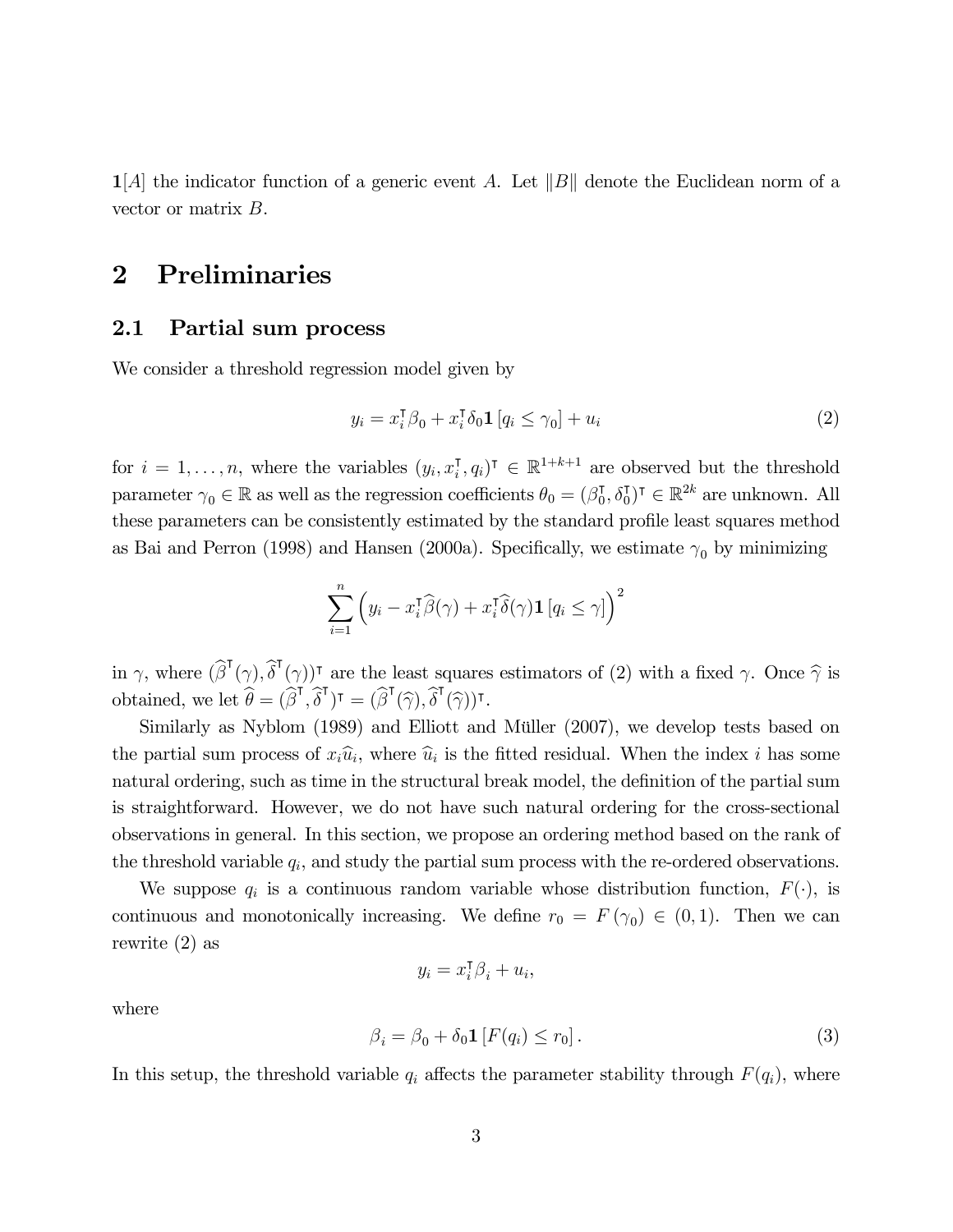$\mathbf{1}[A]$ the indicator function of a generic event $A$. Let $\|B\|$ denote the Euclidean norm of a vector or matrix $B$.

# 2 Preliminaries

## 2.1 Partial sum process

We consider a threshold regression model given by

$$y_i = x_i^\intercal \beta_0 + x_i^\intercal \delta_0 \mathbf{1}\left[q_i \le \gamma_0\right] + u_i \tag{2}$$

for $i = 1, \ldots, n$, where the variables $(y_i, x_i^\intercal, q_i)^\intercal \in \mathbb{R}^{1+k+1}$ are observed but the threshold parameter $\gamma_0 \in \mathbb{R}$ as well as the regression coefficients $\theta_0 = (\beta_0^\intercal, \delta_0^\intercal)^\intercal \in \mathbb{R}^{2k}$ are unknown. All these parameters can be consistently estimated by the standard profile least squares method as Bai and Perron (1998) and Hansen (2000a). Specifically, we estimate $\gamma_0$ by minimizing

$$\sum_{i=1}^{n} \left( y_i - x_i^\intercal \widehat{\beta}(\gamma) + x_i^\intercal \widehat{\delta}(\gamma) \mathbf{1}\left[q_i \le \gamma\right] \right)^2$$

in $\gamma$, where $(\widehat{\beta}^\intercal(\gamma), \widehat{\delta}^\intercal(\gamma))^\intercal$ are the least squares estimators of (2) with a fixed $\gamma$. Once $\widehat{\gamma}$ is obtained, we let $\widehat{\theta} = (\widehat{\beta}^\intercal, \widehat{\delta}^\intercal)^\intercal = (\widehat{\beta}^\intercal(\widehat{\gamma}), \widehat{\delta}^\intercal(\widehat{\gamma}))^\intercal$.

Similarly as Nyblom (1989) and Elliott and Müller (2007), we develop tests based on the partial sum process of $x_i \widehat{u}_i$, where $\widehat{u}_i$ is the fitted residual. When the index $i$ has some natural ordering, such as time in the structural break model, the definition of the partial sum is straightforward. However, we do not have such natural ordering for the cross-sectional observations in general. In this section, we propose an ordering method based on the rank of the threshold variable $q_i$, and study the partial sum process with the re-ordered observations.

We suppose $q_i$ is a continuous random variable whose distribution function, $F(\cdot)$, is continuous and monotonically increasing. We define $r_0 = F(\gamma_0) \in (0, 1)$. Then we can rewrite (2) as

$$y_i = x_i^\intercal \beta_i + u_i,$$

where

$$\beta_i = \beta_0 + \delta_0 \mathbf{1}\left[F(q_i) \le r_0\right]. \tag{3}$$

In this setup, the threshold variable $q_i$ affects the parameter stability through $F(q_i)$, where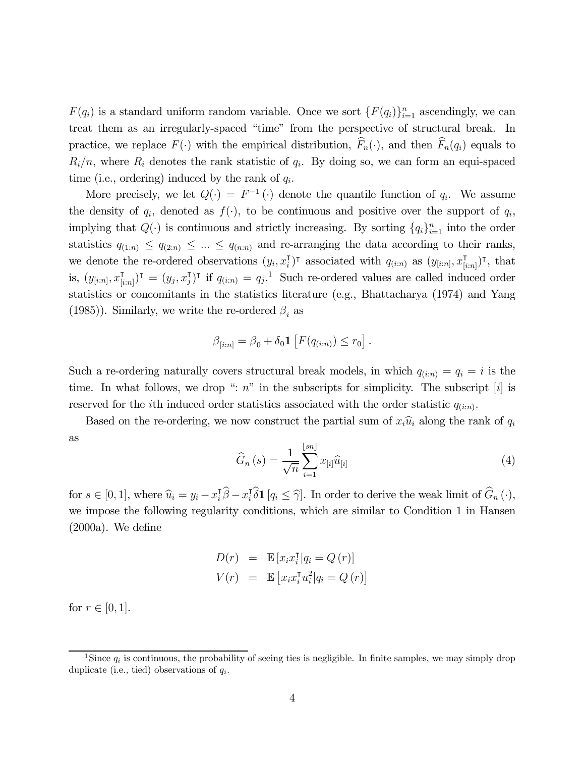$F(q_i)$ is a standard uniform random variable. Once we sort $\{F(q_i)\}_{i=1}^n$ ascendingly, we can treat them as an irregularly-spaced "time" from the perspective of structural break. In practice, we replace $F(\cdot)$ with the empirical distribution, $\widehat{F}_n(\cdot)$, and then $\widehat{F}_n(q_i)$ equals to $R_i/n$, where $R_i$ denotes the rank statistic of $q_i$. By doing so, we can form an equi-spaced time (i.e., ordering) induced by the rank of $q_i$.

More precisely, we let $Q(\cdot) = F^{-1}(\cdot)$ denote the quantile function of $q_i$. We assume the density of $q_i$, denoted as $f(\cdot)$, to be continuous and positive over the support of $q_i$, implying that $Q(\cdot)$ is continuous and strictly increasing. By sorting $\{q_i\}_{i=1}^n$ into the order statistics $q_{(1:n)} \leq q_{(2:n)} \leq ... \leq q_{(n:n)}$ and re-arranging the data according to their ranks, we denote the re-ordered observations $(y_i, x_i^\intercal)^\intercal$ associated with $q_{(i:n)}$ as $(y_{[i:n]}, x_{[i:n]}^\intercal)^\intercal$, that is, $(y_{[i:n]}, x_{[i:n]}^\intercal)^\intercal = (y_j, x_j^\intercal)^\intercal$ if $q_{(i:n)} = q_j$.[1] Such re-ordered values are called induced order statistics or concomitants in the statistics literature (e.g., Bhattacharya (1974) and Yang (1985)). Similarly, we write the re-ordered $\beta_i$ as

$$\beta_{[i:n]} = \beta_0 + \delta_0 \mathbf{1}\left[F(q_{(i:n)}) \leq r_0\right].$$

Such a re-ordering naturally covers structural break models, in which $q_{(i:n)} = q_i = i$ is the time. In what follows, we drop "$: n$" in the subscripts for simplicity. The subscript $[i]$ is reserved for the $i$th induced order statistics associated with the order statistic $q_{(i:n)}$.

Based on the re-ordering, we now construct the partial sum of $x_i\widehat{u}_i$ along the rank of $q_i$ as

$$\widehat{G}_n(s) = \frac{1}{\sqrt{n}} \sum_{i=1}^{\lfloor sn \rfloor} x_{[i]}\widehat{u}_{[i]} \tag{4}$$

for $s \in [0,1]$, where $\widehat{u}_i = y_i - x_i^\intercal\widehat{\beta} - x_i^\intercal\widehat{\delta}\mathbf{1}\left[q_i \leq \widehat{\gamma}\right]$. In order to derive the weak limit of $\widehat{G}_n(\cdot)$, we impose the following regularity conditions, which are similar to Condition 1 in Hansen (2000a). We define

$$\begin{aligned} D(r) &= \mathbb{E}\left[x_i x_i^\intercal | q_i = Q(r)\right] \\ V(r) &= \mathbb{E}\left[x_i x_i^\intercal u_i^2 | q_i = Q(r)\right] \end{aligned}$$

for $r \in [0,1]$.

[1] Since $q_i$ is continuous, the probability of seeing ties is negligible. In finite samples, we may simply drop duplicate (i.e., tied) observations of $q_i$.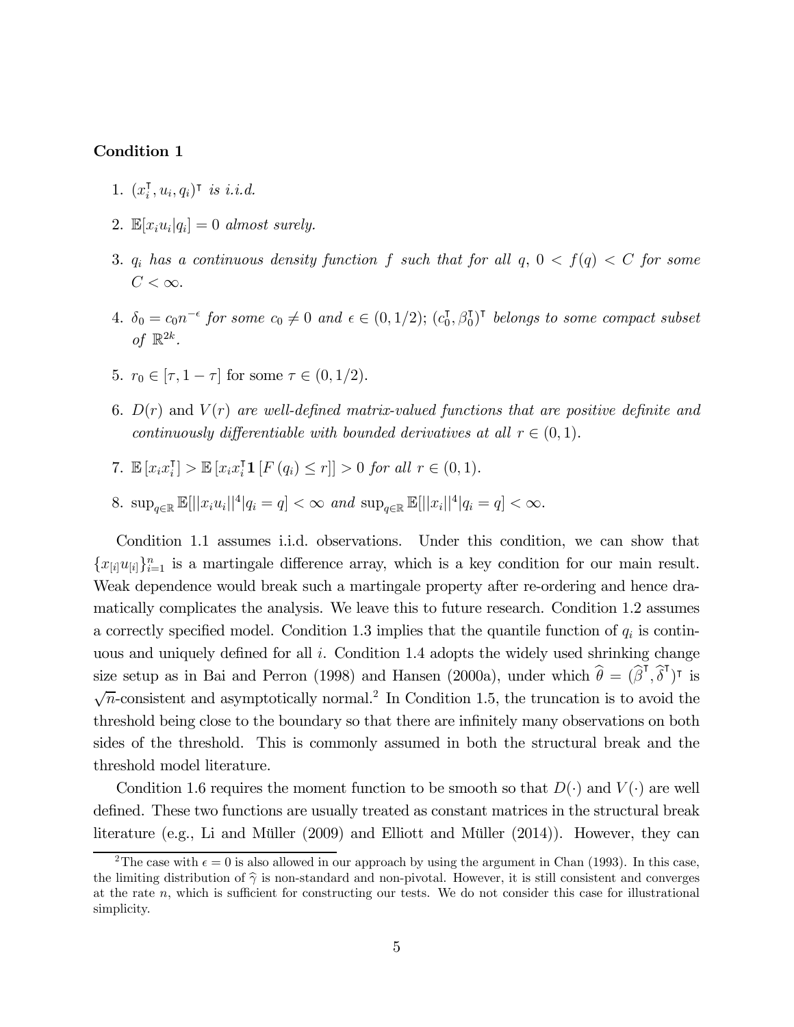**Condition 1**

1. $(x_i^\intercal, u_i, q_i)^\intercal$ *is i.i.d.*
2. $\mathbb{E}[x_i u_i | q_i] = 0$ *almost surely.*
3. $q_i$ *has a continuous density function* $f$ *such that for all* $q$, $0 < f(q) < C$ *for some* $C < \infty$.
4. $\delta_0 = c_0 n^{-\epsilon}$ *for some* $c_0 \neq 0$ *and* $\epsilon \in (0, 1/2)$; $(c_0^\intercal, \beta_0^\intercal)^\intercal$ *belongs to some compact subset of* $\mathbb{R}^{2k}$.
5. $r_0 \in [\tau, 1-\tau]$ for some $\tau \in (0, 1/2)$.
6. $D(r)$ and $V(r)$ *are well-defined matrix-valued functions that are positive definite and continuously differentiable with bounded derivatives at all* $r \in (0, 1)$.
7. $\mathbb{E}[x_i x_i^\intercal] > \mathbb{E}[x_i x_i^\intercal \mathbf{1}[F(q_i) \leq r]] > 0$ *for all* $r \in (0, 1)$.
8. $\sup_{q \in \mathbb{R}} \mathbb{E}[||x_i u_i||^4 | q_i = q] < \infty$ *and* $\sup_{q \in \mathbb{R}} \mathbb{E}[||x_i||^4 | q_i = q] < \infty$.

Condition 1.1 assumes i.i.d. observations. Under this condition, we can show that $\{x_{[i]} u_{[i]}\}_{i=1}^n$ is a martingale difference array, which is a key condition for our main result. Weak dependence would break such a martingale property after re-ordering and hence dramatically complicates the analysis. We leave this to future research. Condition 1.2 assumes a correctly specified model. Condition 1.3 implies that the quantile function of $q_i$ is continuous and uniquely defined for all $i$. Condition 1.4 adopts the widely used shrinking change size setup as in Bai and Perron (1998) and Hansen (2000a), under which $\widehat{\theta} = (\widehat{\beta}^\intercal, \widehat{\delta}^\intercal)^\intercal$ is $\sqrt{n}$-consistent and asymptotically normal.[2] In Condition 1.5, the truncation is to avoid the threshold being close to the boundary so that there are infinitely many observations on both sides of the threshold. This is commonly assumed in both the structural break and the threshold model literature.

Condition 1.6 requires the moment function to be smooth so that $D(\cdot)$ and $V(\cdot)$ are well defined. These two functions are usually treated as constant matrices in the structural break literature (e.g., Li and Müller (2009) and Elliott and Müller (2014)). However, they can

[2] The case with $\epsilon = 0$ is also allowed in our approach by using the argument in Chan (1993). In this case, the limiting distribution of $\widehat{\gamma}$ is non-standard and non-pivotal. However, it is still consistent and converges at the rate $n$, which is sufficient for constructing our tests. We do not consider this case for illustrational simplicity.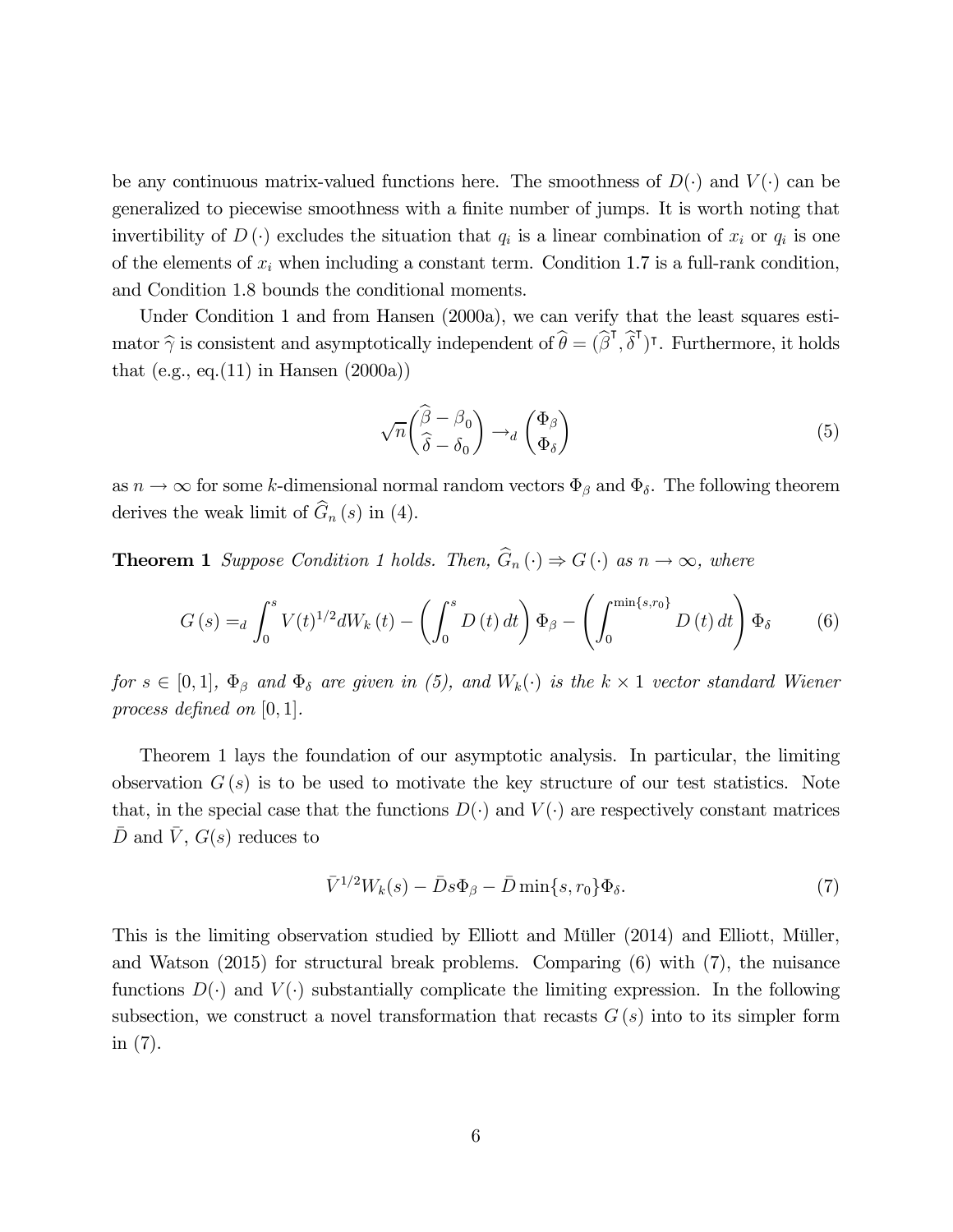be any continuous matrix-valued functions here. The smoothness of $D(\cdot)$ and $V(\cdot)$ can be generalized to piecewise smoothness with a finite number of jumps. It is worth noting that invertibility of $D(\cdot)$ excludes the situation that $q_i$ is a linear combination of $x_i$ or $q_i$ is one of the elements of $x_i$ when including a constant term. Condition 1.7 is a full-rank condition, and Condition 1.8 bounds the conditional moments.

Under Condition 1 and from Hansen (2000a), we can verify that the least squares estimator $\widehat{\gamma}$ is consistent and asymptotically independent of $\widehat{\theta} = (\widehat{\beta}^{\intercal}, \widehat{\delta}^{\intercal})^{\intercal}$. Furthermore, it holds that (e.g., eq.(11) in Hansen (2000a))

$$\sqrt{n}\begin{pmatrix} \widehat{\beta} - \beta_0 \\ \widehat{\delta} - \delta_0 \end{pmatrix} \to_d \begin{pmatrix} \Phi_\beta \\ \Phi_\delta \end{pmatrix} \tag{5}$$

as $n \to \infty$ for some $k$-dimensional normal random vectors $\Phi_\beta$ and $\Phi_\delta$. The following theorem derives the weak limit of $\widehat{G}_n(s)$ in (4).

**Theorem 1** *Suppose Condition 1 holds. Then, $\widehat{G}_n(\cdot) \Rightarrow G(\cdot)$ as $n \to \infty$, where*

$$G(s) =_d \int_0^s V(t)^{1/2} dW_k(t) - \left(\int_0^s D(t)\, dt\right)\Phi_\beta - \left(\int_0^{\min\{s, r_0\}} D(t)\, dt\right)\Phi_\delta \tag{6}$$

*for $s \in [0,1]$, $\Phi_\beta$ and $\Phi_\delta$ are given in (5), and $W_k(\cdot)$ is the $k \times 1$ vector standard Wiener process defined on $[0,1]$.*

Theorem 1 lays the foundation of our asymptotic analysis. In particular, the limiting observation $G(s)$ is to be used to motivate the key structure of our test statistics. Note that, in the special case that the functions $D(\cdot)$ and $V(\cdot)$ are respectively constant matrices $\bar{D}$ and $\bar{V}$, $G(s)$ reduces to

$$\bar{V}^{1/2} W_k(s) - \bar{D} s \Phi_\beta - \bar{D} \min\{s, r_0\} \Phi_\delta. \tag{7}$$

This is the limiting observation studied by Elliott and Müller (2014) and Elliott, Müller, and Watson (2015) for structural break problems. Comparing (6) with (7), the nuisance functions $D(\cdot)$ and $V(\cdot)$ substantially complicate the limiting expression. In the following subsection, we construct a novel transformation that recasts $G(s)$ into to its simpler form in (7).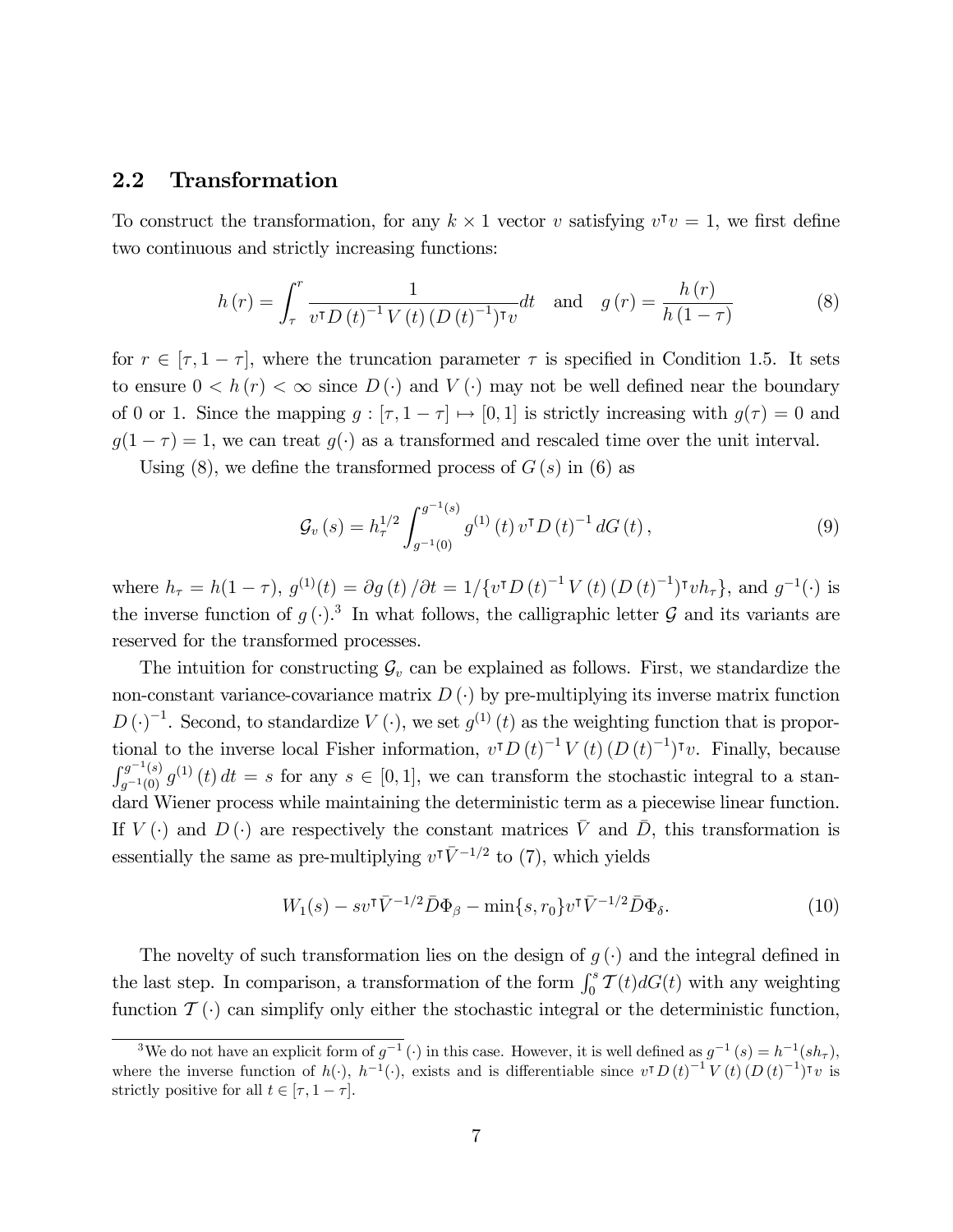## 2.2 Transformation

To construct the transformation, for any $k \times 1$ vector $v$ satisfying $v^\intercal v = 1$, we first define two continuous and strictly increasing functions:

$$h(r) = \int_\tau^r \frac{1}{v^\intercal D(t)^{-1} V(t) (D(t)^{-1})^\intercal v} dt \quad \text{and} \quad g(r) = \frac{h(r)}{h(1-\tau)} \tag{8}$$

for $r \in [\tau, 1-\tau]$, where the truncation parameter $\tau$ is specified in Condition 1.5. It sets to ensure $0 < h(r) < \infty$ since $D(\cdot)$ and $V(\cdot)$ may not be well defined near the boundary of 0 or 1. Since the mapping $g : [\tau, 1-\tau] \mapsto [0,1]$ is strictly increasing with $g(\tau) = 0$ and $g(1-\tau) = 1$, we can treat $g(\cdot)$ as a transformed and rescaled time over the unit interval.

Using (8), we define the transformed process of $G(s)$ in (6) as

$$\mathcal{G}_v(s) = h_\tau^{1/2} \int_{g^{-1}(0)}^{g^{-1}(s)} g^{(1)}(t) v^\intercal D(t)^{-1} dG(t), \tag{9}$$

where $h_\tau = h(1-\tau)$, $g^{(1)}(t) = \partial g(t)/\partial t = 1/\{v^\intercal D(t)^{-1} V(t) (D(t)^{-1})^\intercal v h_\tau\}$, and $g^{-1}(\cdot)$ is the inverse function of $g(\cdot)$.[3] In what follows, the calligraphic letter $\mathcal{G}$ and its variants are reserved for the transformed processes.

The intuition for constructing $\mathcal{G}_v$ can be explained as follows. First, we standardize the non-constant variance-covariance matrix $D(\cdot)$ by pre-multiplying its inverse matrix function $D(\cdot)^{-1}$. Second, to standardize $V(\cdot)$, we set $g^{(1)}(t)$ as the weighting function that is proportional to the inverse local Fisher information, $v^\intercal D(t)^{-1} V(t) (D(t)^{-1})^\intercal v$. Finally, because $\int_{g^{-1}(0)}^{g^{-1}(s)} g^{(1)}(t) dt = s$ for any $s \in [0,1]$, we can transform the stochastic integral to a standard Wiener process while maintaining the deterministic term as a piecewise linear function. If $V(\cdot)$ and $D(\cdot)$ are respectively the constant matrices $\bar{V}$ and $\bar{D}$, this transformation is essentially the same as pre-multiplying $v^\intercal \bar{V}^{-1/2}$ to (7), which yields

$$W_1(s) - s v^\intercal \bar{V}^{-1/2} \bar{D} \Phi_\beta - \min\{s, r_0\} v^\intercal \bar{V}^{-1/2} \bar{D} \Phi_\delta. \tag{10}$$

The novelty of such transformation lies on the design of $g(\cdot)$ and the integral defined in the last step. In comparison, a transformation of the form $\int_0^s \mathcal{T}(t) dG(t)$ with any weighting function $\mathcal{T}(\cdot)$ can simplify only either the stochastic integral or the deterministic function,

[3] We do not have an explicit form of $g^{-1}(\cdot)$ in this case. However, it is well defined as $g^{-1}(s) = h^{-1}(sh_\tau)$, where the inverse function of $h(\cdot)$, $h^{-1}(\cdot)$, exists and is differentiable since $v^\intercal D(t)^{-1} V(t) (D(t)^{-1})^\intercal v$ is strictly positive for all $t \in [\tau, 1-\tau]$.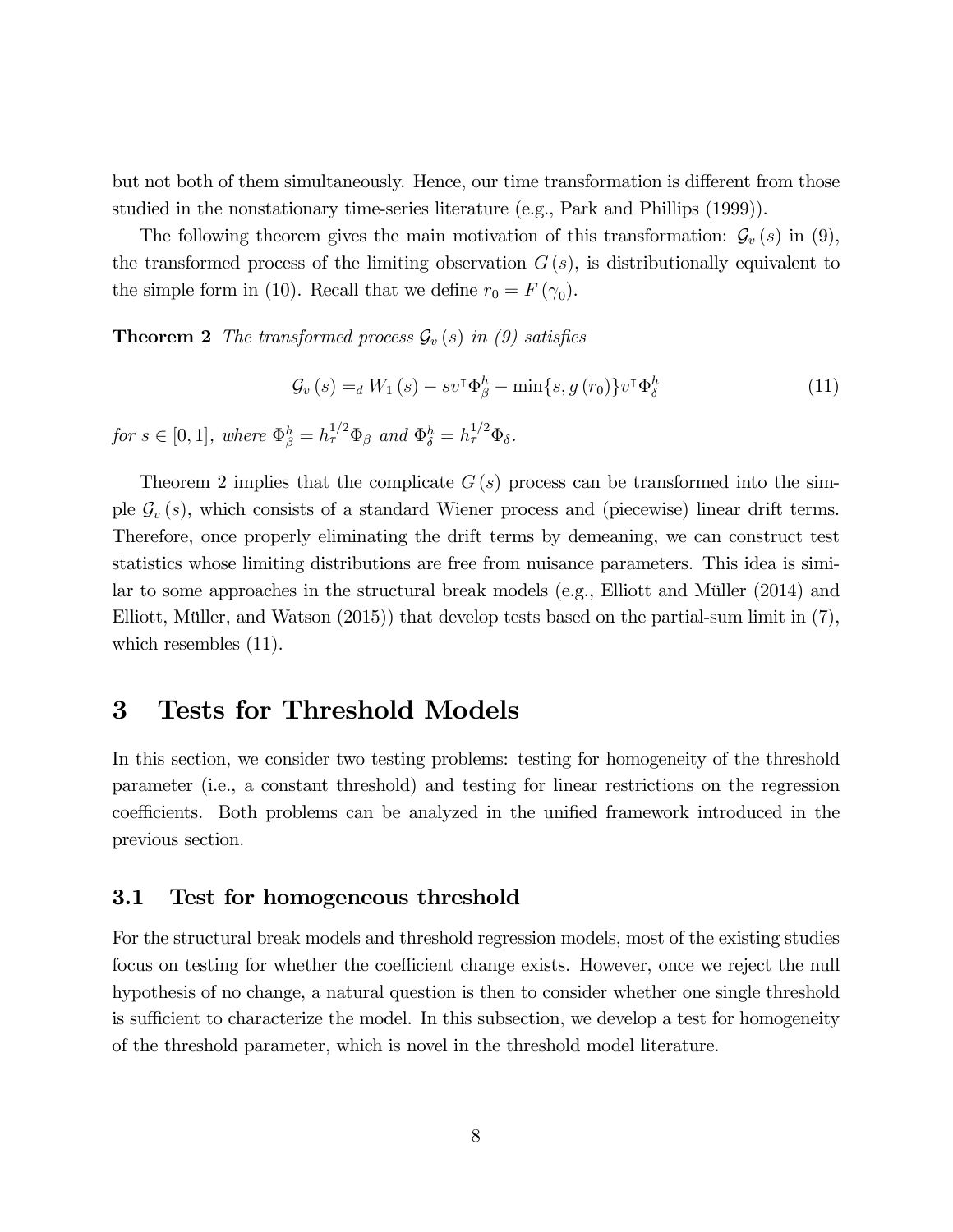but not both of them simultaneously. Hence, our time transformation is different from those studied in the nonstationary time-series literature (e.g., Park and Phillips (1999)).

The following theorem gives the main motivation of this transformation: $\mathcal{G}_v(s)$ in (9), the transformed process of the limiting observation $G(s)$, is distributionally equivalent to the simple form in (10). Recall that we define $r_0 = F(\gamma_0)$.

**Theorem 2** *The transformed process $\mathcal{G}_v(s)$ in (9) satisfies*

$$\mathcal{G}_v(s) =_d W_1(s) - sv^\intercal \Phi_\beta^h - \min\{s, g(r_0)\} v^\intercal \Phi_\delta^h \tag{11}$$

*for $s \in [0,1]$, where $\Phi_\beta^h = h_\tau^{1/2} \Phi_\beta$ and $\Phi_\delta^h = h_\tau^{1/2} \Phi_\delta$.*

Theorem 2 implies that the complicate $G(s)$ process can be transformed into the simple $\mathcal{G}_v(s)$, which consists of a standard Wiener process and (piecewise) linear drift terms. Therefore, once properly eliminating the drift terms by demeaning, we can construct test statistics whose limiting distributions are free from nuisance parameters. This idea is similar to some approaches in the structural break models (e.g., Elliott and Müller (2014) and Elliott, Müller, and Watson (2015)) that develop tests based on the partial-sum limit in (7), which resembles (11).

# 3 Tests for Threshold Models

In this section, we consider two testing problems: testing for homogeneity of the threshold parameter (i.e., a constant threshold) and testing for linear restrictions on the regression coefficients. Both problems can be analyzed in the unified framework introduced in the previous section.

## 3.1 Test for homogeneous threshold

For the structural break models and threshold regression models, most of the existing studies focus on testing for whether the coefficient change exists. However, once we reject the null hypothesis of no change, a natural question is then to consider whether one single threshold is sufficient to characterize the model. In this subsection, we develop a test for homogeneity of the threshold parameter, which is novel in the threshold model literature.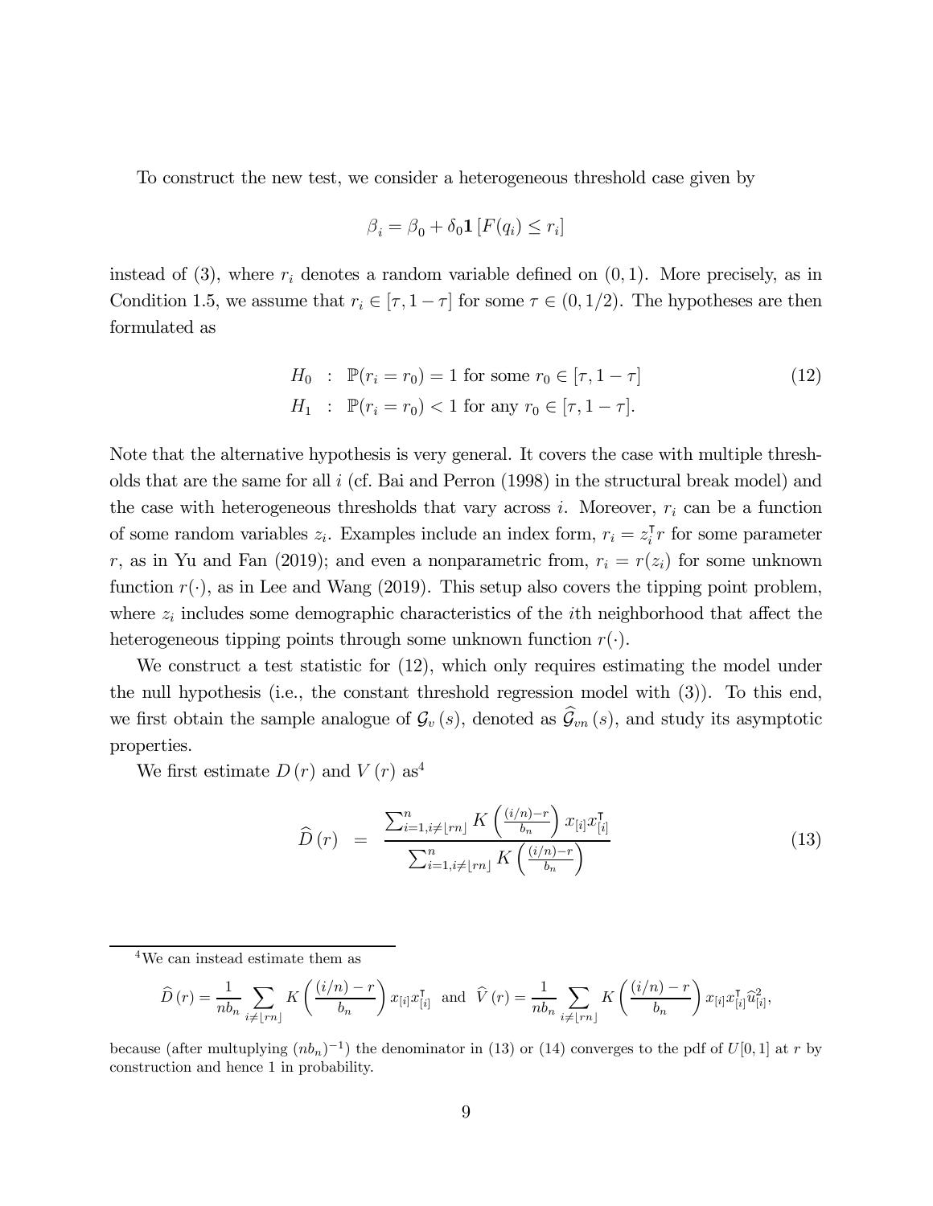To construct the new test, we consider a heterogeneous threshold case given by

$$\beta_i = \beta_0 + \delta_0 \mathbf{1}\left[F(q_i) \leq r_i\right]$$

instead of (3), where $r_i$ denotes a random variable defined on $(0,1)$. More precisely, as in Condition 1.5, we assume that $r_i \in [\tau, 1-\tau]$ for some $\tau \in (0, 1/2)$. The hypotheses are then formulated as

$$\begin{aligned} H_0 &: \mathbb{P}(r_i = r_0) = 1 \text{ for some } r_0 \in [\tau, 1-\tau] \\ H_1 &: \mathbb{P}(r_i = r_0) < 1 \text{ for any } r_0 \in [\tau, 1-\tau]. \end{aligned} \tag{12}$$

Note that the alternative hypothesis is very general. It covers the case with multiple thresholds that are the same for all $i$ (cf. Bai and Perron (1998) in the structural break model) and the case with heterogeneous thresholds that vary across $i$. Moreover, $r_i$ can be a function of some random variables $z_i$. Examples include an index form, $r_i = z_i^{\intercal} r$ for some parameter $r$, as in Yu and Fan (2019); and even a nonparametric from, $r_i = r(z_i)$ for some unknown function $r(\cdot)$, as in Lee and Wang (2019). This setup also covers the tipping point problem, where $z_i$ includes some demographic characteristics of the $i$th neighborhood that affect the heterogeneous tipping points through some unknown function $r(\cdot)$.

We construct a test statistic for (12), which only requires estimating the model under the null hypothesis (i.e., the constant threshold regression model with (3)). To this end, we first obtain the sample analogue of $\mathcal{G}_v(s)$, denoted as $\widehat{\mathcal{G}}_{vn}(s)$, and study its asymptotic properties.

We first estimate $D(r)$ and $V(r)$ as[4]

$$\widehat{D}(r) = \frac{\sum_{i=1, i \neq \lfloor rn \rfloor}^{n} K\left(\frac{(i/n)-r}{b_n}\right) x_{[i]} x_{[i]}^{\intercal}}{\sum_{i=1, i \neq \lfloor rn \rfloor}^{n} K\left(\frac{(i/n)-r}{b_n}\right)} \tag{13}$$

---

[4] We can instead estimate them as

$$\widehat{D}(r) = \frac{1}{nb_n} \sum_{i \neq \lfloor rn \rfloor} K\left(\frac{(i/n)-r}{b_n}\right) x_{[i]} x_{[i]}^{\intercal} \text{ and } \widehat{V}(r) = \frac{1}{nb_n} \sum_{i \neq \lfloor rn \rfloor} K\left(\frac{(i/n)-r}{b_n}\right) x_{[i]} x_{[i]}^{\intercal} \widehat{u}_{[i]}^2,$$

because (after multuplying $(nb_n)^{-1}$) the denominator in (13) or (14) converges to the pdf of $U[0,1]$ at $r$ by construction and hence 1 in probability.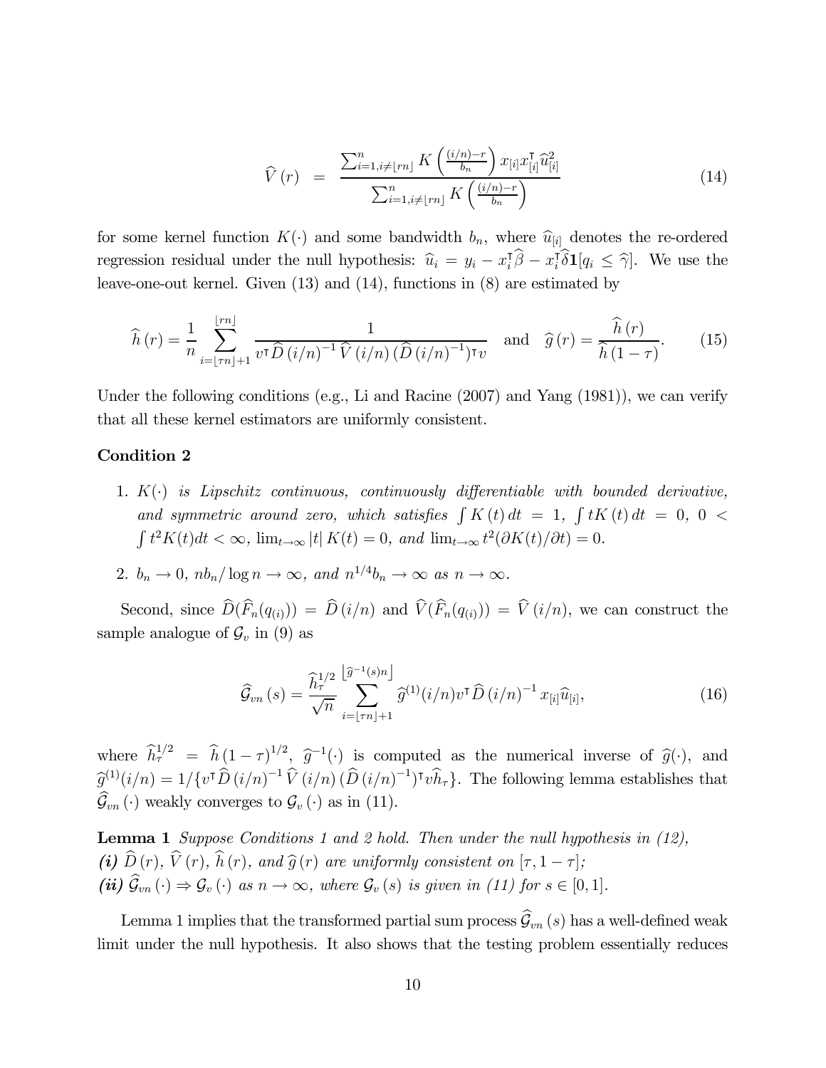$$\widehat{V}(r) = \frac{\sum_{i=1,i\neq\lfloor rn\rfloor}^{n} K\left(\frac{(i/n)-r}{b_n}\right) x_{[i]}x_{[i]}^{\intercal}\widehat{u}_{[i]}^2}{\sum_{i=1,i\neq\lfloor rn\rfloor}^{n} K\left(\frac{(i/n)-r}{b_n}\right)} \tag{14}$$

for some kernel function $K(\cdot)$ and some bandwidth $b_n$, where $\widehat{u}_{[i]}$ denotes the re-ordered regression residual under the null hypothesis: $\widehat{u}_i = y_i - x_i^{\intercal}\widehat{\beta} - x_i^{\intercal}\widehat{\delta}\mathbf{1}[q_i \leq \widehat{\gamma}]$. We use the leave-one-out kernel. Given (13) and (14), functions in (8) are estimated by

$$\widehat{h}(r) = \frac{1}{n}\sum_{i=\lfloor\tau n\rfloor+1}^{\lfloor rn\rfloor} \frac{1}{v^{\intercal}\widehat{D}(i/n)^{-1}\widehat{V}(i/n)(\widehat{D}(i/n)^{-1})^{\intercal}v} \quad \text{and} \quad \widehat{g}(r) = \frac{\widehat{h}(r)}{\widehat{h}(1-\tau)}. \tag{15}$$

Under the following conditions (e.g., Li and Racine (2007) and Yang (1981)), we can verify that all these kernel estimators are uniformly consistent.

**Condition 2**

1. *$K(\cdot)$ is Lipschitz continuous, continuously differentiable with bounded derivative, and symmetric around zero, which satisfies $\int K(t)\,dt = 1$, $\int tK(t)\,dt = 0$, $0 < \int t^2K(t)dt < \infty$, $\lim_{t\to\infty}|t|\,K(t) = 0$, and $\lim_{t\to\infty} t^2(\partial K(t)/\partial t) = 0$.*
2. *$b_n \to 0$, $nb_n/\log n \to \infty$, and $n^{1/4}b_n \to \infty$ as $n \to \infty$.*

Second, since $\widehat{D}(\widehat{F}_n(q_{(i)})) = \widehat{D}(i/n)$ and $\widehat{V}(\widehat{F}_n(q_{(i)})) = \widehat{V}(i/n)$, we can construct the sample analogue of $\mathcal{G}_v$ in (9) as

$$\widehat{\mathcal{G}}_{vn}(s) = \frac{\widehat{h}_\tau^{1/2}}{\sqrt{n}} \sum_{i=\lfloor\tau n\rfloor+1}^{\lfloor\widehat{g}^{-1}(s)n\rfloor} \widehat{g}^{(1)}(i/n)v^{\intercal}\widehat{D}(i/n)^{-1}x_{[i]}\widehat{u}_{[i]}, \tag{16}$$

where $\widehat{h}_\tau^{1/2} = \widehat{h}(1-\tau)^{1/2}$, $\widehat{g}^{-1}(\cdot)$ is computed as the numerical inverse of $\widehat{g}(\cdot)$, and $\widehat{g}^{(1)}(i/n) = 1/\{v^{\intercal}\widehat{D}(i/n)^{-1}\widehat{V}(i/n)(\widehat{D}(i/n)^{-1})^{\intercal}v\widehat{h}_\tau\}$. The following lemma establishes that $\widehat{\mathcal{G}}_{vn}(\cdot)$ weakly converges to $\mathcal{G}_v(\cdot)$ as in (11).

**Lemma 1** *Suppose Conditions 1 and 2 hold. Then under the null hypothesis in (12),*
***(i)*** *$\widehat{D}(r)$, $\widehat{V}(r)$, $\widehat{h}(r)$, and $\widehat{g}(r)$ are uniformly consistent on $[\tau, 1-\tau]$;*
***(ii)*** *$\widehat{\mathcal{G}}_{vn}(\cdot) \Rightarrow \mathcal{G}_v(\cdot)$ as $n \to \infty$, where $\mathcal{G}_v(s)$ is given in (11) for $s \in [0,1]$.*

Lemma 1 implies that the transformed partial sum process $\widehat{\mathcal{G}}_{vn}(s)$ has a well-defined weak limit under the null hypothesis. It also shows that the testing problem essentially reduces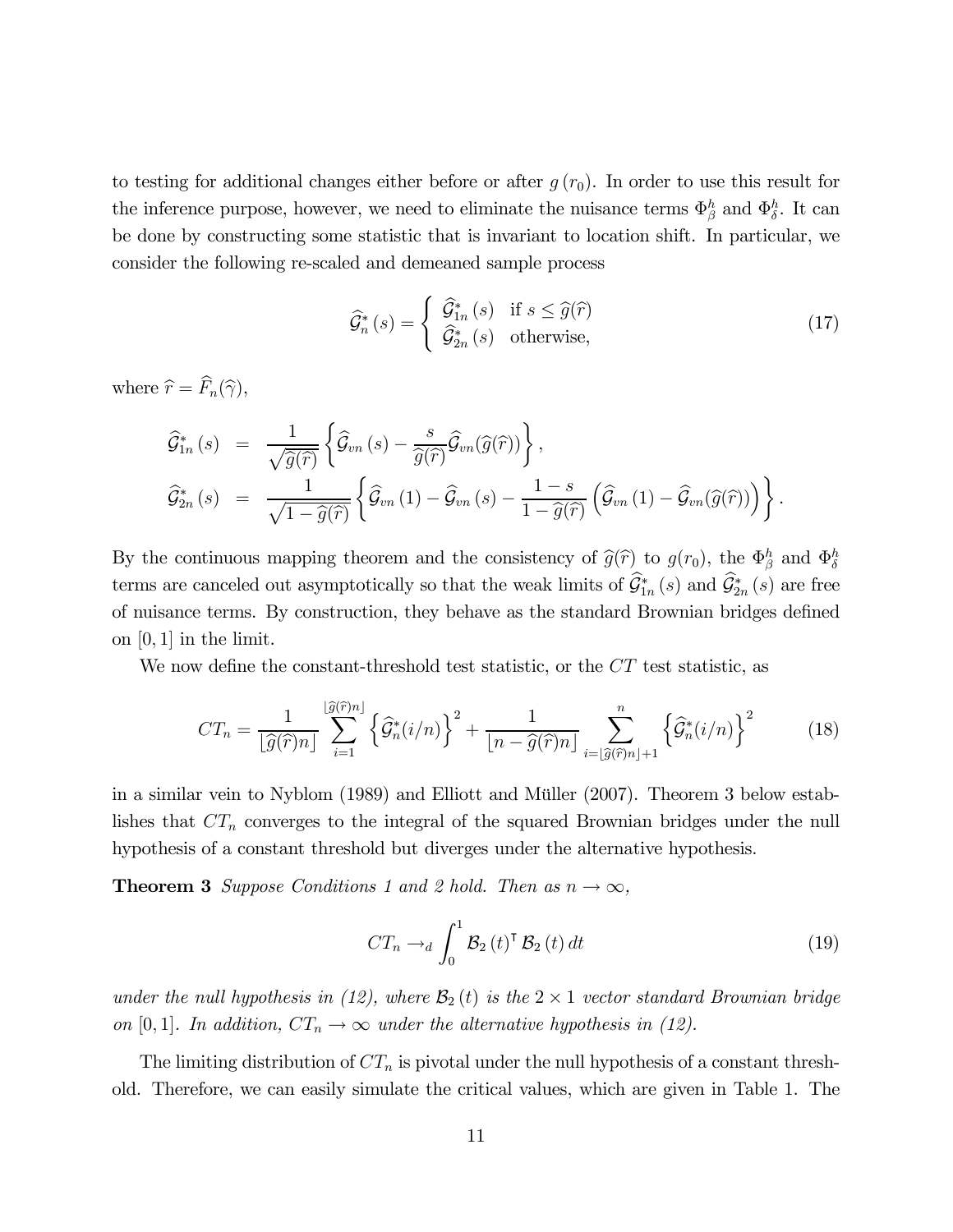to testing for additional changes either before or after $g(r_0)$. In order to use this result for the inference purpose, however, we need to eliminate the nuisance terms $\Phi^h_\beta$ and $\Phi^h_\delta$. It can be done by constructing some statistic that is invariant to location shift. In particular, we consider the following re-scaled and demeaned sample process

$$
\widehat{\mathcal{G}}^*_n(s) = \begin{cases} \widehat{\mathcal{G}}^*_{1n}(s) & \text{if } s \leq \widehat{g}(\widehat{r}) \\ \widehat{\mathcal{G}}^*_{2n}(s) & \text{otherwise,} \end{cases} \tag{17}
$$

where $\widehat{r} = \widehat{F}_n(\widehat{\gamma})$,

$$
\begin{aligned}
\widehat{\mathcal{G}}^*_{1n}(s) &= \frac{1}{\sqrt{\widehat{g}(\widehat{r})}} \left\{ \widehat{\mathcal{G}}_{vn}(s) - \frac{s}{\widehat{g}(\widehat{r})} \widehat{\mathcal{G}}_{vn}(\widehat{g}(\widehat{r})) \right\}, \\
\widehat{\mathcal{G}}^*_{2n}(s) &= \frac{1}{\sqrt{1 - \widehat{g}(\widehat{r})}} \left\{ \widehat{\mathcal{G}}_{vn}(1) - \widehat{\mathcal{G}}_{vn}(s) - \frac{1-s}{1-\widehat{g}(\widehat{r})} \left( \widehat{\mathcal{G}}_{vn}(1) - \widehat{\mathcal{G}}_{vn}(\widehat{g}(\widehat{r})) \right) \right\}.
\end{aligned}
$$

By the continuous mapping theorem and the consistency of $\widehat{g}(\widehat{r})$ to $g(r_0)$, the $\Phi^h_\beta$ and $\Phi^h_\delta$ terms are canceled out asymptotically so that the weak limits of $\widehat{\mathcal{G}}^*_{1n}(s)$ and $\widehat{\mathcal{G}}^*_{2n}(s)$ are free of nuisance terms. By construction, they behave as the standard Brownian bridges defined on $[0, 1]$ in the limit.

We now define the constant-threshold test statistic, or the $CT$ test statistic, as

$$
CT_n = \frac{1}{\lfloor \widehat{g}(\widehat{r})n \rfloor} \sum_{i=1}^{\lfloor \widehat{g}(\widehat{r})n \rfloor} \left\{ \widehat{\mathcal{G}}^*_n(i/n) \right\}^2 + \frac{1}{\lfloor n - \widehat{g}(\widehat{r})n \rfloor} \sum_{i=\lfloor \widehat{g}(\widehat{r})n \rfloor + 1}^{n} \left\{ \widehat{\mathcal{G}}^*_n(i/n) \right\}^2 \tag{18}
$$

in a similar vein to Nyblom (1989) and Elliott and Müller (2007). Theorem 3 below establishes that $CT_n$ converges to the integral of the squared Brownian bridges under the null hypothesis of a constant threshold but diverges under the alternative hypothesis.

**Theorem 3** *Suppose Conditions 1 and 2 hold. Then as $n \to \infty$,*

$$
CT_n \to_d \int_0^1 \mathcal{B}_2(t)^\intercal \mathcal{B}_2(t)\, dt \tag{19}
$$

*under the null hypothesis in (12), where $\mathcal{B}_2(t)$ is the $2 \times 1$ vector standard Brownian bridge on $[0, 1]$. In addition, $CT_n \to \infty$ under the alternative hypothesis in (12).*

The limiting distribution of $CT_n$ is pivotal under the null hypothesis of a constant threshold. Therefore, we can easily simulate the critical values, which are given in Table 1. The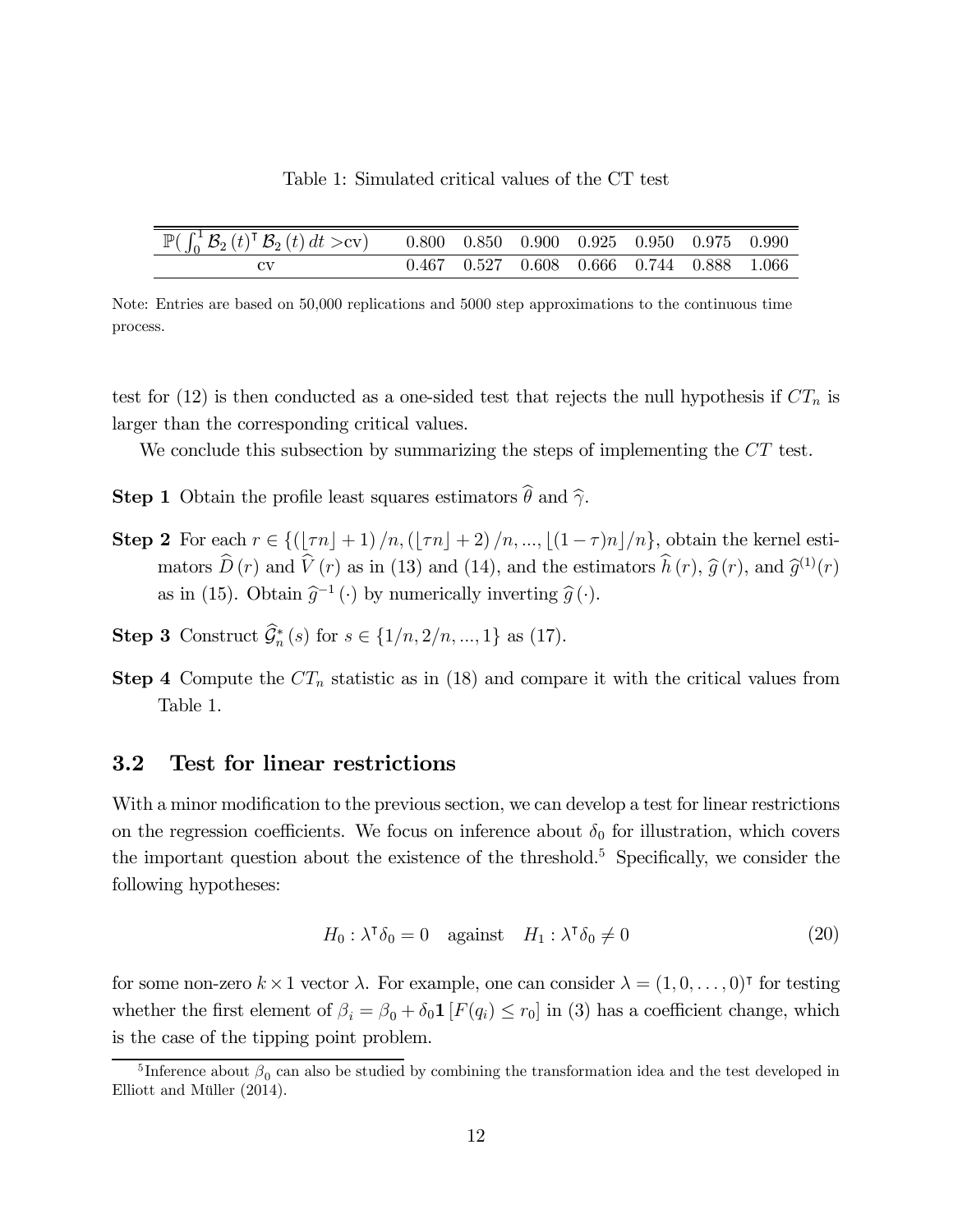Table 1: Simulated critical values of the CT test

| $\mathbb{P}(\int_0^1 \mathcal{B}_2(t)^\intercal \mathcal{B}_2(t)\, dt > \text{cv})$ | 0.800 | 0.850 | 0.900 | 0.925 | 0.950 | 0.975 | 0.990 |
|---|---|---|---|---|---|---|---|
| cv | 0.467 | 0.527 | 0.608 | 0.666 | 0.744 | 0.888 | 1.066 |

Note: Entries are based on 50,000 replications and 5000 step approximations to the continuous time process.

test for (12) is then conducted as a one-sided test that rejects the null hypothesis if $CT_n$ is larger than the corresponding critical values.

We conclude this subsection by summarizing the steps of implementing the $CT$ test.

**Step 1** Obtain the profile least squares estimators $\widehat{\theta}$ and $\widehat{\gamma}$.

**Step 2** For each $r \in \{(\lfloor \tau n \rfloor + 1)/n, (\lfloor \tau n \rfloor + 2)/n, ..., \lfloor (1-\tau)n \rfloor / n\}$, obtain the kernel estimators $\widehat{D}(r)$ and $\widehat{V}(r)$ as in (13) and (14), and the estimators $\widehat{h}(r)$, $\widehat{g}(r)$, and $\widehat{g}^{(1)}(r)$ as in (15). Obtain $\widehat{g}^{-1}(\cdot)$ by numerically inverting $\widehat{g}(\cdot)$.

**Step 3** Construct $\widehat{\mathcal{G}}_n^*(s)$ for $s \in \{1/n, 2/n, ..., 1\}$ as (17).

**Step 4** Compute the $CT_n$ statistic as in (18) and compare it with the critical values from Table 1.

## 3.2 Test for linear restrictions

With a minor modification to the previous section, we can develop a test for linear restrictions on the regression coefficients. We focus on inference about $\delta_0$ for illustration, which covers the important question about the existence of the threshold.[5] Specifically, we consider the following hypotheses:

$$H_0 : \lambda^\intercal \delta_0 = 0 \quad \text{against} \quad H_1 : \lambda^\intercal \delta_0 \neq 0 \tag{20}$$

for some non-zero $k \times 1$ vector $\lambda$. For example, one can consider $\lambda = (1, 0, \ldots, 0)^\intercal$ for testing whether the first element of $\beta_i = \beta_0 + \delta_0 \mathbf{1}[F(q_i) \leq r_0]$ in (3) has a coefficient change, which is the case of the tipping point problem.

[5] Inference about $\beta_0$ can also be studied by combining the transformation idea and the test developed in Elliott and Müller (2014).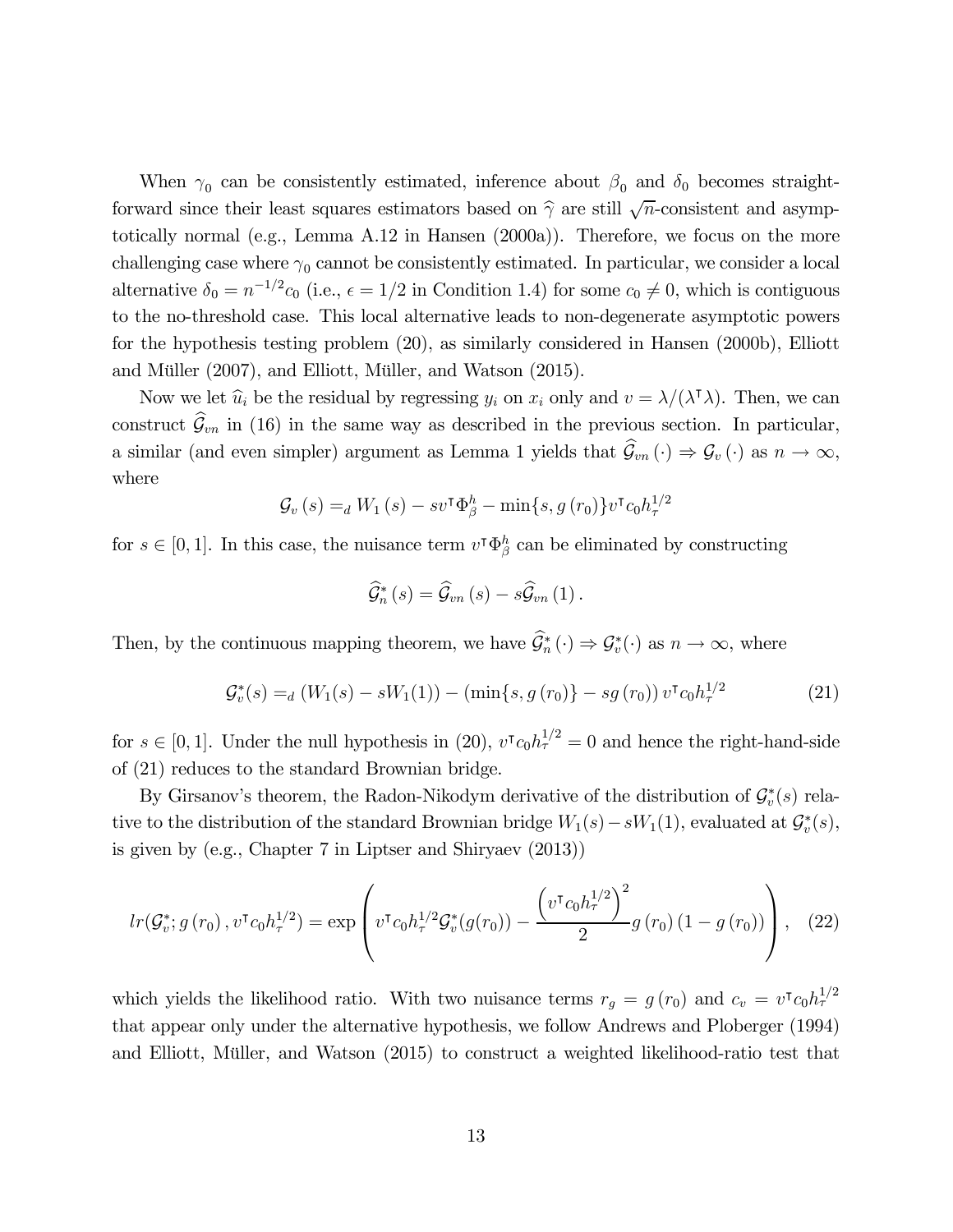When $\gamma_0$ can be consistently estimated, inference about $\beta_0$ and $\delta_0$ becomes straightforward since their least squares estimators based on $\widehat{\gamma}$ are still $\sqrt{n}$-consistent and asymptotically normal (e.g., Lemma A.12 in Hansen (2000a)). Therefore, we focus on the more challenging case where $\gamma_0$ cannot be consistently estimated. In particular, we consider a local alternative $\delta_0 = n^{-1/2}c_0$ (i.e., $\epsilon = 1/2$ in Condition 1.4) for some $c_0 \neq 0$, which is contiguous to the no-threshold case. This local alternative leads to non-degenerate asymptotic powers for the hypothesis testing problem (20), as similarly considered in Hansen (2000b), Elliott and Müller (2007), and Elliott, Müller, and Watson (2015).

Now we let $\widehat{u}_i$ be the residual by regressing $y_i$ on $x_i$ only and $v = \lambda/(\lambda^\intercal \lambda)$. Then, we can construct $\widehat{\mathcal{G}}_{vn}$ in (16) in the same way as described in the previous section. In particular, a similar (and even simpler) argument as Lemma 1 yields that $\widehat{\mathcal{G}}_{vn}(\cdot) \Rightarrow \mathcal{G}_v(\cdot)$ as $n \to \infty$, where

$$\mathcal{G}_v(s) =_d W_1(s) - sv^\intercal \Phi_\beta^h - \min\{s, g(r_0)\} v^\intercal c_0 h_\tau^{1/2}$$

for $s \in [0,1]$. In this case, the nuisance term $v^\intercal \Phi_\beta^h$ can be eliminated by constructing

$$\widehat{\mathcal{G}}_n^*(s) = \widehat{\mathcal{G}}_{vn}(s) - s\widehat{\mathcal{G}}_{vn}(1).$$

Then, by the continuous mapping theorem, we have $\widehat{\mathcal{G}}_n^*(\cdot) \Rightarrow \mathcal{G}_v^*(\cdot)$ as $n \to \infty$, where

$$\mathcal{G}_v^*(s) =_d (W_1(s) - sW_1(1)) - (\min\{s, g(r_0)\} - sg(r_0)) v^\intercal c_0 h_\tau^{1/2} \tag{21}$$

for $s \in [0,1]$. Under the null hypothesis in (20), $v^\intercal c_0 h_\tau^{1/2} = 0$ and hence the right-hand-side of (21) reduces to the standard Brownian bridge.

By Girsanov's theorem, the Radon-Nikodym derivative of the distribution of $\mathcal{G}_v^*(s)$ relative to the distribution of the standard Brownian bridge $W_1(s) - sW_1(1)$, evaluated at $\mathcal{G}_v^*(s)$, is given by (e.g., Chapter 7 in Liptser and Shiryaev (2013))

$$lr(\mathcal{G}_v^*; g(r_0), v^\intercal c_0 h_\tau^{1/2}) = \exp\left( v^\intercal c_0 h_\tau^{1/2} \mathcal{G}_v^*(g(r_0)) - \frac{\left(v^\intercal c_0 h_\tau^{1/2}\right)^2}{2} g(r_0)(1 - g(r_0)) \right), \tag{22}$$

which yields the likelihood ratio. With two nuisance terms $r_g = g(r_0)$ and $c_v = v^\intercal c_0 h_\tau^{1/2}$ that appear only under the alternative hypothesis, we follow Andrews and Ploberger (1994) and Elliott, Müller, and Watson (2015) to construct a weighted likelihood-ratio test that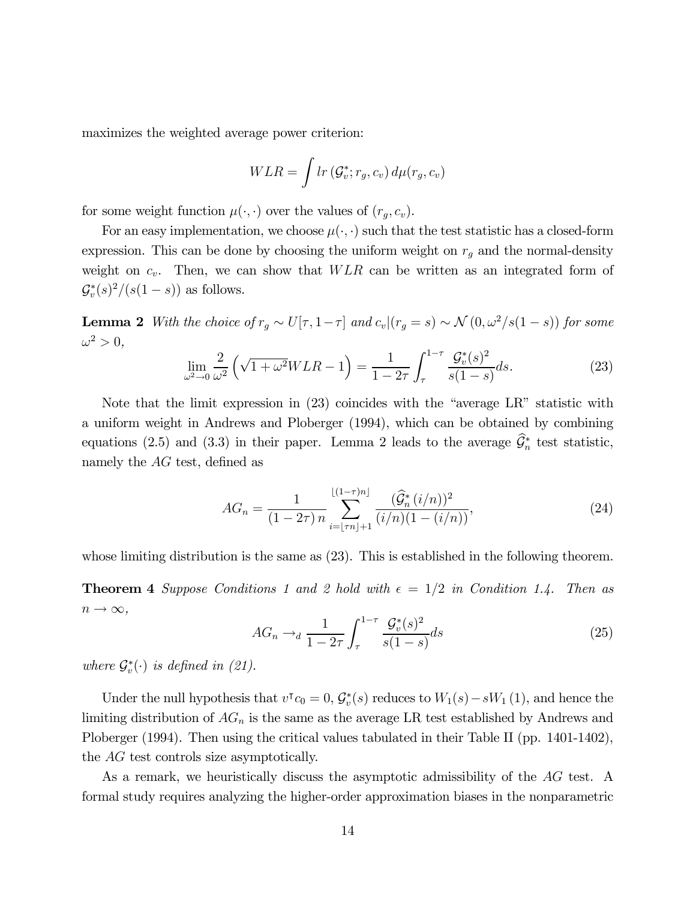maximizes the weighted average power criterion:

$$WLR = \int lr\left(\mathcal{G}_v^*; r_g, c_v\right) d\mu(r_g, c_v)$$

for some weight function $\mu(\cdot,\cdot)$ over the values of $(r_g, c_v)$.

For an easy implementation, we choose $\mu(\cdot,\cdot)$ such that the test statistic has a closed-form expression. This can be done by choosing the uniform weight on $r_g$ and the normal-density weight on $c_v$. Then, we can show that $WLR$ can be written as an integrated form of $\mathcal{G}_v^*(s)^2/(s(1-s))$ as follows.

**Lemma 2** *With the choice of $r_g \sim U[\tau, 1-\tau]$ and $c_v|(r_g = s) \sim \mathcal{N}\left(0, \omega^2/s(1-s)\right)$ for some $\omega^2 > 0$,*

$$\lim_{\omega^2 \to 0} \frac{2}{\omega^2}\left(\sqrt{1+\omega^2}WLR - 1\right) = \frac{1}{1-2\tau}\int_{\tau}^{1-\tau} \frac{\mathcal{G}_v^*(s)^2}{s(1-s)} ds. \tag{23}$$

Note that the limit expression in (23) coincides with the "average LR" statistic with a uniform weight in Andrews and Ploberger (1994), which can be obtained by combining equations (2.5) and (3.3) in their paper. Lemma 2 leads to the average $\widehat{\mathcal{G}}_n^*$ test statistic, namely the $AG$ test, defined as

$$AG_n = \frac{1}{(1-2\tau)\,n} \sum_{i=\lfloor \tau n \rfloor + 1}^{\lfloor (1-\tau) n \rfloor} \frac{(\widehat{\mathcal{G}}_n^*(i/n))^2}{(i/n)(1-(i/n))}, \tag{24}$$

whose limiting distribution is the same as (23). This is established in the following theorem.

**Theorem 4** *Suppose Conditions 1 and 2 hold with $\epsilon = 1/2$ in Condition 1.4. Then as $n \to \infty$,*

$$AG_n \to_d \frac{1}{1-2\tau}\int_{\tau}^{1-\tau} \frac{\mathcal{G}_v^*(s)^2}{s(1-s)} ds \tag{25}$$

*where $\mathcal{G}_v^*(\cdot)$ is defined in (21).*

Under the null hypothesis that $v^\intercal c_0 = 0$, $\mathcal{G}_v^*(s)$ reduces to $W_1(s) - sW_1(1)$, and hence the limiting distribution of $AG_n$ is the same as the average LR test established by Andrews and Ploberger (1994). Then using the critical values tabulated in their Table II (pp. 1401-1402), the $AG$ test controls size asymptotically.

As a remark, we heuristically discuss the asymptotic admissibility of the $AG$ test. A formal study requires analyzing the higher-order approximation biases in the nonparametric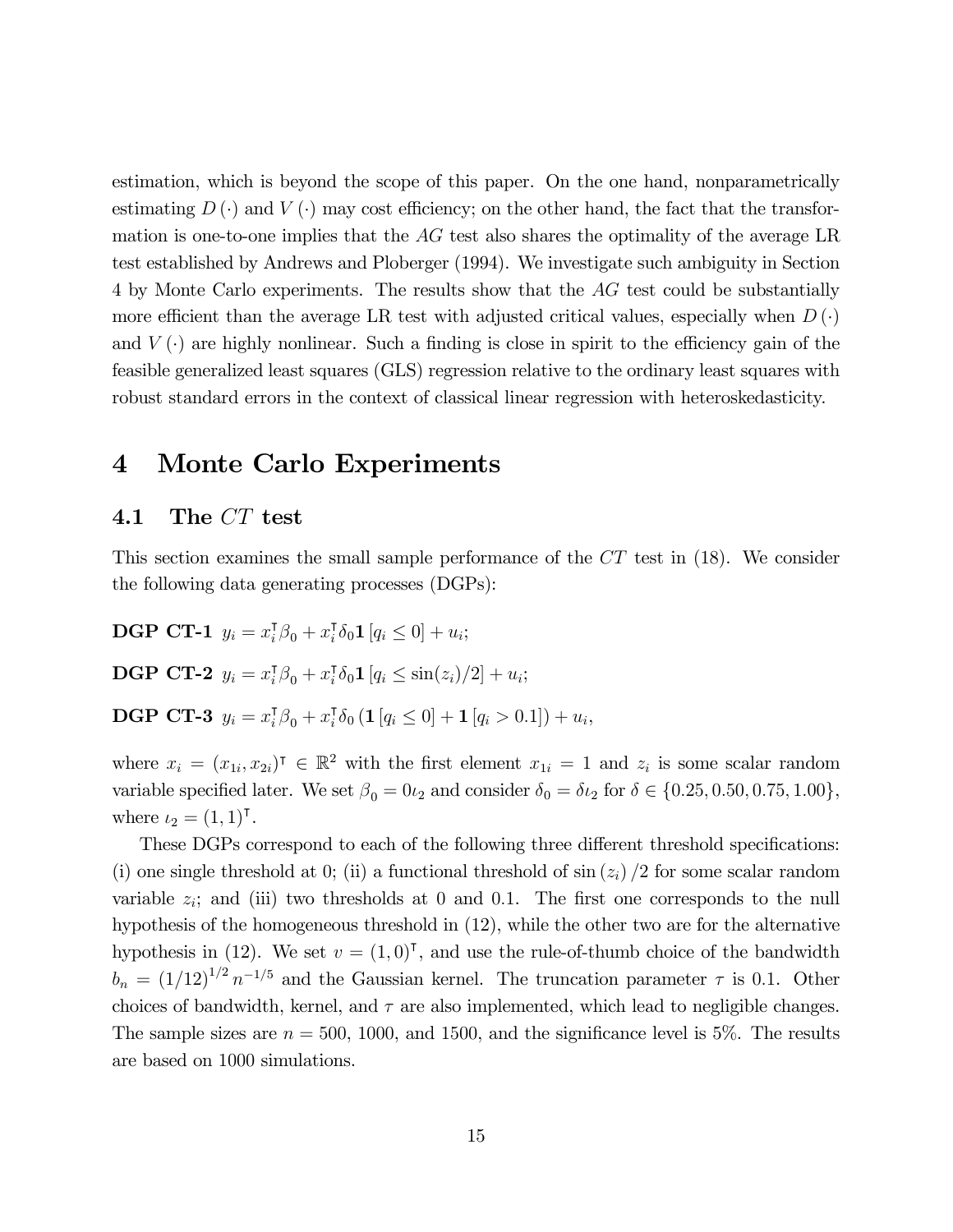estimation, which is beyond the scope of this paper. On the one hand, nonparametrically estimating $D(\cdot)$ and $V(\cdot)$ may cost efficiency; on the other hand, the fact that the transformation is one-to-one implies that the $AG$ test also shares the optimality of the average LR test established by Andrews and Ploberger (1994). We investigate such ambiguity in Section 4 by Monte Carlo experiments. The results show that the $AG$ test could be substantially more efficient than the average LR test with adjusted critical values, especially when $D(\cdot)$ and $V(\cdot)$ are highly nonlinear. Such a finding is close in spirit to the efficiency gain of the feasible generalized least squares (GLS) regression relative to the ordinary least squares with robust standard errors in the context of classical linear regression with heteroskedasticity.

# 4 Monte Carlo Experiments

## 4.1 The $CT$ test

This section examines the small sample performance of the $CT$ test in (18). We consider the following data generating processes (DGPs):

**DGP CT-1** $y_i = x_i^{\intercal}\beta_0 + x_i^{\intercal}\delta_0 \mathbf{1}[q_i \leq 0] + u_i;$

**DGP CT-2** $y_i = x_i^{\intercal}\beta_0 + x_i^{\intercal}\delta_0 \mathbf{1}[q_i \leq \sin(z_i)/2] + u_i;$

**DGP CT-3** $y_i = x_i^{\intercal}\beta_0 + x_i^{\intercal}\delta_0 (\mathbf{1}[q_i \leq 0] + \mathbf{1}[q_i > 0.1]) + u_i,$

where $x_i = (x_{1i}, x_{2i})^{\intercal} \in \mathbb{R}^2$ with the first element $x_{1i} = 1$ and $z_i$ is some scalar random variable specified later. We set $\beta_0 = 0\iota_2$ and consider $\delta_0 = \delta\iota_2$ for $\delta \in \{0.25, 0.50, 0.75, 1.00\}$, where $\iota_2 = (1, 1)^{\intercal}$.

These DGPs correspond to each of the following three different threshold specifications: (i) one single threshold at 0; (ii) a functional threshold of $\sin(z_i)/2$ for some scalar random variable $z_i$; and (iii) two thresholds at 0 and 0.1. The first one corresponds to the null hypothesis of the homogeneous threshold in (12), while the other two are for the alternative hypothesis in (12). We set $v = (1, 0)^{\intercal}$, and use the rule-of-thumb choice of the bandwidth $b_n = (1/12)^{1/2} n^{-1/5}$ and the Gaussian kernel. The truncation parameter $\tau$ is 0.1. Other choices of bandwidth, kernel, and $\tau$ are also implemented, which lead to negligible changes. The sample sizes are $n = 500$, 1000, and 1500, and the significance level is 5%. The results are based on 1000 simulations.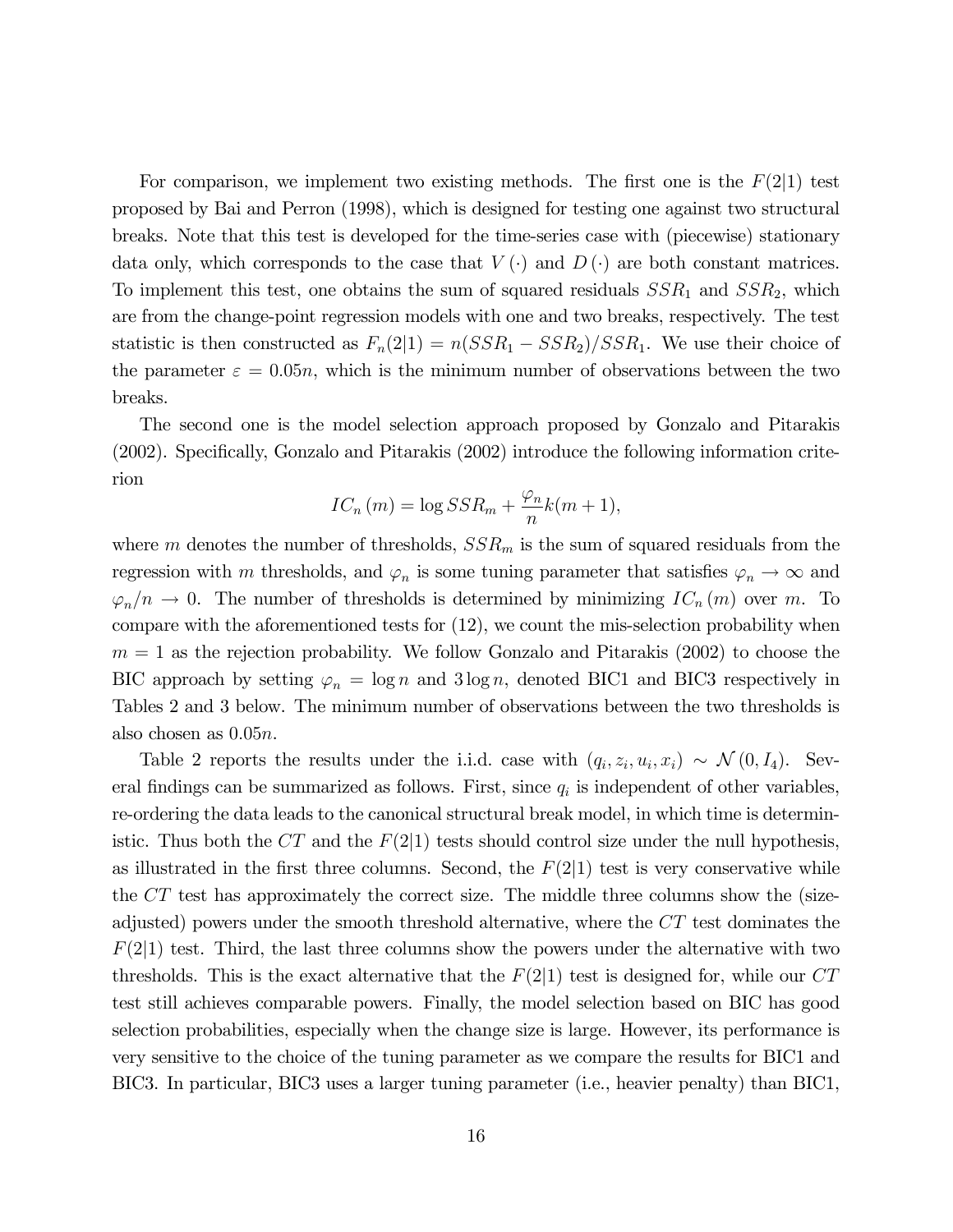For comparison, we implement two existing methods. The first one is the $F(2|1)$ test proposed by Bai and Perron (1998), which is designed for testing one against two structural breaks. Note that this test is developed for the time-series case with (piecewise) stationary data only, which corresponds to the case that $V(\cdot)$ and $D(\cdot)$ are both constant matrices. To implement this test, one obtains the sum of squared residuals $SSR_1$ and $SSR_2$, which are from the change-point regression models with one and two breaks, respectively. The test statistic is then constructed as $F_n(2|1) = n(SSR_1 - SSR_2)/SSR_1$. We use their choice of the parameter $\varepsilon = 0.05n$, which is the minimum number of observations between the two breaks.

The second one is the model selection approach proposed by Gonzalo and Pitarakis (2002). Specifically, Gonzalo and Pitarakis (2002) introduce the following information criterion

$$IC_n(m) = \log SSR_m + \frac{\varphi_n}{n} k(m+1),$$

where $m$ denotes the number of thresholds, $SSR_m$ is the sum of squared residuals from the regression with $m$ thresholds, and $\varphi_n$ is some tuning parameter that satisfies $\varphi_n \to \infty$ and $\varphi_n / n \to 0$. The number of thresholds is determined by minimizing $IC_n(m)$ over $m$. To compare with the aforementioned tests for (12), we count the mis-selection probability when $m = 1$ as the rejection probability. We follow Gonzalo and Pitarakis (2002) to choose the BIC approach by setting $\varphi_n = \log n$ and $3 \log n$, denoted BIC1 and BIC3 respectively in Tables 2 and 3 below. The minimum number of observations between the two thresholds is also chosen as $0.05n$.

Table 2 reports the results under the i.i.d. case with $(q_i, z_i, u_i, x_i) \sim \mathcal{N}(0, I_4)$. Several findings can be summarized as follows. First, since $q_i$ is independent of other variables, re-ordering the data leads to the canonical structural break model, in which time is deterministic. Thus both the $CT$ and the $F(2|1)$ tests should control size under the null hypothesis, as illustrated in the first three columns. Second, the $F(2|1)$ test is very conservative while the $CT$ test has approximately the correct size. The middle three columns show the (size-adjusted) powers under the smooth threshold alternative, where the $CT$ test dominates the $F(2|1)$ test. Third, the last three columns show the powers under the alternative with two thresholds. This is the exact alternative that the $F(2|1)$ test is designed for, while our $CT$ test still achieves comparable powers. Finally, the model selection based on BIC has good selection probabilities, especially when the change size is large. However, its performance is very sensitive to the choice of the tuning parameter as we compare the results for BIC1 and BIC3. In particular, BIC3 uses a larger tuning parameter (i.e., heavier penalty) than BIC1,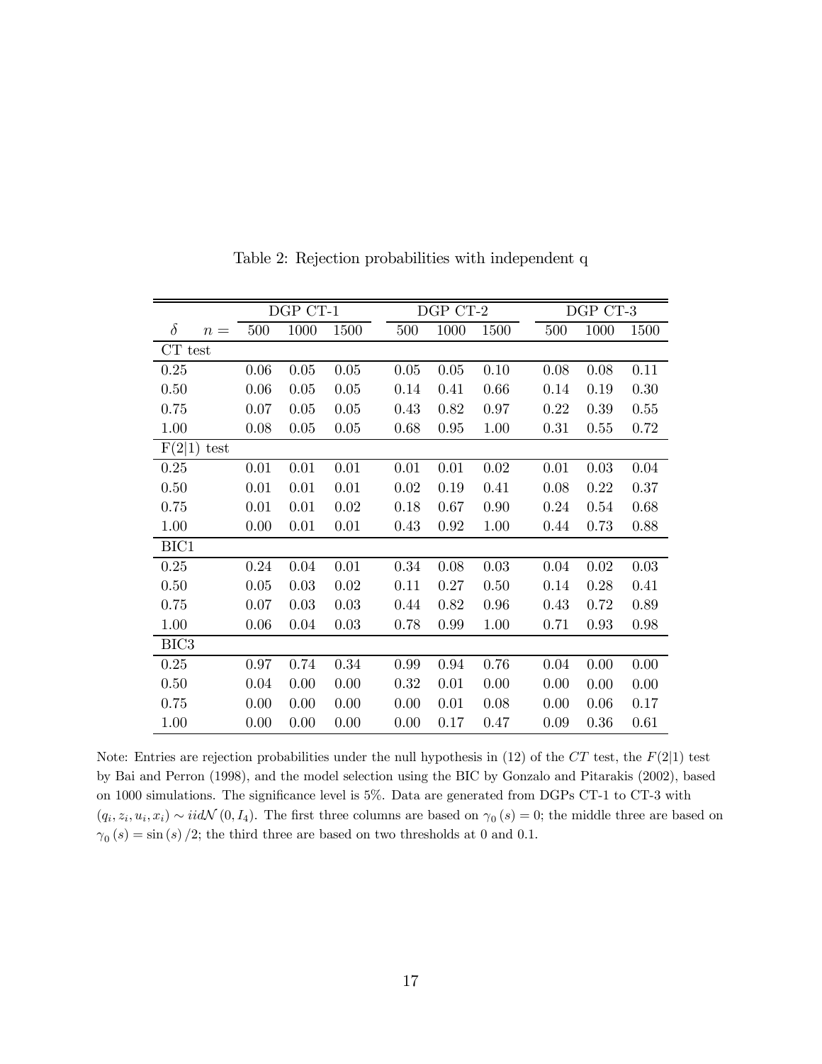Table 2: Rejection probabilities with independent q

| $\delta$ $\quad n=$ | DGP CT-1 | | | DGP CT-2 | | | DGP CT-3 | | |
|---|---|---|---|---|---|---|---|---|---|
| | 500 | 1000 | 1500 | 500 | 1000 | 1500 | 500 | 1000 | 1500 |
| CT test | | | | | | | | | |
| 0.25 | 0.06 | 0.05 | 0.05 | 0.05 | 0.05 | 0.10 | 0.08 | 0.08 | 0.11 |
| 0.50 | 0.06 | 0.05 | 0.05 | 0.14 | 0.41 | 0.66 | 0.14 | 0.19 | 0.30 |
| 0.75 | 0.07 | 0.05 | 0.05 | 0.43 | 0.82 | 0.97 | 0.22 | 0.39 | 0.55 |
| 1.00 | 0.08 | 0.05 | 0.05 | 0.68 | 0.95 | 1.00 | 0.31 | 0.55 | 0.72 |
| F(2\|1) test | | | | | | | | | |
| 0.25 | 0.01 | 0.01 | 0.01 | 0.01 | 0.01 | 0.02 | 0.01 | 0.03 | 0.04 |
| 0.50 | 0.01 | 0.01 | 0.01 | 0.02 | 0.19 | 0.41 | 0.08 | 0.22 | 0.37 |
| 0.75 | 0.01 | 0.01 | 0.02 | 0.18 | 0.67 | 0.90 | 0.24 | 0.54 | 0.68 |
| 1.00 | 0.00 | 0.01 | 0.01 | 0.43 | 0.92 | 1.00 | 0.44 | 0.73 | 0.88 |
| BIC1 | | | | | | | | | |
| 0.25 | 0.24 | 0.04 | 0.01 | 0.34 | 0.08 | 0.03 | 0.04 | 0.02 | 0.03 |
| 0.50 | 0.05 | 0.03 | 0.02 | 0.11 | 0.27 | 0.50 | 0.14 | 0.28 | 0.41 |
| 0.75 | 0.07 | 0.03 | 0.03 | 0.44 | 0.82 | 0.96 | 0.43 | 0.72 | 0.89 |
| 1.00 | 0.06 | 0.04 | 0.03 | 0.78 | 0.99 | 1.00 | 0.71 | 0.93 | 0.98 |
| BIC3 | | | | | | | | | |
| 0.25 | 0.97 | 0.74 | 0.34 | 0.99 | 0.94 | 0.76 | 0.04 | 0.00 | 0.00 |
| 0.50 | 0.04 | 0.00 | 0.00 | 0.32 | 0.01 | 0.00 | 0.00 | 0.00 | 0.00 |
| 0.75 | 0.00 | 0.00 | 0.00 | 0.00 | 0.01 | 0.08 | 0.00 | 0.06 | 0.17 |
| 1.00 | 0.00 | 0.00 | 0.00 | 0.00 | 0.17 | 0.47 | 0.09 | 0.36 | 0.61 |

Note: Entries are rejection probabilities under the null hypothesis in (12) of the $CT$ test, the $F(2|1)$ test by Bai and Perron (1998), and the model selection using the BIC by Gonzalo and Pitarakis (2002), based on 1000 simulations. The significance level is 5%. Data are generated from DGPs CT-1 to CT-3 with $(q_i, z_i, u_i, x_i) \sim iid\mathcal{N}(0, I_4)$. The first three columns are based on $\gamma_0(s) = 0$; the middle three are based on $\gamma_0(s) = \sin(s)/2$; the third three are based on two thresholds at 0 and 0.1.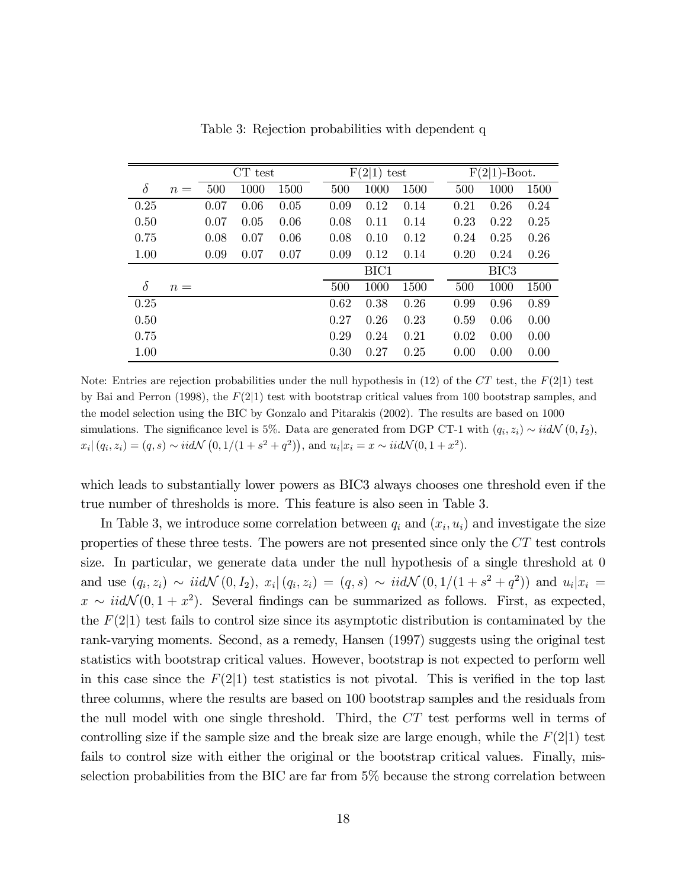Table 3: Rejection probabilities with dependent q

| | | CT test | | | F(2\|1) test | | | F(2\|1)-Boot. | | |
|---|---|---|---|---|---|---|---|---|---|---|
| $\delta$ | $n =$ | 500 | 1000 | 1500 | 500 | 1000 | 1500 | 500 | 1000 | 1500 |
| 0.25 | | 0.07 | 0.06 | 0.05 | 0.09 | 0.12 | 0.14 | 0.21 | 0.26 | 0.24 |
| 0.50 | | 0.07 | 0.05 | 0.06 | 0.08 | 0.11 | 0.14 | 0.23 | 0.22 | 0.25 |
| 0.75 | | 0.08 | 0.07 | 0.06 | 0.08 | 0.10 | 0.12 | 0.24 | 0.25 | 0.26 |
| 1.00 | | 0.09 | 0.07 | 0.07 | 0.09 | 0.12 | 0.14 | 0.20 | 0.24 | 0.26 |
| | | | | | BIC1 | | | BIC3 | | |
| $\delta$ | $n =$ | | | | 500 | 1000 | 1500 | 500 | 1000 | 1500 |
| 0.25 | | | | | 0.62 | 0.38 | 0.26 | 0.99 | 0.96 | 0.89 |
| 0.50 | | | | | 0.27 | 0.26 | 0.23 | 0.59 | 0.06 | 0.00 |
| 0.75 | | | | | 0.29 | 0.24 | 0.21 | 0.02 | 0.00 | 0.00 |
| 1.00 | | | | | 0.30 | 0.27 | 0.25 | 0.00 | 0.00 | 0.00 |

Note: Entries are rejection probabilities under the null hypothesis in (12) of the $CT$ test, the $F(2|1)$ test by Bai and Perron (1998), the $F(2|1)$ test with bootstrap critical values from 100 bootstrap samples, and the model selection using the BIC by Gonzalo and Pitarakis (2002). The results are based on 1000 simulations. The significance level is 5%. Data are generated from DGP CT-1 with $(q_i, z_i) \sim iid\mathcal{N}(0, I_2)$, $x_i|(q_i, z_i) = (q, s) \sim iid\mathcal{N}(0, 1/(1 + s^2 + q^2))$, and $u_i|x_i = x \sim iid\mathcal{N}(0, 1 + x^2)$.

which leads to substantially lower powers as BIC3 always chooses one threshold even if the true number of thresholds is more. This feature is also seen in Table 3.

In Table 3, we introduce some correlation between $q_i$ and $(x_i, u_i)$ and investigate the size properties of these three tests. The powers are not presented since only the $CT$ test controls size. In particular, we generate data under the null hypothesis of a single threshold at 0 and use $(q_i, z_i) \sim iid\mathcal{N}(0, I_2)$, $x_i|(q_i, z_i) = (q, s) \sim iid\mathcal{N}(0, 1/(1 + s^2 + q^2))$ and $u_i|x_i = x \sim iid\mathcal{N}(0, 1 + x^2)$. Several findings can be summarized as follows. First, as expected, the $F(2|1)$ test fails to control size since its asymptotic distribution is contaminated by the rank-varying moments. Second, as a remedy, Hansen (1997) suggests using the original test statistics with bootstrap critical values. However, bootstrap is not expected to perform well in this case since the $F(2|1)$ test statistics is not pivotal. This is verified in the top last three columns, where the results are based on 100 bootstrap samples and the residuals from the null model with one single threshold. Third, the $CT$ test performs well in terms of controlling size if the sample size and the break size are large enough, while the $F(2|1)$ test fails to control size with either the original or the bootstrap critical values. Finally, mis-selection probabilities from the BIC are far from 5% because the strong correlation between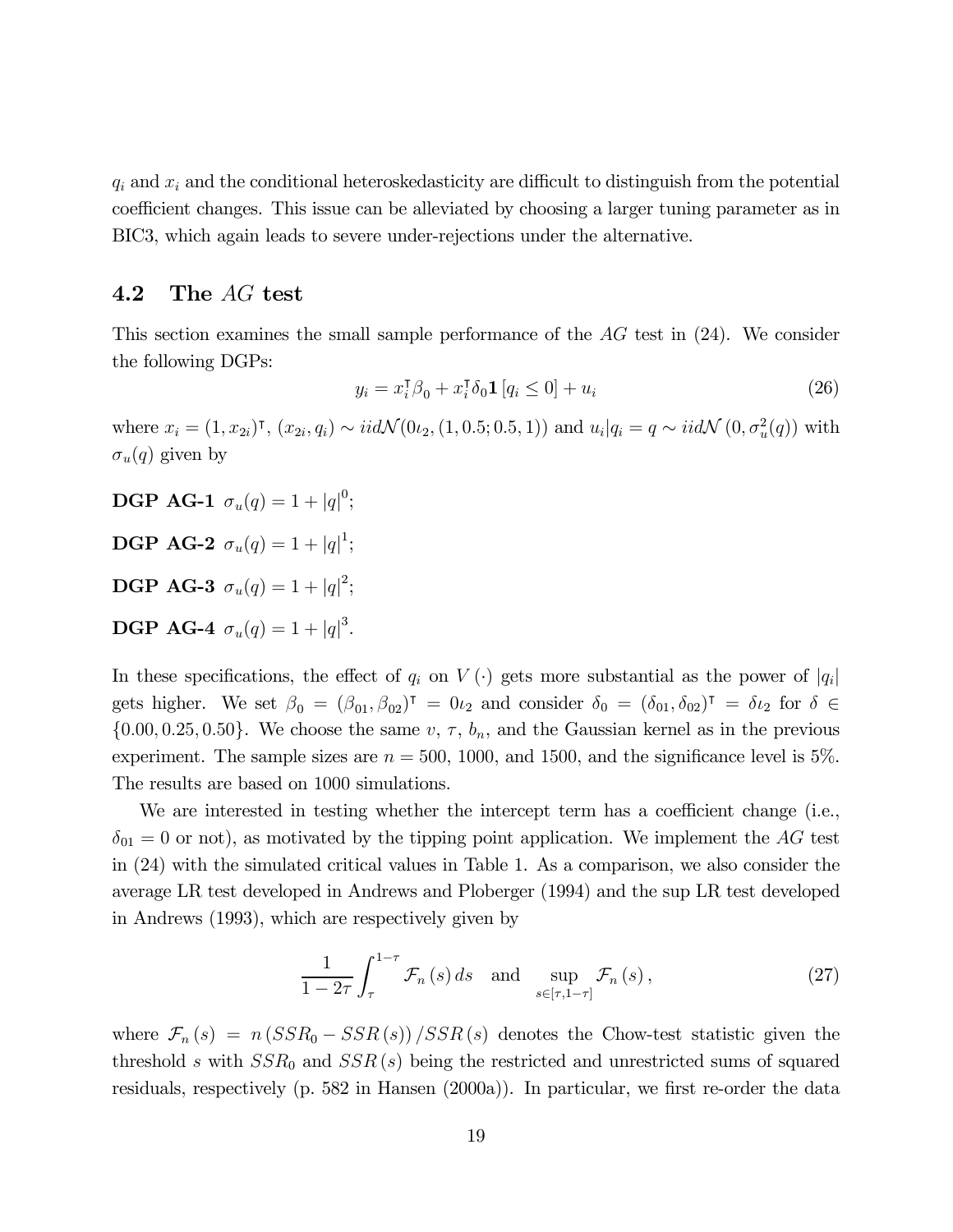$q_i$ and $x_i$ and the conditional heteroskedasticity are difficult to distinguish from the potential coefficient changes. This issue can be alleviated by choosing a larger tuning parameter as in BIC3, which again leads to severe under-rejections under the alternative.

## 4.2 The $AG$ test

This section examines the small sample performance of the $AG$ test in (24). We consider the following DGPs:

$$y_i = x_i^\intercal \beta_0 + x_i^\intercal \delta_0 \mathbf{1}[q_i \leq 0] + u_i \tag{26}$$

where $x_i = (1, x_{2i})^\intercal$, $(x_{2i}, q_i) \sim iid\mathcal{N}(0\iota_2, (1, 0.5; 0.5, 1))$ and $u_i | q_i = q \sim iid\mathcal{N}(0, \sigma_u^2(q))$ with $\sigma_u(q)$ given by

**DGP AG-1** $\sigma_u(q) = 1 + |q|^0$;

**DGP AG-2** $\sigma_u(q) = 1 + |q|^1$;

**DGP AG-3** $\sigma_u(q) = 1 + |q|^2$;

**DGP AG-4** $\sigma_u(q) = 1 + |q|^3$.

In these specifications, the effect of $q_i$ on $V(\cdot)$ gets more substantial as the power of $|q_i|$ gets higher. We set $\beta_0 = (\beta_{01}, \beta_{02})^\intercal = 0\iota_2$ and consider $\delta_0 = (\delta_{01}, \delta_{02})^\intercal = \delta\iota_2$ for $\delta \in \{0.00, 0.25, 0.50\}$. We choose the same $v$, $\tau$, $b_n$, and the Gaussian kernel as in the previous experiment. The sample sizes are $n = 500$, $1000$, and $1500$, and the significance level is 5%. The results are based on 1000 simulations.

We are interested in testing whether the intercept term has a coefficient change (i.e., $\delta_{01} = 0$ or not), as motivated by the tipping point application. We implement the $AG$ test in (24) with the simulated critical values in Table 1. As a comparison, we also consider the average LR test developed in Andrews and Ploberger (1994) and the sup LR test developed in Andrews (1993), which are respectively given by

$$\frac{1}{1-2\tau}\int_{\tau}^{1-\tau} \mathcal{F}_n(s)\,ds \quad \text{and} \quad \sup_{s\in[\tau,1-\tau]} \mathcal{F}_n(s), \tag{27}$$

where $\mathcal{F}_n(s) = n(SSR_0 - SSR(s))/SSR(s)$ denotes the Chow-test statistic given the threshold $s$ with $SSR_0$ and $SSR(s)$ being the restricted and unrestricted sums of squared residuals, respectively (p. 582 in Hansen (2000a)). In particular, we first re-order the data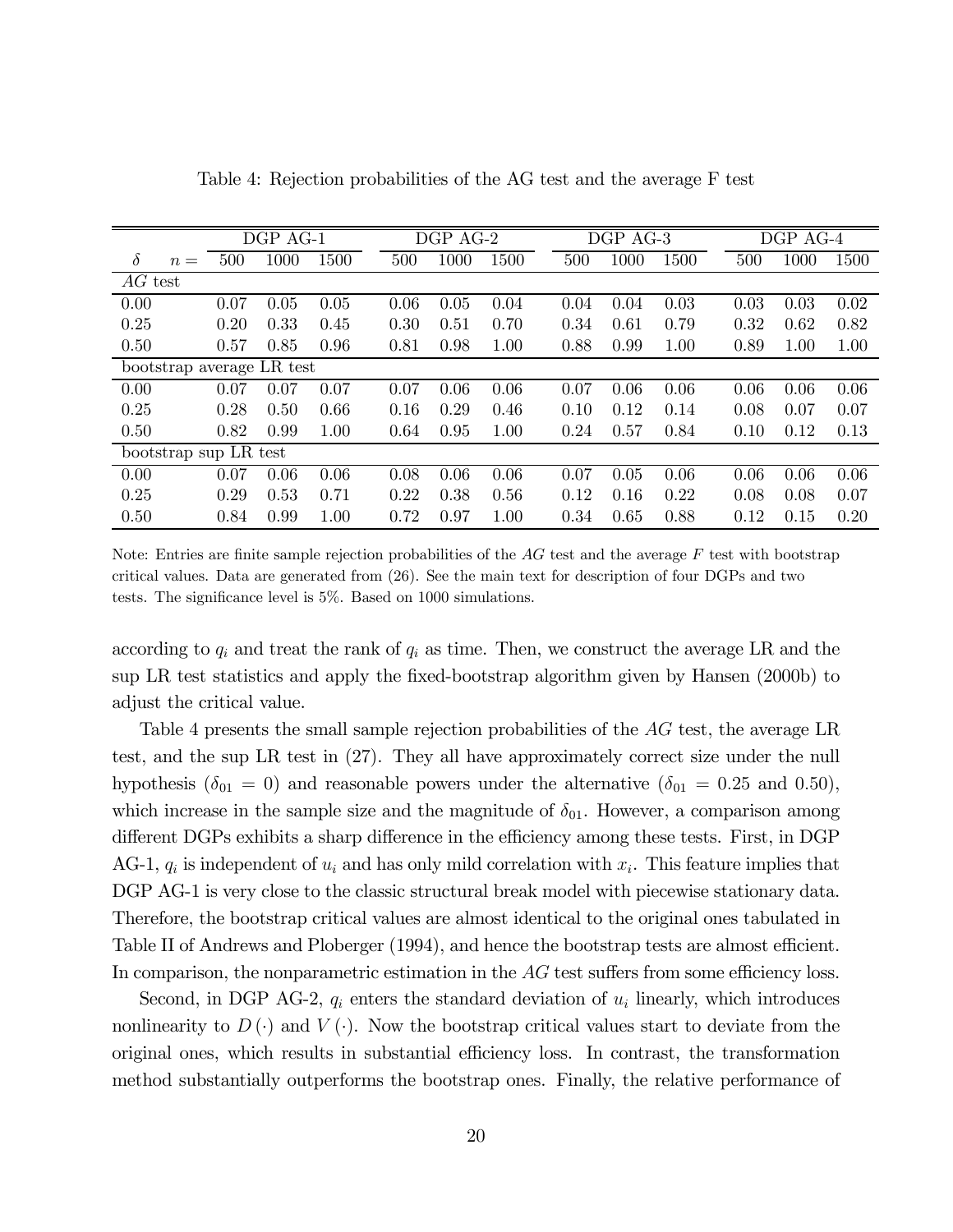Table 4: Rejection probabilities of the AG test and the average F test

| $\delta$ $n=$ | DGP AG-1 | | | DGP AG-2 | | | DGP AG-3 | | | DGP AG-4 | | |
|---|---|---|---|---|---|---|---|---|---|---|---|---|
| | 500 | 1000 | 1500 | 500 | 1000 | 1500 | 500 | 1000 | 1500 | 500 | 1000 | 1500 |
| *AG* test | | | | | | | | | | | | |
| 0.00 | 0.07 | 0.05 | 0.05 | 0.06 | 0.05 | 0.04 | 0.04 | 0.04 | 0.03 | 0.03 | 0.03 | 0.02 |
| 0.25 | 0.20 | 0.33 | 0.45 | 0.30 | 0.51 | 0.70 | 0.34 | 0.61 | 0.79 | 0.32 | 0.62 | 0.82 |
| 0.50 | 0.57 | 0.85 | 0.96 | 0.81 | 0.98 | 1.00 | 0.88 | 0.99 | 1.00 | 0.89 | 1.00 | 1.00 |
| bootstrap average LR test | | | | | | | | | | | | |
| 0.00 | 0.07 | 0.07 | 0.07 | 0.07 | 0.06 | 0.06 | 0.07 | 0.06 | 0.06 | 0.06 | 0.06 | 0.06 |
| 0.25 | 0.28 | 0.50 | 0.66 | 0.16 | 0.29 | 0.46 | 0.10 | 0.12 | 0.14 | 0.08 | 0.07 | 0.07 |
| 0.50 | 0.82 | 0.99 | 1.00 | 0.64 | 0.95 | 1.00 | 0.24 | 0.57 | 0.84 | 0.10 | 0.12 | 0.13 |
| bootstrap sup LR test | | | | | | | | | | | | |
| 0.00 | 0.07 | 0.06 | 0.06 | 0.08 | 0.06 | 0.06 | 0.07 | 0.05 | 0.06 | 0.06 | 0.06 | 0.06 |
| 0.25 | 0.29 | 0.53 | 0.71 | 0.22 | 0.38 | 0.56 | 0.12 | 0.16 | 0.22 | 0.08 | 0.08 | 0.07 |
| 0.50 | 0.84 | 0.99 | 1.00 | 0.72 | 0.97 | 1.00 | 0.34 | 0.65 | 0.88 | 0.12 | 0.15 | 0.20 |

Note: Entries are finite sample rejection probabilities of the $AG$ test and the average $F$ test with bootstrap critical values. Data are generated from (26). See the main text for description of four DGPs and two tests. The significance level is 5%. Based on 1000 simulations.

according to $q_i$ and treat the rank of $q_i$ as time. Then, we construct the average LR and the sup LR test statistics and apply the fixed-bootstrap algorithm given by Hansen (2000b) to adjust the critical value.

Table 4 presents the small sample rejection probabilities of the $AG$ test, the average LR test, and the sup LR test in (27). They all have approximately correct size under the null hypothesis ($\delta_{01} = 0$) and reasonable powers under the alternative ($\delta_{01} = 0.25$ and $0.50$), which increase in the sample size and the magnitude of $\delta_{01}$. However, a comparison among different DGPs exhibits a sharp difference in the efficiency among these tests. First, in DGP AG-1, $q_i$ is independent of $u_i$ and has only mild correlation with $x_i$. This feature implies that DGP AG-1 is very close to the classic structural break model with piecewise stationary data. Therefore, the bootstrap critical values are almost identical to the original ones tabulated in Table II of Andrews and Ploberger (1994), and hence the bootstrap tests are almost efficient. In comparison, the nonparametric estimation in the $AG$ test suffers from some efficiency loss.

Second, in DGP AG-2, $q_i$ enters the standard deviation of $u_i$ linearly, which introduces nonlinearity to $D(\cdot)$ and $V(\cdot)$. Now the bootstrap critical values start to deviate from the original ones, which results in substantial efficiency loss. In contrast, the transformation method substantially outperforms the bootstrap ones. Finally, the relative performance of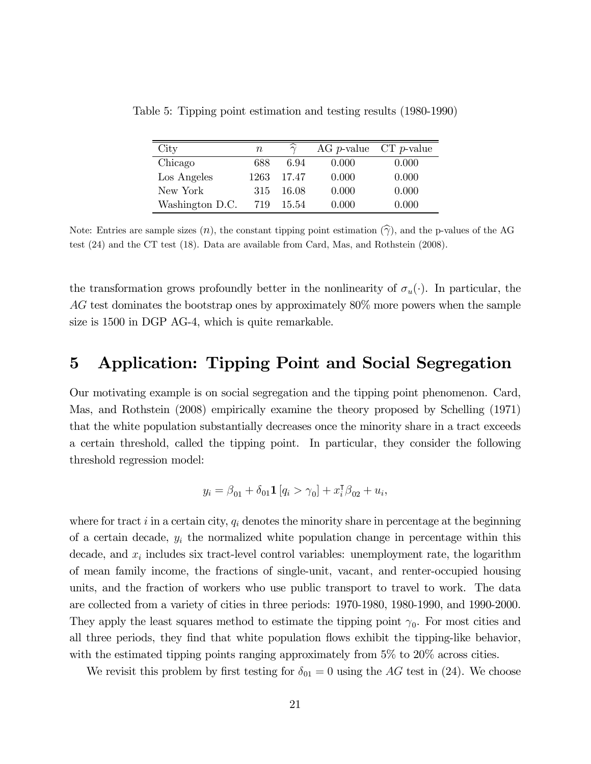Table 5: Tipping point estimation and testing results (1980-1990)

| City | $n$ | $\widehat{\gamma}$ | AG $p$-value | CT $p$-value |
|---|---|---|---|---|
| Chicago | 688 | 6.94 | 0.000 | 0.000 |
| Los Angeles | 1263 | 17.47 | 0.000 | 0.000 |
| New York | 315 | 16.08 | 0.000 | 0.000 |
| Washington D.C. | 719 | 15.54 | 0.000 | 0.000 |

Note: Entries are sample sizes ($n$), the constant tipping point estimation ($\widehat{\gamma}$), and the p-values of the AG test (24) and the CT test (18). Data are available from Card, Mas, and Rothstein (2008).

the transformation grows profoundly better in the nonlinearity of $\sigma_u(\cdot)$. In particular, the *AG* test dominates the bootstrap ones by approximately 80% more powers when the sample size is 1500 in DGP AG-4, which is quite remarkable.

# 5 Application: Tipping Point and Social Segregation

Our motivating example is on social segregation and the tipping point phenomenon. Card, Mas, and Rothstein (2008) empirically examine the theory proposed by Schelling (1971) that the white population substantially decreases once the minority share in a tract exceeds a certain threshold, called the tipping point. In particular, they consider the following threshold regression model:

$$y_i = \beta_{01} + \delta_{01}\mathbf{1}\left[q_i > \gamma_0\right] + x_i^{\intercal}\beta_{02} + u_i,$$

where for tract $i$ in a certain city, $q_i$ denotes the minority share in percentage at the beginning of a certain decade, $y_i$ the normalized white population change in percentage within this decade, and $x_i$ includes six tract-level control variables: unemployment rate, the logarithm of mean family income, the fractions of single-unit, vacant, and renter-occupied housing units, and the fraction of workers who use public transport to travel to work. The data are collected from a variety of cities in three periods: 1970-1980, 1980-1990, and 1990-2000. They apply the least squares method to estimate the tipping point $\gamma_0$. For most cities and all three periods, they find that white population flows exhibit the tipping-like behavior, with the estimated tipping points ranging approximately from 5% to 20% across cities.

We revisit this problem by first testing for $\delta_{01} = 0$ using the *AG* test in (24). We choose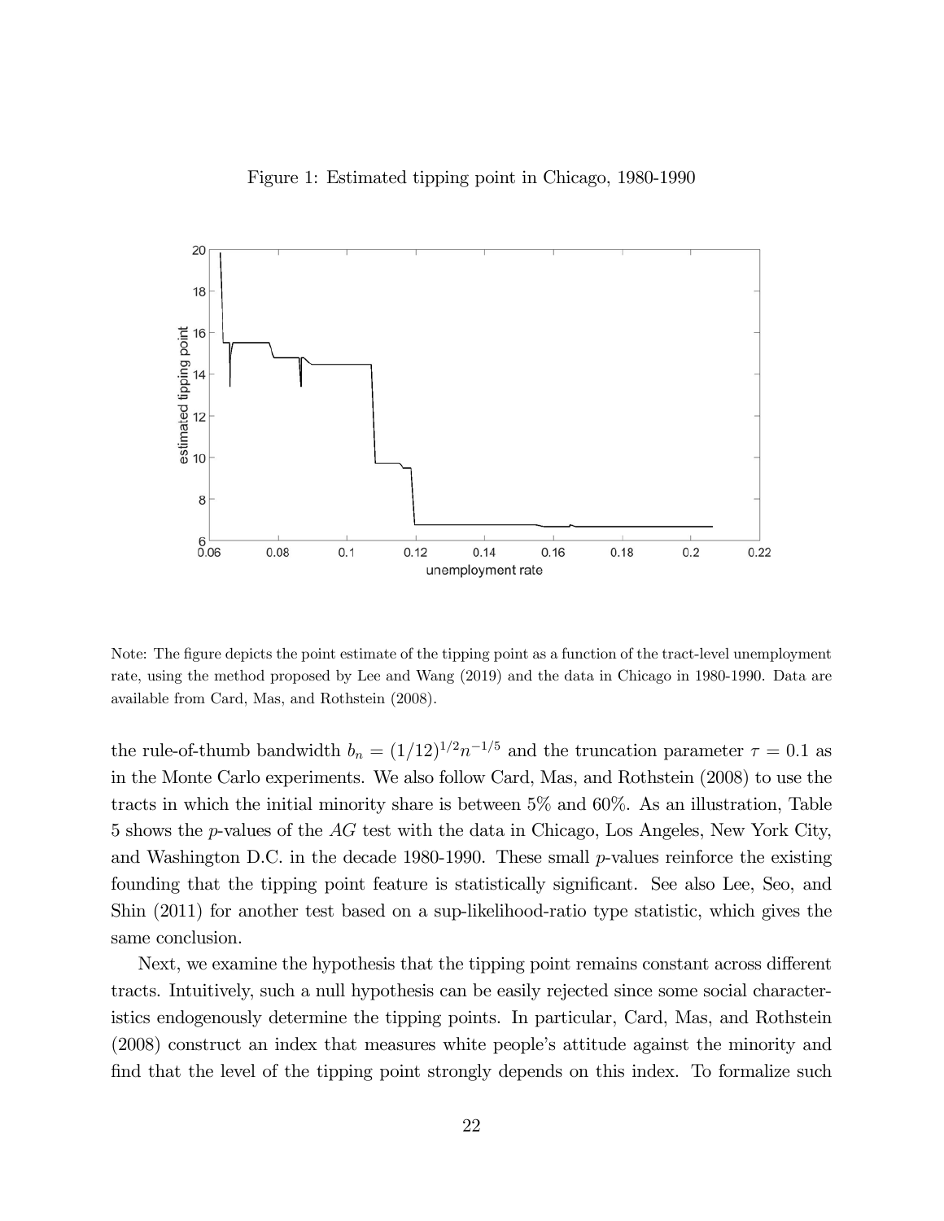Figure 1: Estimated tipping point in Chicago, 1980-1990

Note: The figure depicts the point estimate of the tipping point as a function of the tract-level unemployment rate, using the method proposed by Lee and Wang (2019) and the data in Chicago in 1980-1990. Data are available from Card, Mas, and Rothstein (2008).

the rule-of-thumb bandwidth $b_n = (1/12)^{1/2} n^{-1/5}$ and the truncation parameter $\tau = 0.1$ as in the Monte Carlo experiments. We also follow Card, Mas, and Rothstein (2008) to use the tracts in which the initial minority share is between 5% and 60%. As an illustration, Table 5 shows the $p$-values of the $AG$ test with the data in Chicago, Los Angeles, New York City, and Washington D.C. in the decade 1980-1990. These small $p$-values reinforce the existing founding that the tipping point feature is statistically significant. See also Lee, Seo, and Shin (2011) for another test based on a sup-likelihood-ratio type statistic, which gives the same conclusion.

Next, we examine the hypothesis that the tipping point remains constant across different tracts. Intuitively, such a null hypothesis can be easily rejected since some social characteristics endogenously determine the tipping points. In particular, Card, Mas, and Rothstein (2008) construct an index that measures white people's attitude against the minority and find that the level of the tipping point strongly depends on this index. To formalize such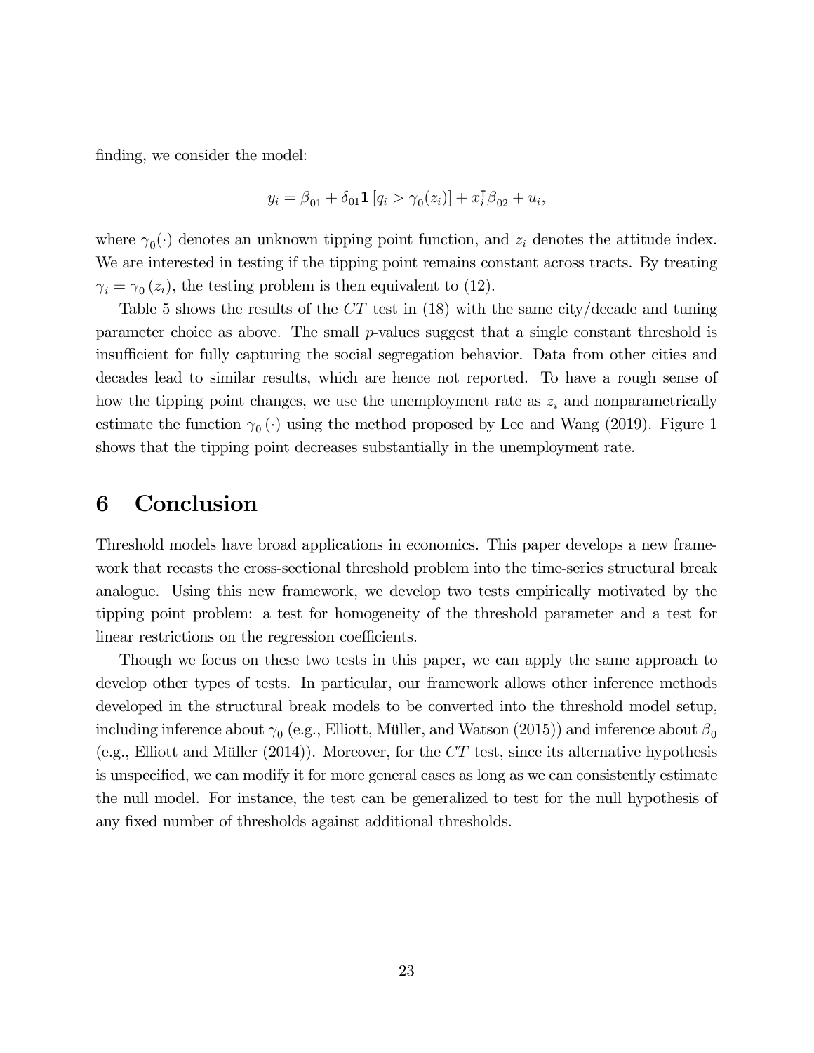finding, we consider the model:

$$y_i = \beta_{01} + \delta_{01} \mathbf{1} \left[ q_i > \gamma_0(z_i) \right] + x_i^{\intercal} \beta_{02} + u_i,$$

where $\gamma_0(\cdot)$ denotes an unknown tipping point function, and $z_i$ denotes the attitude index. We are interested in testing if the tipping point remains constant across tracts. By treating $\gamma_i = \gamma_0(z_i)$, the testing problem is then equivalent to (12).

Table 5 shows the results of the $CT$ test in (18) with the same city/decade and tuning parameter choice as above. The small $p$-values suggest that a single constant threshold is insufficient for fully capturing the social segregation behavior. Data from other cities and decades lead to similar results, which are hence not reported. To have a rough sense of how the tipping point changes, we use the unemployment rate as $z_i$ and nonparametrically estimate the function $\gamma_0(\cdot)$ using the method proposed by Lee and Wang (2019). Figure 1 shows that the tipping point decreases substantially in the unemployment rate.

# 6 Conclusion

Threshold models have broad applications in economics. This paper develops a new framework that recasts the cross-sectional threshold problem into the time-series structural break analogue. Using this new framework, we develop two tests empirically motivated by the tipping point problem: a test for homogeneity of the threshold parameter and a test for linear restrictions on the regression coefficients.

Though we focus on these two tests in this paper, we can apply the same approach to develop other types of tests. In particular, our framework allows other inference methods developed in the structural break models to be converted into the threshold model setup, including inference about $\gamma_0$ (e.g., Elliott, Müller, and Watson (2015)) and inference about $\beta_0$ (e.g., Elliott and Müller (2014)). Moreover, for the $CT$ test, since its alternative hypothesis is unspecified, we can modify it for more general cases as long as we can consistently estimate the null model. For instance, the test can be generalized to test for the null hypothesis of any fixed number of thresholds against additional thresholds.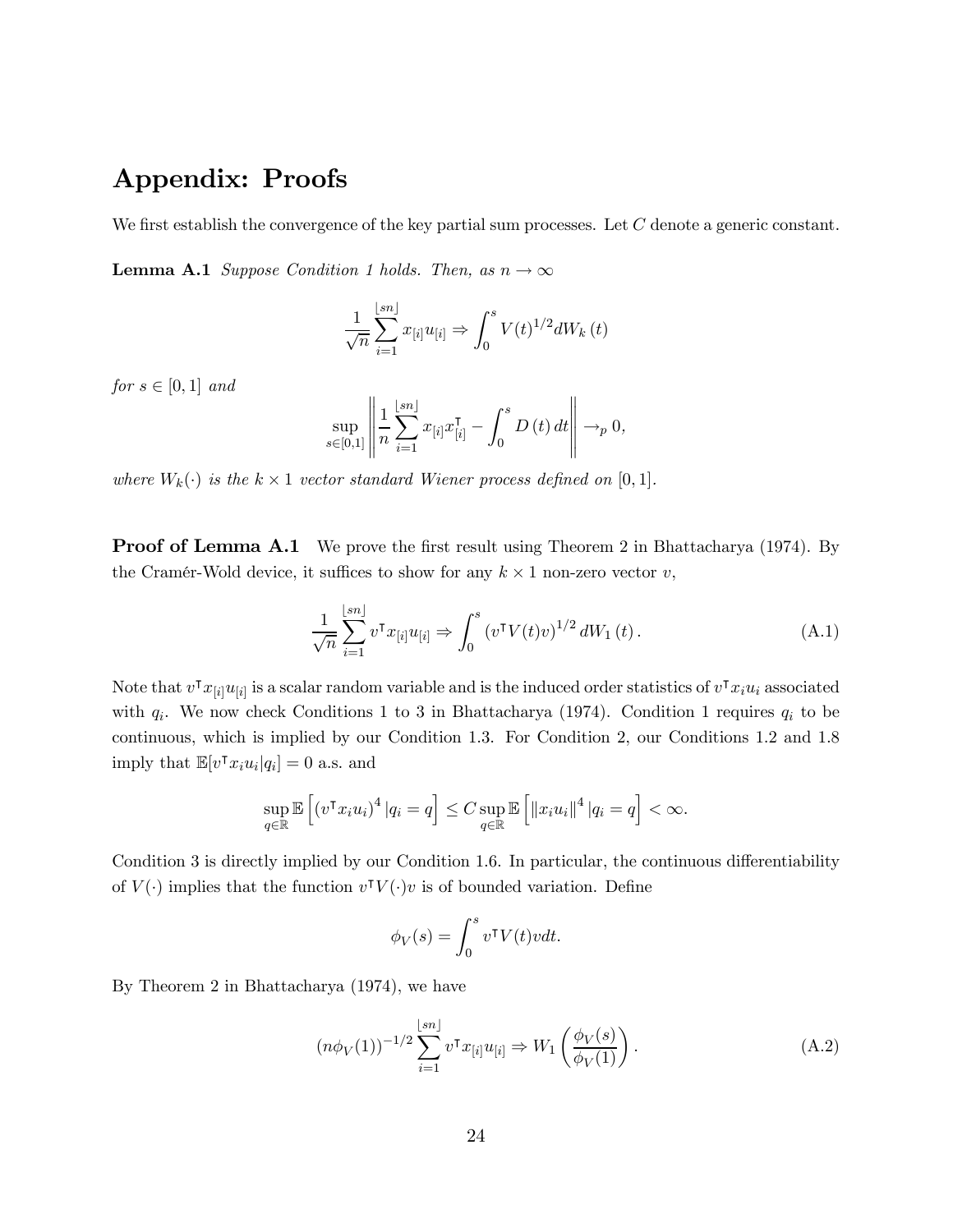# Appendix: Proofs

We first establish the convergence of the key partial sum processes. Let $C$ denote a generic constant.

**Lemma A.1** *Suppose Condition 1 holds. Then, as $n \to \infty$*

$$\frac{1}{\sqrt{n}} \sum_{i=1}^{\lfloor sn \rfloor} x_{[i]} u_{[i]} \Rightarrow \int_0^s V(t)^{1/2} dW_k(t)$$

*for $s \in [0, 1]$ and*

$$\sup_{s \in [0,1]} \left\| \frac{1}{n} \sum_{i=1}^{\lfloor sn \rfloor} x_{[i]} x_{[i]}^{\intercal} - \int_0^s D(t) \, dt \right\| \to_p 0,$$

*where $W_k(\cdot)$ is the $k \times 1$ vector standard Wiener process defined on $[0, 1]$.*

**Proof of Lemma A.1** We prove the first result using Theorem 2 in Bhattacharya (1974). By the Cramér-Wold device, it suffices to show for any $k \times 1$ non-zero vector $v$,

$$\frac{1}{\sqrt{n}} \sum_{i=1}^{\lfloor sn \rfloor} v^{\intercal} x_{[i]} u_{[i]} \Rightarrow \int_0^s \left( v^{\intercal} V(t) v \right)^{1/2} dW_1(t). \tag{A.1}$$

Note that $v^{\intercal} x_{[i]} u_{[i]}$ is a scalar random variable and is the induced order statistics of $v^{\intercal} x_i u_i$ associated with $q_i$. We now check Conditions 1 to 3 in Bhattacharya (1974). Condition 1 requires $q_i$ to be continuous, which is implied by our Condition 1.3. For Condition 2, our Conditions 1.2 and 1.8 imply that $\mathbb{E}[v^{\intercal} x_i u_i | q_i] = 0$ a.s. and

$$\sup_{q \in \mathbb{R}} \mathbb{E}\left[ \left( v^{\intercal} x_i u_i \right)^4 | q_i = q \right] \leq C \sup_{q \in \mathbb{R}} \mathbb{E}\left[ \left\| x_i u_i \right\|^4 | q_i = q \right] < \infty.$$

Condition 3 is directly implied by our Condition 1.6. In particular, the continuous differentiability of $V(\cdot)$ implies that the function $v^{\intercal} V(\cdot) v$ is of bounded variation. Define

$$\phi_V(s) = \int_0^s v^{\intercal} V(t) v dt.$$

By Theorem 2 in Bhattacharya (1974), we have

$$\left( n \phi_V(1) \right)^{-1/2} \sum_{i=1}^{\lfloor sn \rfloor} v^{\intercal} x_{[i]} u_{[i]} \Rightarrow W_1\left( \frac{\phi_V(s)}{\phi_V(1)} \right). \tag{A.2}$$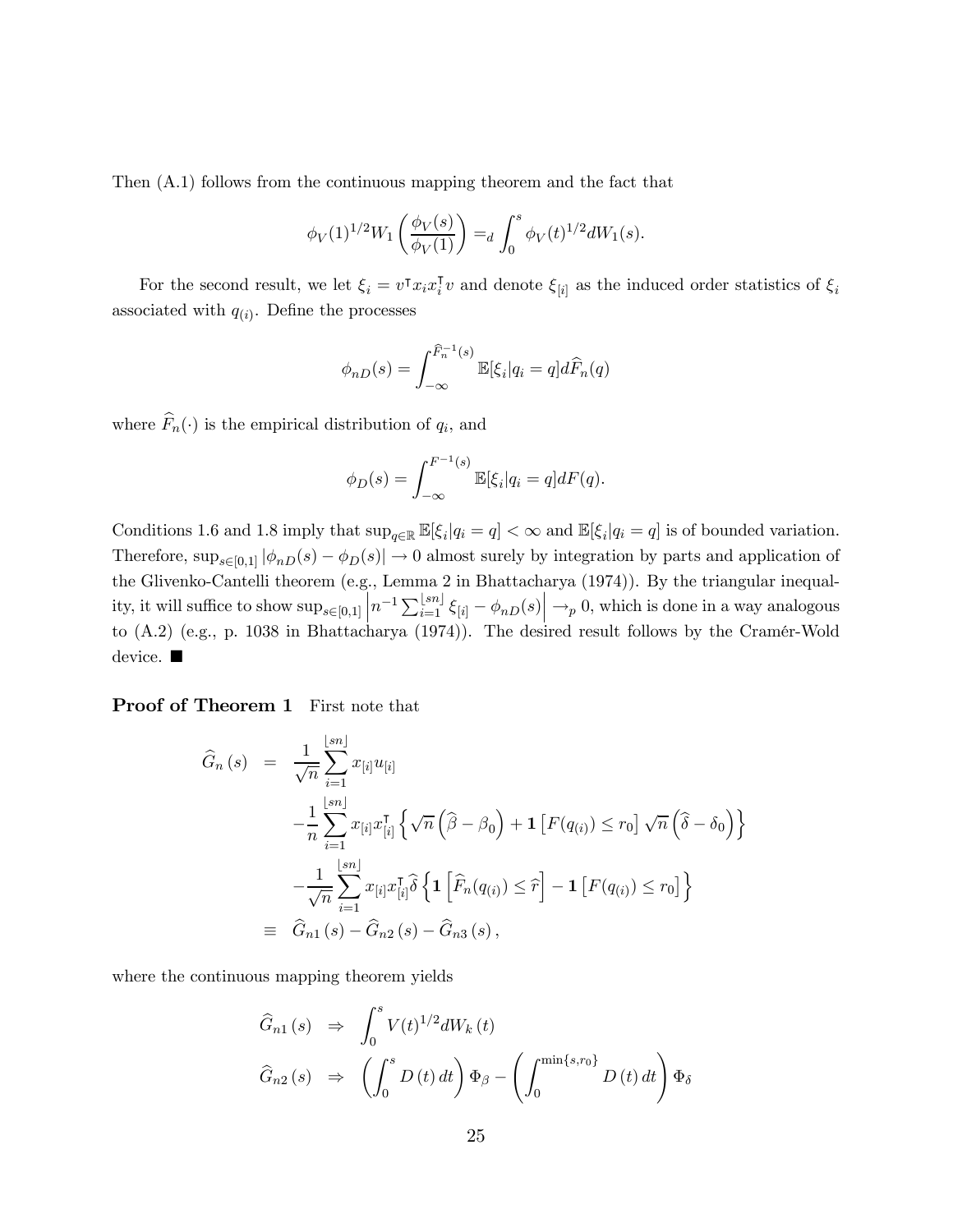Then (A.1) follows from the continuous mapping theorem and the fact that

$$\phi_V(1)^{1/2} W_1\left(\frac{\phi_V(s)}{\phi_V(1)}\right) =_d \int_0^s \phi_V(t)^{1/2} dW_1(s).$$

For the second result, we let $\xi_i = v^\intercal x_i x_i^\intercal v$ and denote $\xi_{[i]}$ as the induced order statistics of $\xi_i$ associated with $q_{(i)}$. Define the processes

$$\phi_{nD}(s) = \int_{-\infty}^{\widehat{F}_n^{-1}(s)} \mathbb{E}[\xi_i | q_i = q] d\widehat{F}_n(q)$$

where $\widehat{F}_n(\cdot)$ is the empirical distribution of $q_i$, and

$$\phi_D(s) = \int_{-\infty}^{F^{-1}(s)} \mathbb{E}[\xi_i | q_i = q] dF(q).$$

Conditions 1.6 and 1.8 imply that $\sup_{q \in \mathbb{R}} \mathbb{E}[\xi_i | q_i = q] < \infty$ and $\mathbb{E}[\xi_i | q_i = q]$ is of bounded variation. Therefore, $\sup_{s \in [0,1]} |\phi_{nD}(s) - \phi_D(s)| \to 0$ almost surely by integration by parts and application of the Glivenko-Cantelli theorem (e.g., Lemma 2 in Bhattacharya (1974)). By the triangular inequality, it will suffice to show $\sup_{s \in [0,1]} \left| n^{-1} \sum_{i=1}^{\lfloor sn \rfloor} \xi_{[i]} - \phi_{nD}(s) \right| \to_p 0$, which is done in a way analogous to (A.2) (e.g., p. 1038 in Bhattacharya (1974)). The desired result follows by the Cramér-Wold device. ■

**Proof of Theorem 1** First note that

$$\begin{aligned}
\widehat{G}_n(s) &= \frac{1}{\sqrt{n}} \sum_{i=1}^{\lfloor sn \rfloor} x_{[i]} u_{[i]} \\
&\quad - \frac{1}{n} \sum_{i=1}^{\lfloor sn \rfloor} x_{[i]} x_{[i]}^\intercal \left\{ \sqrt{n}\left(\widehat{\beta} - \beta_0\right) + \mathbf{1}\left[F(q_{(i)}) \le r_0\right] \sqrt{n}\left(\widehat{\delta} - \delta_0\right) \right\} \\
&\quad - \frac{1}{\sqrt{n}} \sum_{i=1}^{\lfloor sn \rfloor} x_{[i]} x_{[i]}^\intercal \widehat{\delta} \left\{ \mathbf{1}\left[\widehat{F}_n(q_{(i)}) \le \widehat{r}\right] - \mathbf{1}\left[F(q_{(i)}) \le r_0\right] \right\} \\
&\equiv \widehat{G}_{n1}(s) - \widehat{G}_{n2}(s) - \widehat{G}_{n3}(s),
\end{aligned}$$

where the continuous mapping theorem yields

$$\begin{aligned}
\widehat{G}_{n1}(s) &\Rightarrow \int_0^s V(t)^{1/2} dW_k(t) \\
\widehat{G}_{n2}(s) &\Rightarrow \left(\int_0^s D(t)\, dt\right) \Phi_\beta - \left(\int_0^{\min\{s, r_0\}} D(t)\, dt\right) \Phi_\delta
\end{aligned}$$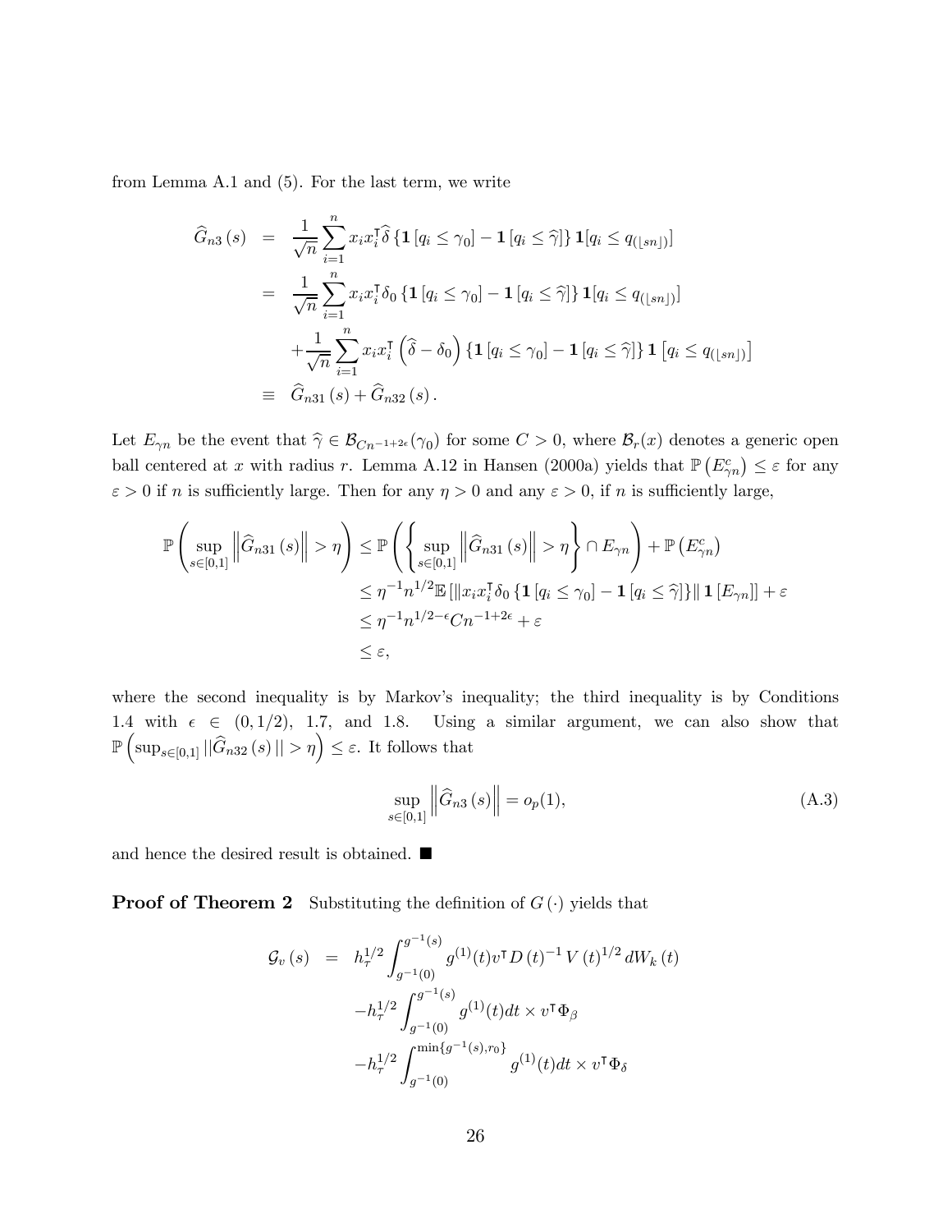from Lemma A.1 and (5). For the last term, we write

$$
\begin{aligned}
\widehat{G}_{n3}(s) &= \frac{1}{\sqrt{n}}\sum_{i=1}^{n} x_i x_i^{\intercal}\widehat{\delta}\left\{\mathbf{1}\left[q_i \le \gamma_0\right] - \mathbf{1}\left[q_i \le \widehat{\gamma}\right]\right\}\mathbf{1}[q_i \le q_{(\lfloor sn \rfloor)}] \\
&= \frac{1}{\sqrt{n}}\sum_{i=1}^{n} x_i x_i^{\intercal}\delta_0\left\{\mathbf{1}\left[q_i \le \gamma_0\right] - \mathbf{1}\left[q_i \le \widehat{\gamma}\right]\right\}\mathbf{1}[q_i \le q_{(\lfloor sn \rfloor)}] \\
&\quad + \frac{1}{\sqrt{n}}\sum_{i=1}^{n} x_i x_i^{\intercal}\left(\widehat{\delta} - \delta_0\right)\left\{\mathbf{1}\left[q_i \le \gamma_0\right] - \mathbf{1}\left[q_i \le \widehat{\gamma}\right]\right\}\mathbf{1}\left[q_i \le q_{(\lfloor sn \rfloor)}\right] \\
&\equiv \widehat{G}_{n31}(s) + \widehat{G}_{n32}(s).
\end{aligned}
$$

Let $E_{\gamma n}$ be the event that $\widehat{\gamma} \in \mathcal{B}_{Cn^{-1+2\epsilon}}(\gamma_0)$ for some $C > 0$, where $\mathcal{B}_r(x)$ denotes a generic open ball centered at $x$ with radius $r$. Lemma A.12 in Hansen (2000a) yields that $\mathbb{P}\left(E_{\gamma n}^c\right) \le \varepsilon$ for any $\varepsilon > 0$ if $n$ is sufficiently large. Then for any $\eta > 0$ and any $\varepsilon > 0$, if $n$ is sufficiently large,

$$
\begin{aligned}
\mathbb{P}\left(\sup_{s\in[0,1]}\left\|\widehat{G}_{n31}(s)\right\| > \eta\right) &\le \mathbb{P}\left(\left\{\sup_{s\in[0,1]}\left\|\widehat{G}_{n31}(s)\right\| > \eta\right\} \cap E_{\gamma n}\right) + \mathbb{P}\left(E_{\gamma n}^c\right) \\
&\le \eta^{-1} n^{1/2}\mathbb{E}\left[\left\|x_i x_i^{\intercal}\delta_0\left\{\mathbf{1}\left[q_i \le \gamma_0\right] - \mathbf{1}\left[q_i \le \widehat{\gamma}\right]\right\}\right\|\mathbf{1}\left[E_{\gamma n}\right]\right] + \varepsilon \\
&\le \eta^{-1} n^{1/2-\epsilon} C n^{-1+2\epsilon} + \varepsilon \\
&\le \varepsilon,
\end{aligned}
$$

where the second inequality is by Markov's inequality; the third inequality is by Conditions 1.4 with $\epsilon \in (0, 1/2)$, 1.7, and 1.8. Using a similar argument, we can also show that $\mathbb{P}\left(\sup_{s\in[0,1]}\|\widehat{G}_{n32}(s)\| > \eta\right) \le \varepsilon$. It follows that

$$
\sup_{s\in[0,1]}\left\|\widehat{G}_{n3}(s)\right\| = o_p(1), \tag{A.3}
$$

and hence the desired result is obtained. ■

**Proof of Theorem 2** Substituting the definition of $G(\cdot)$ yields that

$$
\begin{aligned}
\mathcal{G}_v(s) &= h_\tau^{1/2}\int_{g^{-1}(0)}^{g^{-1}(s)} g^{(1)}(t) v^{\intercal} D(t)^{-1} V(t)^{1/2} dW_k(t) \\
&\quad - h_\tau^{1/2}\int_{g^{-1}(0)}^{g^{-1}(s)} g^{(1)}(t) dt \times v^{\intercal}\Phi_\beta \\
&\quad - h_\tau^{1/2}\int_{g^{-1}(0)}^{\min\{g^{-1}(s), r_0\}} g^{(1)}(t) dt \times v^{\intercal}\Phi_\delta
\end{aligned}
$$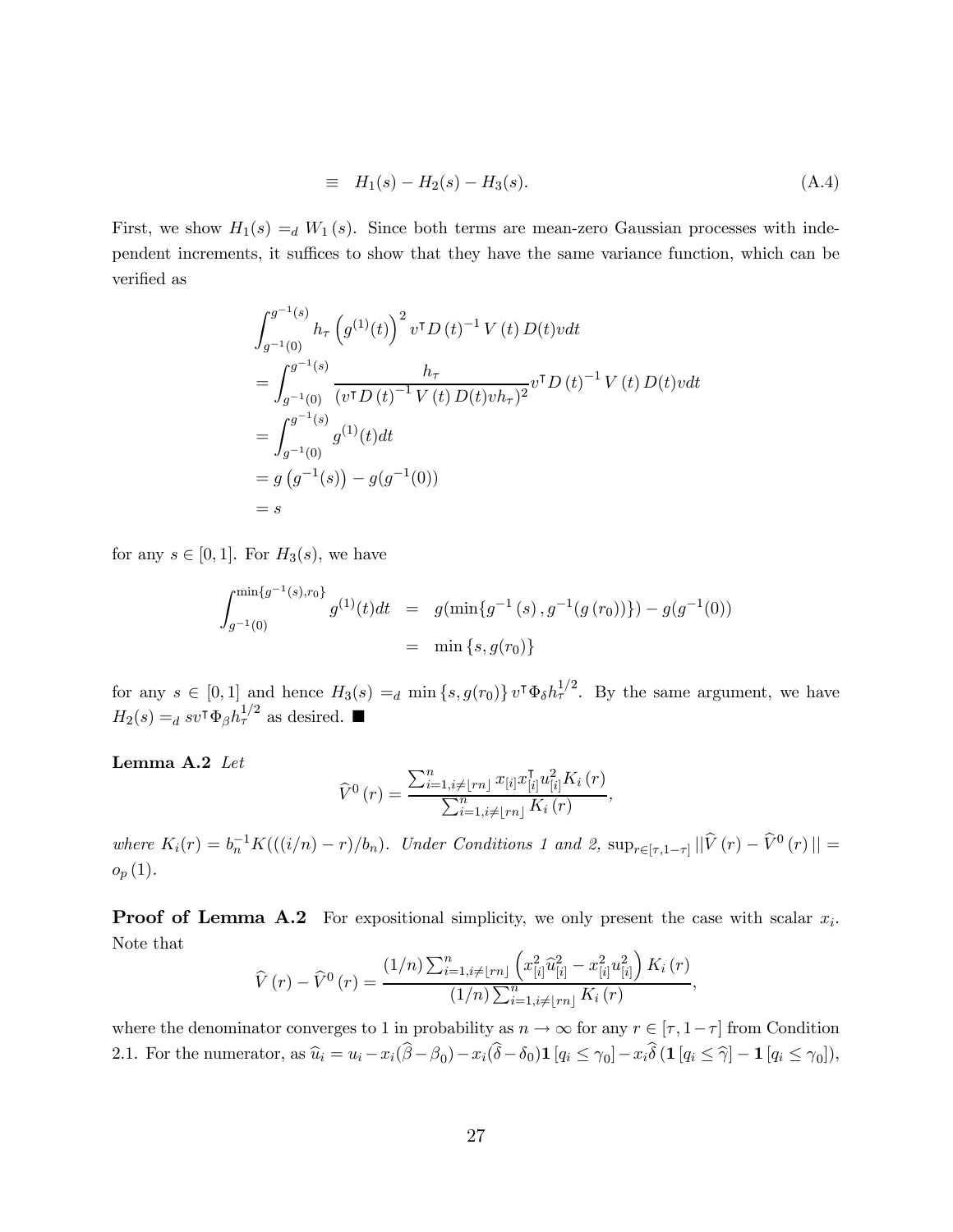$$\equiv \quad H_1(s) - H_2(s) - H_3(s). \tag{A.4}$$

First, we show $H_1(s) =_d W_1(s)$. Since both terms are mean-zero Gaussian processes with independent increments, it suffices to show that they have the same variance function, which can be verified as

$$\begin{aligned}
&\int_{g^{-1}(0)}^{g^{-1}(s)} h_\tau \left(g^{(1)}(t)\right)^2 v^\intercal D(t)^{-1} V(t) D(t) v dt \\
&= \int_{g^{-1}(0)}^{g^{-1}(s)} \frac{h_\tau}{(v^\intercal D(t)^{-1} V(t) D(t) v h_\tau)^2} v^\intercal D(t)^{-1} V(t) D(t) v dt \\
&= \int_{g^{-1}(0)}^{g^{-1}(s)} g^{(1)}(t) dt \\
&= g\left(g^{-1}(s)\right) - g(g^{-1}(0)) \\
&= s
\end{aligned}$$

for any $s \in [0,1]$. For $H_3(s)$, we have

$$\begin{aligned}
\int_{g^{-1}(0)}^{\min\{g^{-1}(s), r_0\}} g^{(1)}(t) dt &= g(\min\{g^{-1}(s), g^{-1}(g(r_0))\}) - g(g^{-1}(0)) \\
&= \min\{s, g(r_0)\}
\end{aligned}$$

for any $s \in [0,1]$ and hence $H_3(s) =_d \min\{s, g(r_0)\} v^\intercal \Phi_\delta h_\tau^{1/2}$. By the same argument, we have $H_2(s) =_d s v^\intercal \Phi_\beta h_\tau^{1/2}$ as desired. ■

**Lemma A.2** *Let*

$$\widehat{V}^0(r) = \frac{\sum_{i=1, i \neq \lfloor rn \rfloor}^n x_{[i]} x_{[i]}^\intercal u_{[i]}^2 K_i(r)}{\sum_{i=1, i \neq \lfloor rn \rfloor}^n K_i(r)},$$

*where $K_i(r) = b_n^{-1} K(((i/n) - r)/b_n)$. Under Conditions 1 and 2, $\sup_{r \in [\tau, 1-\tau]} ||\widehat{V}(r) - \widehat{V}^0(r)|| = o_p(1)$.*

**Proof of Lemma A.2** For expositional simplicity, we only present the case with scalar $x_i$. Note that

$$\widehat{V}(r) - \widehat{V}^0(r) = \frac{(1/n)\sum_{i=1, i \neq \lfloor rn \rfloor}^n \left(x_{[i]}^2 \widehat{u}_{[i]}^2 - x_{[i]}^2 u_{[i]}^2\right) K_i(r)}{(1/n)\sum_{i=1, i \neq \lfloor rn \rfloor}^n K_i(r)},$$

where the denominator converges to 1 in probability as $n \to \infty$ for any $r \in [\tau, 1-\tau]$ from Condition 2.1. For the numerator, as $\widehat{u}_i = u_i - x_i(\widehat{\beta} - \beta_0) - x_i(\widehat{\delta} - \delta_0)\mathbf{1}[q_i \leq \gamma_0] - x_i \widehat{\delta}(\mathbf{1}[q_i \leq \widehat{\gamma}] - \mathbf{1}[q_i \leq \gamma_0])$,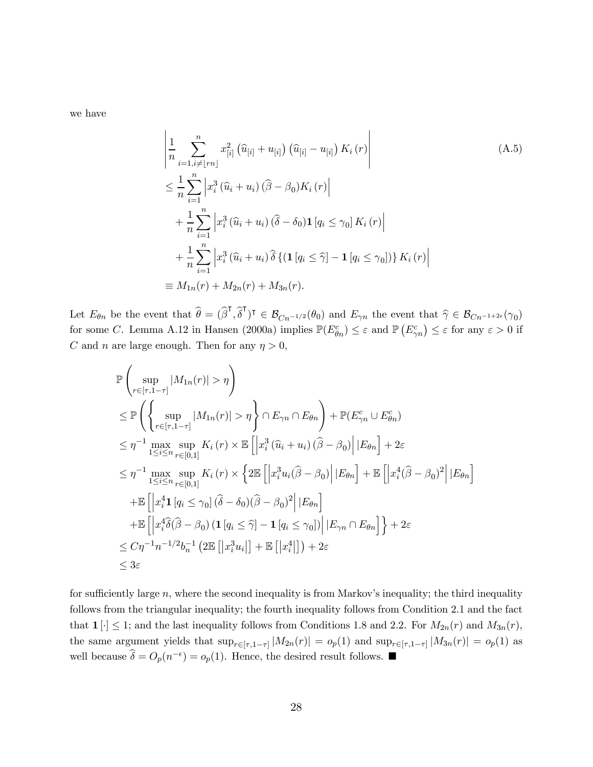we have

$$
\begin{aligned}
&\left|\frac{1}{n}\sum_{i=1,i\neq\lfloor rn\rfloor}^{n} x_{[i]}^{2}\left(\widehat{u}_{[i]}+u_{[i]}\right)\left(\widehat{u}_{[i]}-u_{[i]}\right)K_{i}\left(r\right)\right| \qquad\qquad \text{(A.5)}\\
&\leq \frac{1}{n}\sum_{i=1}^{n}\left|x_{i}^{3}\left(\widehat{u}_{i}+u_{i}\right)(\widehat{\beta}-\beta_{0})K_{i}\left(r\right)\right| \\
&\quad+\frac{1}{n}\sum_{i=1}^{n}\left|x_{i}^{3}\left(\widehat{u}_{i}+u_{i}\right)(\widehat{\delta}-\delta_{0})\mathbf{1}\left[q_{i}\leq\gamma_{0}\right]K_{i}\left(r\right)\right| \\
&\quad+\frac{1}{n}\sum_{i=1}^{n}\left|x_{i}^{3}\left(\widehat{u}_{i}+u_{i}\right)\widehat{\delta}\left\{\left(\mathbf{1}\left[q_{i}\leq\widehat{\gamma}\right]-\mathbf{1}\left[q_{i}\leq\gamma_{0}\right]\right)\right\}K_{i}\left(r\right)\right| \\
&\equiv M_{1n}(r)+M_{2n}(r)+M_{3n}(r).
\end{aligned}
$$

Let $E_{\theta n}$ be the event that $\widehat{\theta}=(\widehat{\beta}^{\intercal},\widehat{\delta}^{\intercal})^{\intercal}\in\mathcal{B}_{Cn^{-1/2}}(\theta_0)$ and $E_{\gamma n}$ the event that $\widehat{\gamma}\in\mathcal{B}_{Cn^{-1+2\epsilon}}(\gamma_0)$ for some $C$. Lemma A.12 in Hansen (2000a) implies $\mathbb{P}(E_{\theta n}^{c})\leq\varepsilon$ and $\mathbb{P}\left(E_{\gamma n}^{c}\right)\leq\varepsilon$ for any $\varepsilon>0$ if $C$ and $n$ are large enough. Then for any $\eta>0$,

$$
\begin{aligned}
&\mathbb{P}\left(\sup_{r\in[\tau,1-\tau]}|M_{1n}(r)|>\eta\right)\\
&\leq \mathbb{P}\left(\left\{\sup_{r\in[\tau,1-\tau]}|M_{1n}(r)|>\eta\right\}\cap E_{\gamma n}\cap E_{\theta n}\right)+\mathbb{P}(E_{\gamma n}^{c}\cup E_{\theta n}^{c})\\
&\leq \eta^{-1}\max_{1\leq i\leq n}\sup_{r\in[0,1]}K_{i}\left(r\right)\times\mathbb{E}\left[\left|x_{i}^{3}\left(\widehat{u}_{i}+u_{i}\right)(\widehat{\beta}-\beta_{0})\right||E_{\theta n}\right]+2\varepsilon\\
&\leq \eta^{-1}\max_{1\leq i\leq n}\sup_{r\in[0,1]}K_{i}\left(r\right)\times\left\{2\mathbb{E}\left[\left|x_{i}^{3}u_{i}(\widehat{\beta}-\beta_{0})\right||E_{\theta n}\right]+\mathbb{E}\left[\left|x_{i}^{4}(\widehat{\beta}-\beta_{0})^{2}\right||E_{\theta n}\right]\right.\\
&\quad+\mathbb{E}\left[\left|x_{i}^{4}\mathbf{1}\left[q_{i}\leq\gamma_{0}\right](\widehat{\delta}-\delta_{0})(\widehat{\beta}-\beta_{0})^{2}\right||E_{\theta n}\right]\\
&\quad\left.+\mathbb{E}\left[\left|x_{i}^{4}\widehat{\delta}(\widehat{\beta}-\beta_{0})\left(\mathbf{1}\left[q_{i}\leq\widehat{\gamma}\right]-\mathbf{1}\left[q_{i}\leq\gamma_{0}\right]\right)\right||E_{\gamma n}\cap E_{\theta n}\right]\right\}+2\varepsilon\\
&\leq C\eta^{-1}n^{-1/2}b_{n}^{-1}\left(2\mathbb{E}\left[\left|x_{i}^{3}u_{i}\right|\right]+\mathbb{E}\left[\left|x_{i}^{4}\right|\right]\right)+2\varepsilon\\
&\leq 3\varepsilon
\end{aligned}
$$

for sufficiently large $n$, where the second inequality is from Markov's inequality; the third inequality follows from the triangular inequality; the fourth inequality follows from Condition 2.1 and the fact that $\mathbf{1}\left[\cdot\right]\leq 1$; and the last inequality follows from Conditions 1.8 and 2.2. For $M_{2n}(r)$ and $M_{3n}(r)$, the same argument yields that $\sup_{r\in[\tau,1-\tau]}|M_{2n}(r)|=o_p(1)$ and $\sup_{r\in[\tau,1-\tau]}|M_{3n}(r)|=o_p(1)$ as well because $\widehat{\delta}=O_p(n^{-\epsilon})=o_p(1)$. Hence, the desired result follows. ■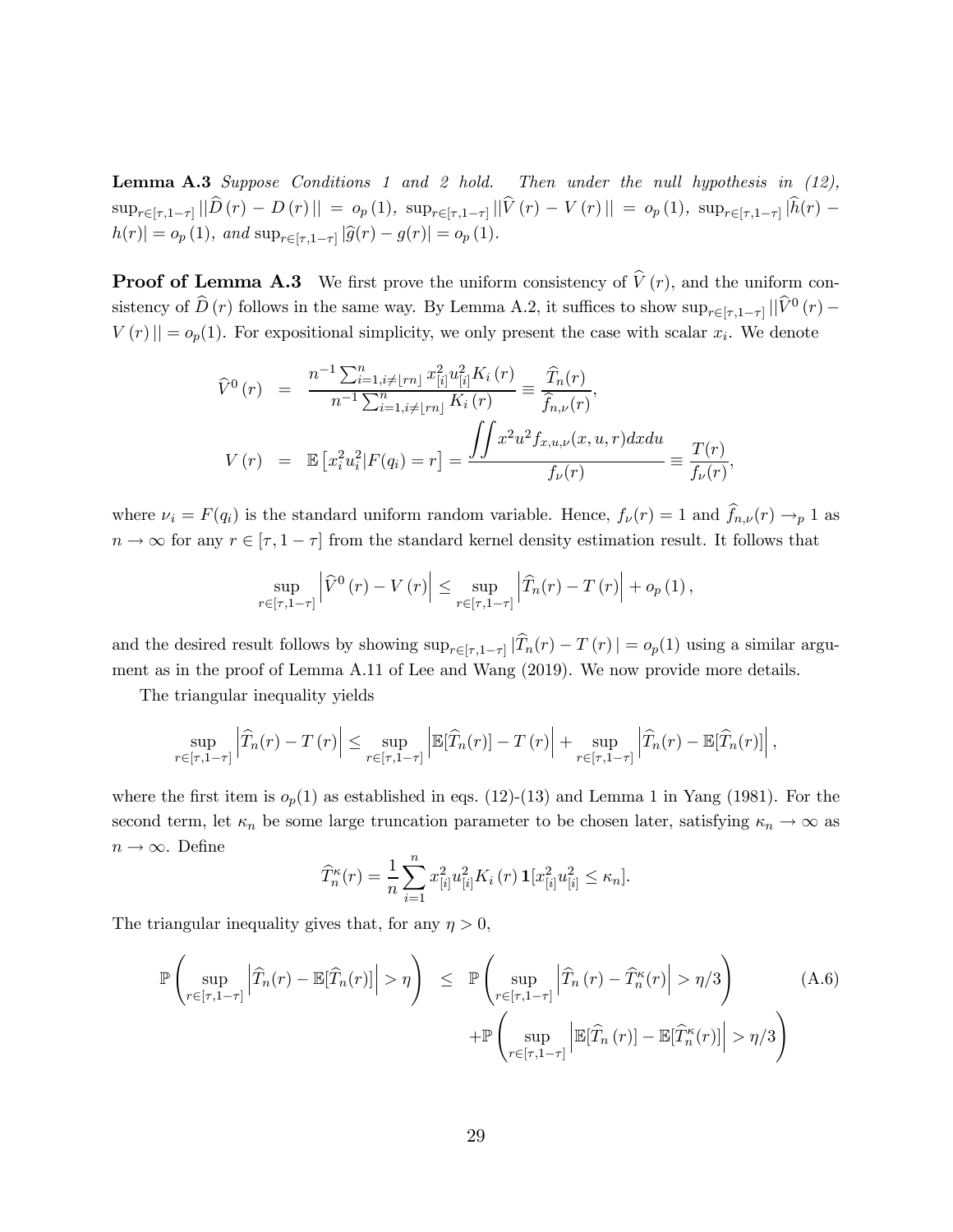**Lemma A.3** *Suppose Conditions 1 and 2 hold. Then under the null hypothesis in (12),* $\sup_{r\in[\tau,1-\tau]} ||\widehat{D}(r) - D(r)|| = o_p(1)$*,* $\sup_{r\in[\tau,1-\tau]} ||\widehat{V}(r) - V(r)|| = o_p(1)$*,* $\sup_{r\in[\tau,1-\tau]} |\widehat{h}(r) - h(r)| = o_p(1)$*, and* $\sup_{r\in[\tau,1-\tau]} |\widehat{g}(r) - g(r)| = o_p(1)$*.*

**Proof of Lemma A.3** We first prove the uniform consistency of $\widehat{V}(r)$, and the uniform consistency of $\widehat{D}(r)$ follows in the same way. By Lemma A.2, it suffices to show $\sup_{r\in[\tau,1-\tau]} ||\widehat{V}^0(r) - V(r)|| = o_p(1)$. For expositional simplicity, we only present the case with scalar $x_i$. We denote

$$
\begin{aligned}
\widehat{V}^0(r) &= \frac{n^{-1}\sum_{i=1,i\neq\lfloor rn\rfloor}^{n} x_{[i]}^2 u_{[i]}^2 K_i(r)}{n^{-1}\sum_{i=1,i\neq\lfloor rn\rfloor}^{n} K_i(r)} \equiv \frac{\widehat{T}_n(r)}{\widehat{f}_{n,\nu}(r)},\\
V(r) &= \mathbb{E}\left[x_i^2 u_i^2 | F(q_i) = r\right] = \frac{\iint x^2 u^2 f_{x,u,\nu}(x,u,r)dxdu}{f_\nu(r)} \equiv \frac{T(r)}{f_\nu(r)},
\end{aligned}
$$

where $\nu_i = F(q_i)$ is the standard uniform random variable. Hence, $f_\nu(r) = 1$ and $\widehat{f}_{n,\nu}(r) \to_p 1$ as $n \to \infty$ for any $r \in [\tau, 1-\tau]$ from the standard kernel density estimation result. It follows that

$$
\sup_{r\in[\tau,1-\tau]} \left|\widehat{V}^0(r) - V(r)\right| \leq \sup_{r\in[\tau,1-\tau]} \left|\widehat{T}_n(r) - T(r)\right| + o_p(1),
$$

and the desired result follows by showing $\sup_{r\in[\tau,1-\tau]} |\widehat{T}_n(r) - T(r)| = o_p(1)$ using a similar argument as in the proof of Lemma A.11 of Lee and Wang (2019). We now provide more details.

The triangular inequality yields

$$
\sup_{r\in[\tau,1-\tau]} \left|\widehat{T}_n(r) - T(r)\right| \leq \sup_{r\in[\tau,1-\tau]} \left|\mathbb{E}[\widehat{T}_n(r)] - T(r)\right| + \sup_{r\in[\tau,1-\tau]} \left|\widehat{T}_n(r) - \mathbb{E}[\widehat{T}_n(r)]\right|,
$$

where the first item is $o_p(1)$ as established in eqs. (12)-(13) and Lemma 1 in Yang (1981). For the second term, let $\kappa_n$ be some large truncation parameter to be chosen later, satisfying $\kappa_n \to \infty$ as $n \to \infty$. Define

$$
\widehat{T}_n^\kappa(r) = \frac{1}{n}\sum_{i=1}^{n} x_{[i]}^2 u_{[i]}^2 K_i(r) \mathbf{1}[x_{[i]}^2 u_{[i]}^2 \leq \kappa_n].
$$

The triangular inequality gives that, for any $\eta > 0$,

$$
\begin{aligned}
\mathbb{P}\left(\sup_{r\in[\tau,1-\tau]} \left|\widehat{T}_n(r) - \mathbb{E}[\widehat{T}_n(r)]\right| > \eta\right) &\leq \mathbb{P}\left(\sup_{r\in[\tau,1-\tau]} \left|\widehat{T}_n(r) - \widehat{T}_n^\kappa(r)\right| > \eta/3\right) \\
&\quad + \mathbb{P}\left(\sup_{r\in[\tau,1-\tau]} \left|\mathbb{E}[\widehat{T}_n(r)] - \mathbb{E}[\widehat{T}_n^\kappa(r)]\right| > \eta/3\right)
\end{aligned} \tag{A.6}
$$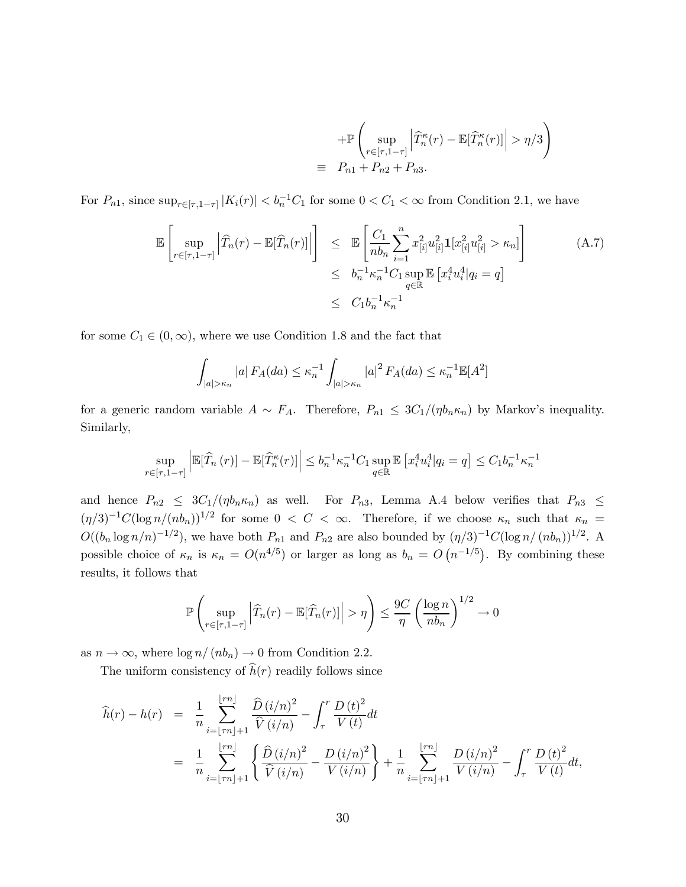$$
\begin{aligned}
&+\mathbb{P}\left(\sup_{r\in[\tau,1-\tau]}\left|\widehat{T}_n^{\kappa}(r)-\mathbb{E}[\widehat{T}_n^{\kappa}(r)]\right|>\eta/3\right)\\
&\equiv\quad P_{n1}+P_{n2}+P_{n3}.
\end{aligned}
$$

For $P_{n1}$, since $\sup_{r\in[\tau,1-\tau]}|K_i(r)|<b_n^{-1}C_1$ for some $0<C_1<\infty$ from Condition 2.1, we have

$$
\begin{aligned}
\mathbb{E}\left[\sup_{r\in[\tau,1-\tau]}\left|\widehat{T}_n(r)-\mathbb{E}[\widehat{T}_n(r)]\right|\right] &\leq \mathbb{E}\left[\frac{C_1}{nb_n}\sum_{i=1}^{n}x_{[i]}^2u_{[i]}^2\mathbf{1}[x_{[i]}^2u_{[i]}^2>\kappa_n]\right] \qquad\qquad (A.7)\\
&\leq b_n^{-1}\kappa_n^{-1}C_1\sup_{q\in\mathbb{R}}\mathbb{E}\left[x_i^4u_i^4|q_i=q\right]\\
&\leq C_1b_n^{-1}\kappa_n^{-1}
\end{aligned}
$$

for some $C_1\in(0,\infty)$, where we use Condition 1.8 and the fact that

$$
\int_{|a|>\kappa_n}|a|\,F_A(da)\leq\kappa_n^{-1}\int_{|a|>\kappa_n}|a|^2\,F_A(da)\leq\kappa_n^{-1}\mathbb{E}[A^2]
$$

for a generic random variable $A\sim F_A$. Therefore, $P_{n1}\leq 3C_1/(\eta b_n\kappa_n)$ by Markov's inequality. Similarly,

$$
\sup_{r\in[\tau,1-\tau]}\left|\mathbb{E}[\widehat{T}_n\,(r)]-\mathbb{E}[\widehat{T}_n^{\kappa}(r)]\right|\leq b_n^{-1}\kappa_n^{-1}C_1\sup_{q\in\mathbb{R}}\mathbb{E}\left[x_i^4u_i^4|q_i=q\right]\leq C_1b_n^{-1}\kappa_n^{-1}
$$

and hence $P_{n2}\leq 3C_1/(\eta b_n\kappa_n)$ as well. For $P_{n3}$, Lemma A.4 below verifies that $P_{n3}\leq(\eta/3)^{-1}C(\log n/(nb_n))^{1/2}$ for some $0<C<\infty$. Therefore, if we choose $\kappa_n$ such that $\kappa_n=O((b_n\log n/n)^{-1/2})$, we have both $P_{n1}$ and $P_{n2}$ are also bounded by $(\eta/3)^{-1}C(\log n/(nb_n))^{1/2}$. A possible choice of $\kappa_n$ is $\kappa_n=O(n^{4/5})$ or larger as long as $b_n=O\left(n^{-1/5}\right)$. By combining these results, it follows that

$$
\mathbb{P}\left(\sup_{r\in[\tau,1-\tau]}\left|\widehat{T}_n(r)-\mathbb{E}[\widehat{T}_n(r)]\right|>\eta\right)\leq\frac{9C}{\eta}\left(\frac{\log n}{nb_n}\right)^{1/2}\to 0
$$

as $n\to\infty$, where $\log n/(nb_n)\to 0$ from Condition 2.2.

The uniform consistency of $\widehat{h}(r)$ readily follows since

$$
\begin{aligned}
\widehat{h}(r)-h(r) &= \frac{1}{n}\sum_{i=\lfloor\tau n\rfloor+1}^{\lfloor rn\rfloor}\frac{\widehat{D}\,(i/n)^2}{\widehat{V}\,(i/n)}-\int_{\tau}^{r}\frac{D\,(t)^2}{V\,(t)}dt\\
&= \frac{1}{n}\sum_{i=\lfloor\tau n\rfloor+1}^{\lfloor rn\rfloor}\left\{\frac{\widehat{D}\,(i/n)^2}{\widehat{V}\,(i/n)}-\frac{D\,(i/n)^2}{V\,(i/n)}\right\}+\frac{1}{n}\sum_{i=\lfloor\tau n\rfloor+1}^{\lfloor rn\rfloor}\frac{D\,(i/n)^2}{V\,(i/n)}-\int_{\tau}^{r}\frac{D\,(t)^2}{V\,(t)}dt,
\end{aligned}
$$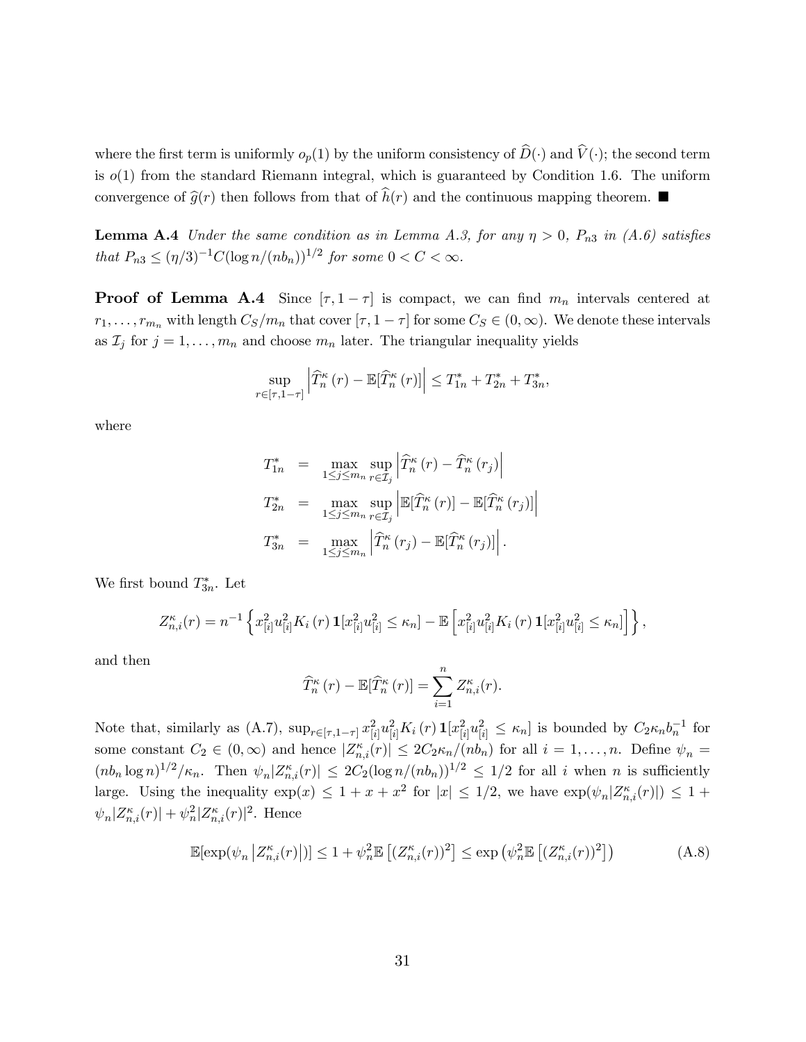where the first term is uniformly $o_p(1)$ by the uniform consistency of $\widehat{D}(\cdot)$ and $\widehat{V}(\cdot)$; the second term is $o(1)$ from the standard Riemann integral, which is guaranteed by Condition 1.6. The uniform convergence of $\widehat{g}(r)$ then follows from that of $\widehat{h}(r)$ and the continuous mapping theorem. ■

**Lemma A.4** *Under the same condition as in Lemma A.3, for any $\eta > 0$, $P_{n3}$ in (A.6) satisfies that $P_{n3} \leq (\eta/3)^{-1}C(\log n/(nb_n))^{1/2}$ for some $0 < C < \infty$.*

**Proof of Lemma A.4** Since $[\tau, 1-\tau]$ is compact, we can find $m_n$ intervals centered at $r_1, \ldots, r_{m_n}$ with length $C_S/m_n$ that cover $[\tau, 1-\tau]$ for some $C_S \in (0, \infty)$. We denote these intervals as $\mathcal{I}_j$ for $j = 1, \ldots, m_n$ and choose $m_n$ later. The triangular inequality yields

$$\sup_{r\in[\tau,1-\tau]} \left|\widehat{T}_n^{\kappa}(r) - \mathbb{E}[\widehat{T}_n^{\kappa}(r)]\right| \leq T_{1n}^* + T_{2n}^* + T_{3n}^*,$$

where

$$\begin{aligned}
T_{1n}^* &= \max_{1\leq j\leq m_n} \sup_{r\in\mathcal{I}_j} \left|\widehat{T}_n^{\kappa}(r) - \widehat{T}_n^{\kappa}(r_j)\right| \\
T_{2n}^* &= \max_{1\leq j\leq m_n} \sup_{r\in\mathcal{I}_j} \left|\mathbb{E}[\widehat{T}_n^{\kappa}(r)] - \mathbb{E}[\widehat{T}_n^{\kappa}(r_j)]\right| \\
T_{3n}^* &= \max_{1\leq j\leq m_n} \left|\widehat{T}_n^{\kappa}(r_j) - \mathbb{E}[\widehat{T}_n^{\kappa}(r_j)]\right|.
\end{aligned}$$

We first bound $T_{3n}^*$. Let

$$Z_{n,i}^{\kappa}(r) = n^{-1}\left\{x_{[i]}^2 u_{[i]}^2 K_i(r) \mathbf{1}[x_{[i]}^2 u_{[i]}^2 \leq \kappa_n] - \mathbb{E}\left[x_{[i]}^2 u_{[i]}^2 K_i(r) \mathbf{1}[x_{[i]}^2 u_{[i]}^2 \leq \kappa_n]\right]\right\},$$

and then

$$\widehat{T}_n^{\kappa}(r) - \mathbb{E}[\widehat{T}_n^{\kappa}(r)] = \sum_{i=1}^{n} Z_{n,i}^{\kappa}(r).$$

Note that, similarly as (A.7), $\sup_{r\in[\tau,1-\tau]} x_{[i]}^2 u_{[i]}^2 K_i(r) \mathbf{1}[x_{[i]}^2 u_{[i]}^2 \leq \kappa_n]$ is bounded by $C_2 \kappa_n b_n^{-1}$ for some constant $C_2 \in (0, \infty)$ and hence $|Z_{n,i}^{\kappa}(r)| \leq 2C_2\kappa_n/(nb_n)$ for all $i = 1, \ldots, n$. Define $\psi_n = (nb_n \log n)^{1/2}/\kappa_n$. Then $\psi_n|Z_{n,i}^{\kappa}(r)| \leq 2C_2(\log n/(nb_n))^{1/2} \leq 1/2$ for all $i$ when $n$ is sufficiently large. Using the inequality $\exp(x) \leq 1 + x + x^2$ for $|x| \leq 1/2$, we have $\exp(\psi_n|Z_{n,i}^{\kappa}(r)|) \leq 1 + \psi_n|Z_{n,i}^{\kappa}(r)| + \psi_n^2|Z_{n,i}^{\kappa}(r)|^2$. Hence

$$\mathbb{E}[\exp(\psi_n \left|Z_{n,i}^{\kappa}(r)\right|)] \leq 1 + \psi_n^2 \mathbb{E}\left[(Z_{n,i}^{\kappa}(r))^2\right] \leq \exp\left(\psi_n^2 \mathbb{E}\left[(Z_{n,i}^{\kappa}(r))^2\right]\right) \tag{A.8}$$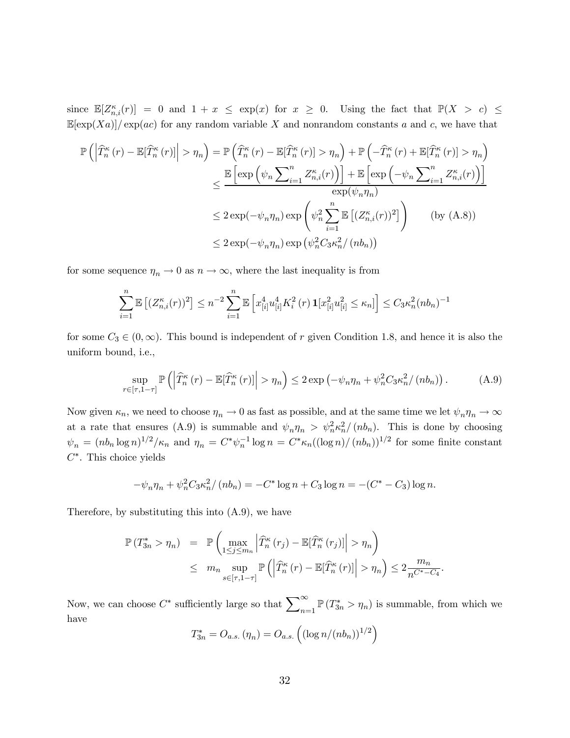since $\mathbb{E}[Z_{n,i}^{\kappa}(r)] = 0$ and $1 + x \leq \exp(x)$ for $x \geq 0$. Using the fact that $\mathbb{P}(X > c) \leq \mathbb{E}[\exp(Xa)]/\exp(ac)$ for any random variable $X$ and nonrandom constants $a$ and $c$, we have that

$$
\begin{aligned}
\mathbb{P}\left(\left|\widehat{T}_n^{\kappa}(r) - \mathbb{E}[\widehat{T}_n^{\kappa}(r)]\right| > \eta_n\right) &= \mathbb{P}\left(\widehat{T}_n^{\kappa}(r) - \mathbb{E}[\widehat{T}_n^{\kappa}(r)] > \eta_n\right) + \mathbb{P}\left(-\widehat{T}_n^{\kappa}(r) + \mathbb{E}[\widehat{T}_n^{\kappa}(r)] > \eta_n\right) \\
&\leq \frac{\mathbb{E}\left[\exp\left(\psi_n \sum_{i=1}^n Z_{n,i}^{\kappa}(r)\right)\right] + \mathbb{E}\left[\exp\left(-\psi_n \sum_{i=1}^n Z_{n,i}^{\kappa}(r)\right)\right]}{\exp(\psi_n \eta_n)} \\
&\leq 2\exp(-\psi_n \eta_n)\exp\left(\psi_n^2 \sum_{i=1}^n \mathbb{E}\left[(Z_{n,i}^{\kappa}(r))^2\right]\right) \qquad \text{(by (A.8))} \\
&\leq 2\exp(-\psi_n \eta_n)\exp\left(\psi_n^2 C_3 \kappa_n^2/(nb_n)\right)
\end{aligned}
$$

for some sequence $\eta_n \to 0$ as $n \to \infty$, where the last inequality is from

$$
\sum_{i=1}^n \mathbb{E}\left[(Z_{n,i}^{\kappa}(r))^2\right] \leq n^{-2} \sum_{i=1}^n \mathbb{E}\left[x_{[i]}^4 u_{[i]}^4 K_i^2(r)\, \mathbf{1}[x_{[i]}^2 u_{[i]}^2 \leq \kappa_n]\right] \leq C_3 \kappa_n^2 (nb_n)^{-1}
$$

for some $C_3 \in (0, \infty)$. This bound is independent of $r$ given Condition 1.8, and hence it is also the uniform bound, i.e.,

$$
\sup_{r \in [\tau, 1-\tau]} \mathbb{P}\left(\left|\widehat{T}_n^{\kappa}(r) - \mathbb{E}[\widehat{T}_n^{\kappa}(r)]\right| > \eta_n\right) \leq 2\exp\left(-\psi_n \eta_n + \psi_n^2 C_3 \kappa_n^2/(nb_n)\right). \tag{A.9}
$$

Now given $\kappa_n$, we need to choose $\eta_n \to 0$ as fast as possible, and at the same time we let $\psi_n \eta_n \to \infty$ at a rate that ensures (A.9) is summable and $\psi_n \eta_n > \psi_n^2 \kappa_n^2/(nb_n)$. This is done by choosing $\psi_n = (nb_n \log n)^{1/2}/\kappa_n$ and $\eta_n = C^* \psi_n^{-1} \log n = C^* \kappa_n ((\log n)/(nb_n))^{1/2}$ for some finite constant $C^*$. This choice yields

$$
-\psi_n \eta_n + \psi_n^2 C_3 \kappa_n^2/(nb_n) = -C^* \log n + C_3 \log n = -(C^* - C_3)\log n.
$$

Therefore, by substituting this into (A.9), we have

$$
\begin{aligned}
\mathbb{P}(T_{3n}^* > \eta_n) &= \mathbb{P}\left(\max_{1 \leq j \leq m_n}\left|\widehat{T}_n^{\kappa}(r_j) - \mathbb{E}[\widehat{T}_n^{\kappa}(r_j)]\right| > \eta_n\right) \\
&\leq m_n \sup_{s \in [\tau, 1-\tau]} \mathbb{P}\left(\left|\widehat{T}_n^{\kappa}(r) - \mathbb{E}[\widehat{T}_n^{\kappa}(r)]\right| > \eta_n\right) \leq 2\frac{m_n}{n^{C^* - C_4}}.
\end{aligned}
$$

Now, we can choose $C^*$ sufficiently large so that $\sum_{n=1}^{\infty} \mathbb{P}(T_{3n}^* > \eta_n)$ is summable, from which we have

$$
T_{3n}^* = O_{a.s.}(\eta_n) = O_{a.s.}\left((\log n/(nb_n))^{1/2}\right)
$$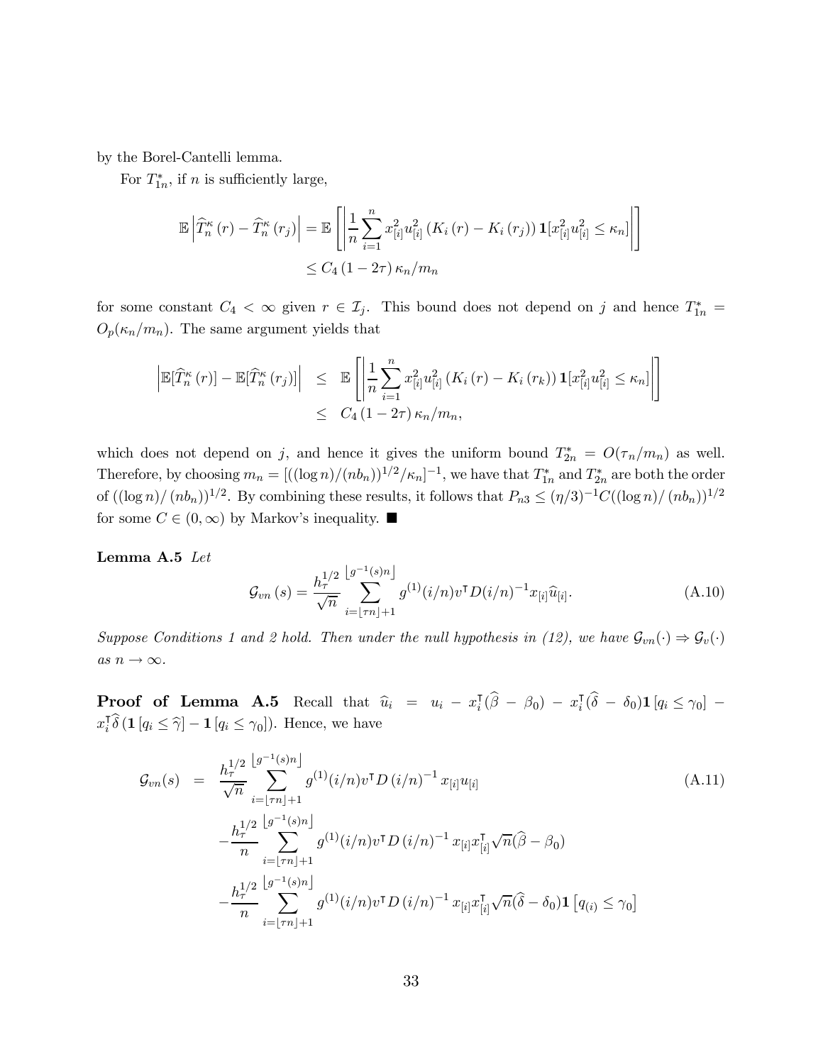by the Borel-Cantelli lemma.

For $T^*_{1n}$, if $n$ is sufficiently large,

$$\mathbb{E}\left|\widehat{T}^{\kappa}_{n}(r) - \widehat{T}^{\kappa}_{n}(r_j)\right| = \mathbb{E}\left[\left|\frac{1}{n}\sum_{i=1}^{n} x^2_{[i]}u^2_{[i]}\left(K_i(r) - K_i(r_j)\right)\mathbf{1}[x^2_{[i]}u^2_{[i]} \leq \kappa_n]\right|\right]$$
$$\leq C_4(1-2\tau)\kappa_n/m_n$$

for some constant $C_4 < \infty$ given $r \in \mathcal{I}_j$. This bound does not depend on $j$ and hence $T^*_{1n} = O_p(\kappa_n/m_n)$. The same argument yields that

$$\begin{aligned}\left|\mathbb{E}[\widehat{T}^{\kappa}_{n}(r)] - \mathbb{E}[\widehat{T}^{\kappa}_{n}(r_j)]\right| &\leq \mathbb{E}\left[\left|\frac{1}{n}\sum_{i=1}^{n} x^2_{[i]}u^2_{[i]}\left(K_i(r) - K_i(r_k)\right)\mathbf{1}[x^2_{[i]}u^2_{[i]} \leq \kappa_n]\right|\right] \\ &\leq C_4(1-2\tau)\kappa_n/m_n,\end{aligned}$$

which does not depend on $j$, and hence it gives the uniform bound $T^*_{2n} = O(\tau_n/m_n)$ as well. Therefore, by choosing $m_n = [((\log n)/(nb_n))^{1/2}/\kappa_n]^{-1}$, we have that $T^*_{1n}$ and $T^*_{2n}$ are both the order of $((\log n)/(nb_n))^{1/2}$. By combining these results, it follows that $P_{n3} \leq (\eta/3)^{-1}C((\log n)/(nb_n))^{1/2}$ for some $C \in (0,\infty)$ by Markov's inequality. ■

**Lemma A.5** *Let*

$$\mathcal{G}_{vn}(s) = \frac{h_\tau^{1/2}}{\sqrt{n}}\sum_{i=\lfloor \tau n\rfloor+1}^{\lfloor g^{-1}(s)n\rfloor} g^{(1)}(i/n)v^\intercal D(i/n)^{-1}x_{[i]}\widehat{u}_{[i]}. \tag{A.10}$$

*Suppose Conditions 1 and 2 hold. Then under the null hypothesis in (12), we have $\mathcal{G}_{vn}(\cdot) \Rightarrow \mathcal{G}_v(\cdot)$ as $n \to \infty$.*

**Proof of Lemma A.5** Recall that $\widehat{u}_i = u_i - x_i^\intercal(\widehat{\beta} - \beta_0) - x_i^\intercal(\widehat{\delta} - \delta_0)\mathbf{1}[q_i \leq \gamma_0] - x_i^\intercal\widehat{\delta}(\mathbf{1}[q_i \leq \widehat{\gamma}] - \mathbf{1}[q_i \leq \gamma_0])$. Hence, we have

$$\begin{aligned}\mathcal{G}_{vn}(s) &= \frac{h_\tau^{1/2}}{\sqrt{n}}\sum_{i=\lfloor \tau n\rfloor+1}^{\lfloor g^{-1}(s)n\rfloor} g^{(1)}(i/n)v^\intercal D(i/n)^{-1}x_{[i]}u_{[i]} \\ &\quad -\frac{h_\tau^{1/2}}{n}\sum_{i=\lfloor \tau n\rfloor+1}^{\lfloor g^{-1}(s)n\rfloor} g^{(1)}(i/n)v^\intercal D(i/n)^{-1}x_{[i]}x_{[i]}^\intercal\sqrt{n}(\widehat{\beta} - \beta_0) \\ &\quad -\frac{h_\tau^{1/2}}{n}\sum_{i=\lfloor \tau n\rfloor+1}^{\lfloor g^{-1}(s)n\rfloor} g^{(1)}(i/n)v^\intercal D(i/n)^{-1}x_{[i]}x_{[i]}^\intercal\sqrt{n}(\widehat{\delta} - \delta_0)\mathbf{1}\left[q_{(i)} \leq \gamma_0\right]\end{aligned} \tag{A.11}$$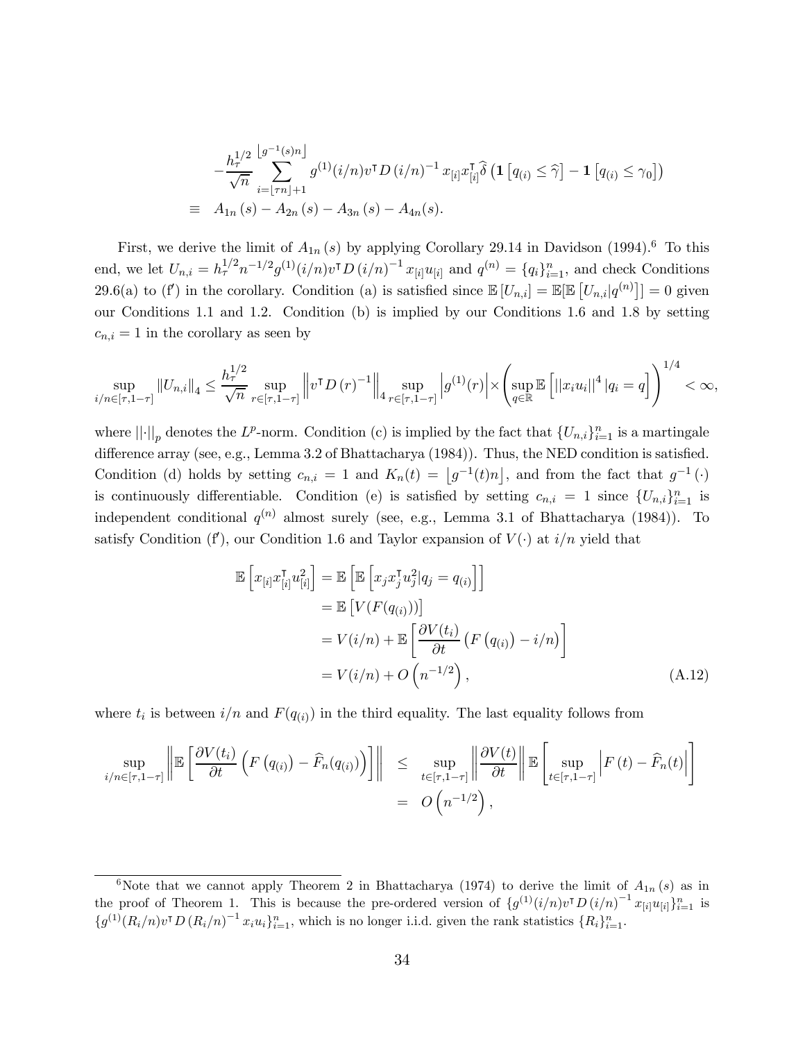$$-\frac{h_\tau^{1/2}}{\sqrt{n}}\sum_{i=\lfloor \tau n\rfloor+1}^{\lfloor g^{-1}(s)n\rfloor} g^{(1)}(i/n)v^\intercal D\left(i/n\right)^{-1} x_{[i]}x_{[i]}^\intercal\widehat{\delta}\left(\mathbf{1}\left[q_{(i)}\leq\widehat{\gamma}\right]-\mathbf{1}\left[q_{(i)}\leq\gamma_0\right]\right)$$
$$\equiv \quad A_{1n}\left(s\right)-A_{2n}\left(s\right)-A_{3n}\left(s\right)-A_{4n}(s).$$

First, we derive the limit of $A_{1n}\left(s\right)$ by applying Corollary 29.14 in Davidson (1994).[6] To this end, we let $U_{n,i}=h_\tau^{1/2}n^{-1/2}g^{(1)}(i/n)v^\intercal D\left(i/n\right)^{-1}x_{[i]}u_{[i]}$ and $q^{(n)}=\{q_i\}_{i=1}^n$, and check Conditions 29.6(a) to (f′) in the corollary. Condition (a) is satisfied since $\mathbb{E}\left[U_{n,i}\right]=\mathbb{E}[\mathbb{E}\left[U_{n,i}|q^{(n)}\right]]=0$ given our Conditions 1.1 and 1.2. Condition (b) is implied by our Conditions 1.6 and 1.8 by setting $c_{n,i}=1$ in the corollary as seen by

$$\sup_{i/n\in[\tau,1-\tau]}\left\|U_{n,i}\right\|_4\leq\frac{h_\tau^{1/2}}{\sqrt{n}}\sup_{r\in[\tau,1-\tau]}\left\|v^\intercal D\left(r\right)^{-1}\right\|_4\sup_{r\in[\tau,1-\tau]}\left|g^{(1)}(r)\right|\times\left(\sup_{q\in\mathbb{R}}\mathbb{E}\left[\left|\left|x_iu_i\right|\right|^4|q_i=q\right]\right)^{1/4}<\infty,$$

where $||\cdot||_p$ denotes the $L^p$-norm. Condition (c) is implied by the fact that $\{U_{n,i}\}_{i=1}^n$ is a martingale difference array (see, e.g., Lemma 3.2 of Bhattacharya (1984)). Thus, the NED condition is satisfied. Condition (d) holds by setting $c_{n,i}=1$ and $K_n(t)=\left\lfloor g^{-1}(t)n\right\rfloor$, and from the fact that $g^{-1}\left(\cdot\right)$ is continuously differentiable. Condition (e) is satisfied by setting $c_{n,i}=1$ since $\{U_{n,i}\}_{i=1}^n$ is independent conditional $q^{(n)}$ almost surely (see, e.g., Lemma 3.1 of Bhattacharya (1984)). To satisfy Condition (f′), our Condition 1.6 and Taylor expansion of $V(\cdot)$ at $i/n$ yield that

$$\begin{aligned}
\mathbb{E}\left[x_{[i]}x_{[i]}^\intercal u_{[i]}^2\right]&=\mathbb{E}\left[\mathbb{E}\left[x_jx_j^\intercal u_j^2|q_j=q_{(i)}\right]\right]\\
&=\mathbb{E}\left[V(F(q_{(i)}))\right]\\
&=V(i/n)+\mathbb{E}\left[\frac{\partial V(t_i)}{\partial t}\left(F\left(q_{(i)}\right)-i/n\right)\right]\\
&=V(i/n)+O\left(n^{-1/2}\right),
\end{aligned}\tag{A.12}$$

where $t_i$ is between $i/n$ and $F(q_{(i)})$ in the third equality. The last equality follows from

$$\begin{aligned}
\sup_{i/n\in[\tau,1-\tau]}\left\|\mathbb{E}\left[\frac{\partial V(t_i)}{\partial t}\left(F\left(q_{(i)}\right)-\widehat{F}_n(q_{(i)})\right)\right]\right\| &\leq \sup_{t\in[\tau,1-\tau]}\left\|\frac{\partial V(t)}{\partial t}\right\|\mathbb{E}\left[\sup_{t\in[\tau,1-\tau]}\left|F\left(t\right)-\widehat{F}_n(t)\right|\right]\\
&= O\left(n^{-1/2}\right),
\end{aligned}$$

---

[6] Note that we cannot apply Theorem 2 in Bhattacharya (1974) to derive the limit of $A_{1n}\left(s\right)$ as in the proof of Theorem 1. This is because the pre-ordered version of $\{g^{(1)}(i/n)v^\intercal D\left(i/n\right)^{-1}x_{[i]}u_{[i]}\}_{i=1}^n$ is $\{g^{(1)}(R_i/n)v^\intercal D\left(R_i/n\right)^{-1}x_iu_i\}_{i=1}^n$, which is no longer i.i.d. given the rank statistics $\{R_i\}_{i=1}^n$.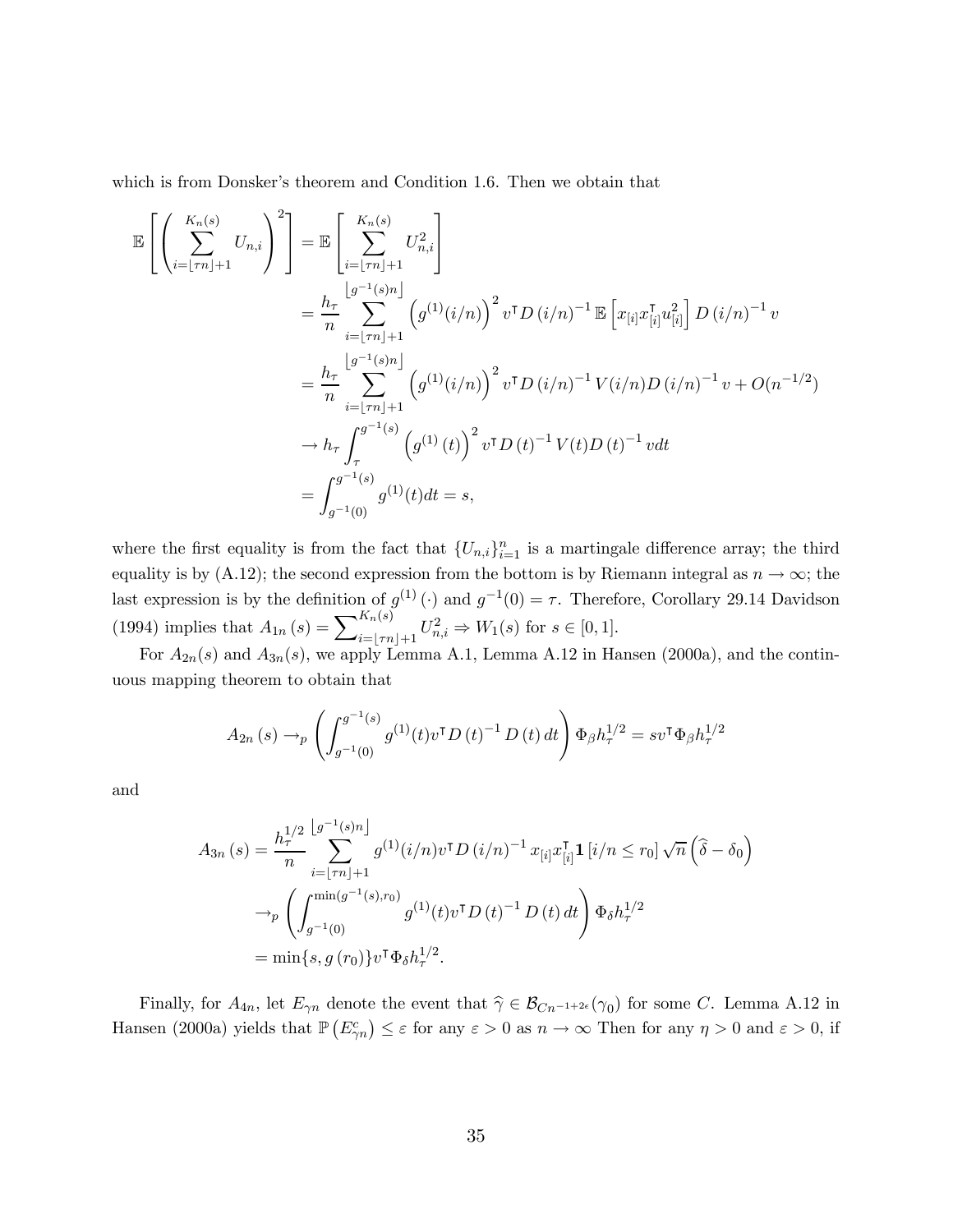which is from Donsker's theorem and Condition 1.6. Then we obtain that

$$
\begin{aligned}
\mathbb{E}\left[\left(\sum_{i=\lfloor \tau n\rfloor+1}^{K_n(s)} U_{n,i}\right)^2\right] &= \mathbb{E}\left[\sum_{i=\lfloor \tau n\rfloor+1}^{K_n(s)} U_{n,i}^2\right] \\
&= \frac{h_\tau}{n}\sum_{i=\lfloor \tau n\rfloor+1}^{\lfloor g^{-1}(s)n\rfloor} \left(g^{(1)}(i/n)\right)^2 v^\intercal D\left(i/n\right)^{-1}\mathbb{E}\left[x_{[i]}x_{[i]}^\intercal u_{[i]}^2\right] D\left(i/n\right)^{-1} v \\
&= \frac{h_\tau}{n}\sum_{i=\lfloor \tau n\rfloor+1}^{\lfloor g^{-1}(s)n\rfloor} \left(g^{(1)}(i/n)\right)^2 v^\intercal D\left(i/n\right)^{-1} V(i/n) D\left(i/n\right)^{-1} v + O(n^{-1/2}) \\
&\to h_\tau \int_\tau^{g^{-1}(s)} \left(g^{(1)}\left(t\right)\right)^2 v^\intercal D\left(t\right)^{-1} V(t) D\left(t\right)^{-1} v dt \\
&= \int_{g^{-1}(0)}^{g^{-1}(s)} g^{(1)}(t)dt = s,
\end{aligned}
$$

where the first equality is from the fact that $\{U_{n,i}\}_{i=1}^n$ is a martingale difference array; the third equality is by (A.12); the second expression from the bottom is by Riemann integral as $n\to\infty$; the last expression is by the definition of $g^{(1)}(\cdot)$ and $g^{-1}(0)=\tau$. Therefore, Corollary 29.14 Davidson (1994) implies that $A_{1n}(s)=\sum_{i=\lfloor \tau n\rfloor+1}^{K_n(s)} U_{n,i}^2 \Rightarrow W_1(s)$ for $s\in[0,1]$.

For $A_{2n}(s)$ and $A_{3n}(s)$, we apply Lemma A.1, Lemma A.12 in Hansen (2000a), and the continuous mapping theorem to obtain that

$$
A_{2n}\left(s\right) \to_p \left(\int_{g^{-1}(0)}^{g^{-1}(s)} g^{(1)}(t) v^\intercal D\left(t\right)^{-1} D\left(t\right) dt\right)\Phi_\beta h_\tau^{1/2} = s v^\intercal \Phi_\beta h_\tau^{1/2}
$$

and

$$
\begin{aligned}
A_{3n}\left(s\right) &= \frac{h_\tau^{1/2}}{n}\sum_{i=\lfloor \tau n\rfloor+1}^{\lfloor g^{-1}(s)n\rfloor} g^{(1)}(i/n) v^\intercal D\left(i/n\right)^{-1} x_{[i]}x_{[i]}^\intercal \mathbf{1}\left[i/n\le r_0\right]\sqrt{n}\left(\widehat{\delta}-\delta_0\right) \\
&\to_p \left(\int_{g^{-1}(0)}^{\min(g^{-1}(s),r_0)} g^{(1)}(t) v^\intercal D\left(t\right)^{-1} D\left(t\right) dt\right)\Phi_\delta h_\tau^{1/2} \\
&= \min\{s, g\left(r_0\right)\} v^\intercal \Phi_\delta h_\tau^{1/2}.
\end{aligned}
$$

Finally, for $A_{4n}$, let $E_{\gamma n}$ denote the event that $\widehat{\gamma}\in\mathcal{B}_{Cn^{-1+2\epsilon}}(\gamma_0)$ for some $C$. Lemma A.12 in Hansen (2000a) yields that $\mathbb{P}\left(E_{\gamma n}^c\right)\le\varepsilon$ for any $\varepsilon>0$ as $n\to\infty$ Then for any $\eta>0$ and $\varepsilon>0$, if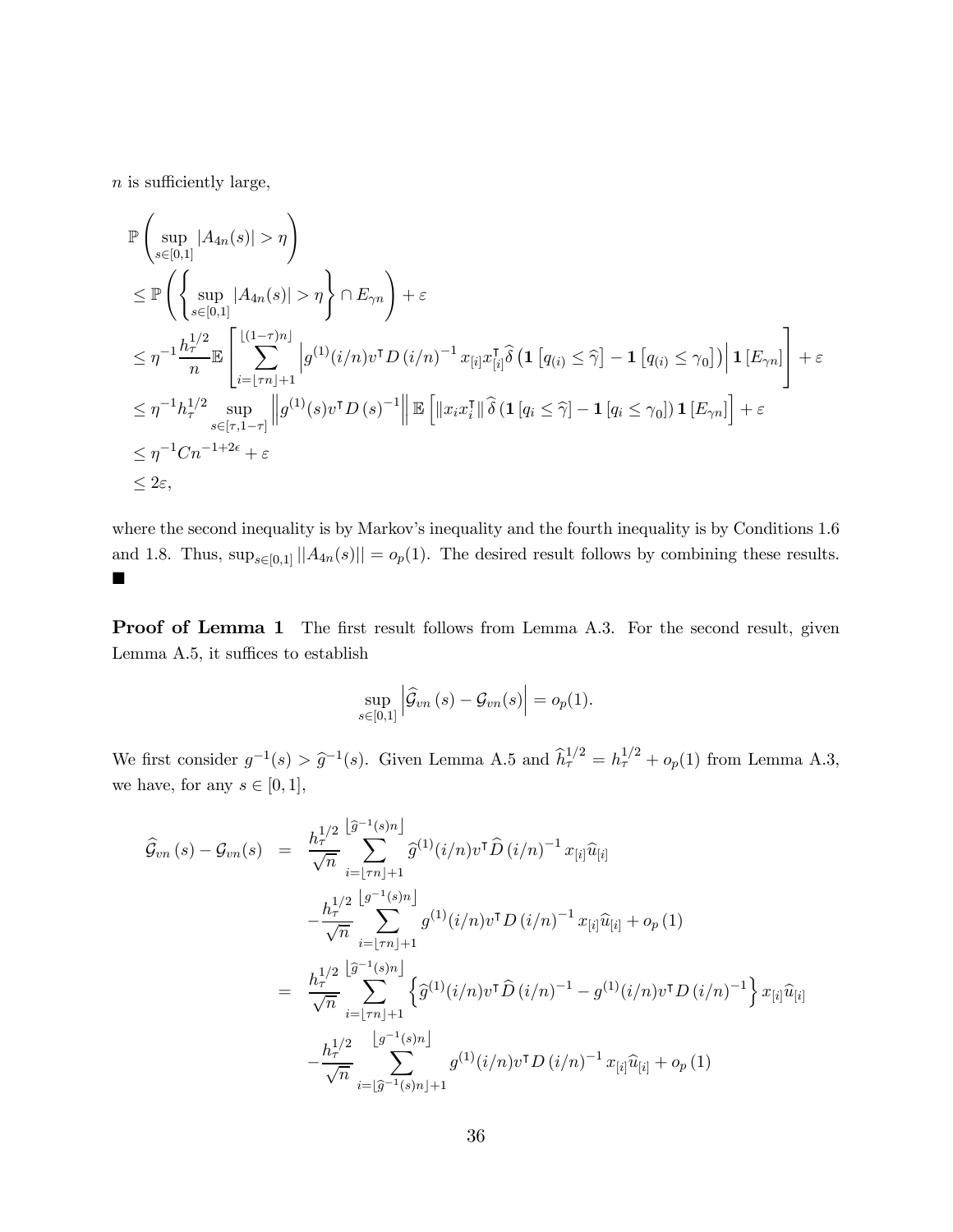$n$ is sufficiently large,

$$
\begin{aligned}
&\mathbb{P}\left(\sup_{s\in[0,1]}|A_{4n}(s)|>\eta\right)\\
&\leq \mathbb{P}\left(\left\{\sup_{s\in[0,1]}|A_{4n}(s)|>\eta\right\}\cap E_{\gamma n}\right)+\varepsilon\\
&\leq \eta^{-1}\frac{h_\tau^{1/2}}{n}\mathbb{E}\left[\sum_{i=\lfloor \tau n\rfloor+1}^{\lfloor(1-\tau)n\rfloor}\left|g^{(1)}(i/n)v^\intercal D\left(i/n\right)^{-1}x_{[i]}x_{[i]}^\intercal\widehat{\delta}\left(\mathbf{1}\left[q_{(i)}\leq\widehat{\gamma}\right]-\mathbf{1}\left[q_{(i)}\leq\gamma_0\right]\right)\right|\mathbf{1}\left[E_{\gamma n}\right]\right]+\varepsilon\\
&\leq \eta^{-1}h_\tau^{1/2}\sup_{s\in[\tau,1-\tau]}\left\|g^{(1)}(s)v^\intercal D\left(s\right)^{-1}\right\|\mathbb{E}\left[\|x_ix_i^\intercal\|\,\widehat{\delta}\left(\mathbf{1}\left[q_i\leq\widehat{\gamma}\right]-\mathbf{1}\left[q_i\leq\gamma_0\right]\right)\mathbf{1}\left[E_{\gamma n}\right]\right]+\varepsilon\\
&\leq \eta^{-1}Cn^{-1+2\epsilon}+\varepsilon\\
&\leq 2\varepsilon,
\end{aligned}
$$

where the second inequality is by Markov's inequality and the fourth inequality is by Conditions 1.6 and 1.8. Thus, $\sup_{s\in[0,1]}||A_{4n}(s)||=o_p(1)$. The desired result follows by combining these results. ■

**Proof of Lemma 1** The first result follows from Lemma A.3. For the second result, given Lemma A.5, it suffices to establish

$$
\sup_{s\in[0,1]}\left|\widehat{\mathcal{G}}_{vn}\left(s\right)-\mathcal{G}_{vn}(s)\right|=o_p(1).
$$

We first consider $g^{-1}(s)>\widehat{g}^{-1}(s)$. Given Lemma A.5 and $\widehat{h}_\tau^{1/2}=h_\tau^{1/2}+o_p(1)$ from Lemma A.3, we have, for any $s\in[0,1]$,

$$
\begin{aligned}
\widehat{\mathcal{G}}_{vn}\left(s\right)-\mathcal{G}_{vn}(s) &= \frac{h_\tau^{1/2}}{\sqrt{n}}\sum_{i=\lfloor\tau n\rfloor+1}^{\lfloor\widehat{g}^{-1}(s)n\rfloor}\widehat{g}^{(1)}(i/n)v^\intercal\widehat{D}\left(i/n\right)^{-1}x_{[i]}\widehat{u}_{[i]}\\
&\quad-\frac{h_\tau^{1/2}}{\sqrt{n}}\sum_{i=\lfloor\tau n\rfloor+1}^{\lfloor g^{-1}(s)n\rfloor}g^{(1)}(i/n)v^\intercal D\left(i/n\right)^{-1}x_{[i]}\widehat{u}_{[i]}+o_p\left(1\right)\\
&= \frac{h_\tau^{1/2}}{\sqrt{n}}\sum_{i=\lfloor\tau n\rfloor+1}^{\lfloor\widehat{g}^{-1}(s)n\rfloor}\left\{\widehat{g}^{(1)}(i/n)v^\intercal\widehat{D}\left(i/n\right)^{-1}-g^{(1)}(i/n)v^\intercal D\left(i/n\right)^{-1}\right\}x_{[i]}\widehat{u}_{[i]}\\
&\quad-\frac{h_\tau^{1/2}}{\sqrt{n}}\sum_{i=\lfloor\widehat{g}^{-1}(s)n\rfloor+1}^{\lfloor g^{-1}(s)n\rfloor}g^{(1)}(i/n)v^\intercal D\left(i/n\right)^{-1}x_{[i]}\widehat{u}_{[i]}+o_p\left(1\right)
\end{aligned}
$$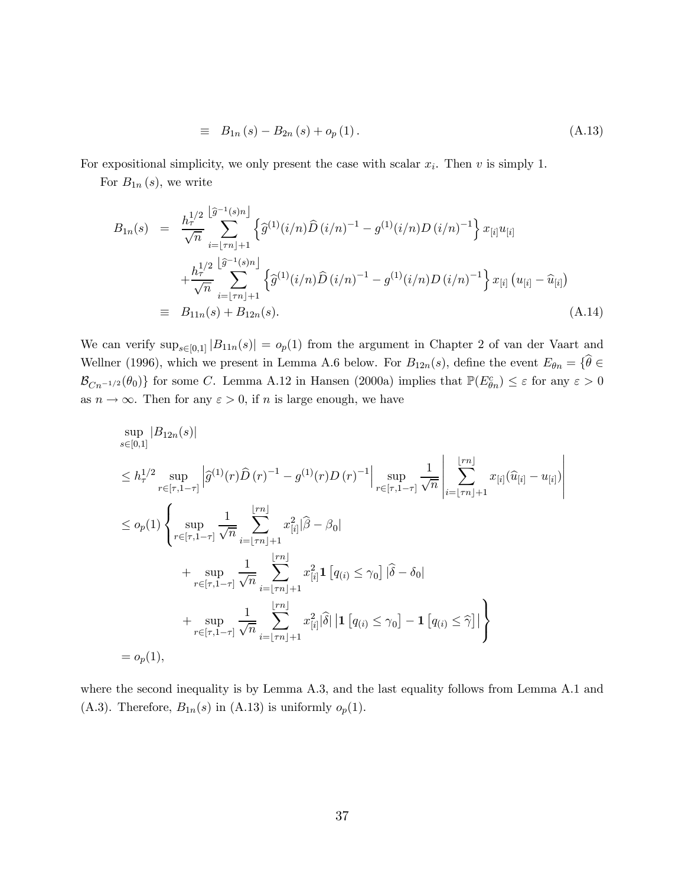$$\equiv \quad B_{1n}(s) - B_{2n}(s) + o_p(1). \tag{A.13}$$

For expositional simplicity, we only present the case with scalar $x_i$. Then $v$ is simply 1.

For $B_{1n}(s)$, we write

$$\begin{aligned}
B_{1n}(s) &= \frac{h_\tau^{1/2}}{\sqrt{n}} \sum_{i=\lfloor \tau n \rfloor+1}^{\lfloor \widehat{g}^{-1}(s)n \rfloor} \left\{ \widehat{g}^{(1)}(i/n)\widehat{D}(i/n)^{-1} - g^{(1)}(i/n)D(i/n)^{-1} \right\} x_{[i]} u_{[i]} \\
&\quad + \frac{h_\tau^{1/2}}{\sqrt{n}} \sum_{i=\lfloor \tau n \rfloor+1}^{\lfloor \widehat{g}^{-1}(s)n \rfloor} \left\{ \widehat{g}^{(1)}(i/n)\widehat{D}(i/n)^{-1} - g^{(1)}(i/n)D(i/n)^{-1} \right\} x_{[i]} \left( u_{[i]} - \widehat{u}_{[i]} \right) \\
&\equiv B_{11n}(s) + B_{12n}(s).
\end{aligned} \tag{A.14}$$

We can verify $\sup_{s\in[0,1]} |B_{11n}(s)| = o_p(1)$ from the argument in Chapter 2 of van der Vaart and Wellner (1996), which we present in Lemma A.6 below. For $B_{12n}(s)$, define the event $E_{\theta n} = \{\widehat{\theta} \in \mathcal{B}_{Cn^{-1/2}}(\theta_0)\}$ for some $C$. Lemma A.12 in Hansen (2000a) implies that $\mathbb{P}(E_{\theta n}^c) \leq \varepsilon$ for any $\varepsilon > 0$ as $n \to \infty$. Then for any $\varepsilon > 0$, if $n$ is large enough, we have

$$\begin{aligned}
&\sup_{s\in[0,1]} |B_{12n}(s)| \\
&\leq h_\tau^{1/2} \sup_{r\in[\tau,1-\tau]} \left| \widehat{g}^{(1)}(r)\widehat{D}(r)^{-1} - g^{(1)}(r)D(r)^{-1} \right| \sup_{r\in[\tau,1-\tau]} \frac{1}{\sqrt{n}} \left| \sum_{i=\lfloor \tau n \rfloor+1}^{\lfloor rn \rfloor} x_{[i]}(\widehat{u}_{[i]} - u_{[i]}) \right| \\
&\leq o_p(1) \left\{ \sup_{r\in[\tau,1-\tau]} \frac{1}{\sqrt{n}} \sum_{i=\lfloor \tau n \rfloor+1}^{\lfloor rn \rfloor} x_{[i]}^2 |\widehat{\beta} - \beta_0| \right. \\
&\qquad + \sup_{r\in[\tau,1-\tau]} \frac{1}{\sqrt{n}} \sum_{i=\lfloor \tau n \rfloor+1}^{\lfloor rn \rfloor} x_{[i]}^2 \mathbf{1}\left[q_{(i)} \leq \gamma_0\right] |\widehat{\delta} - \delta_0| \\
&\qquad \left. + \sup_{r\in[\tau,1-\tau]} \frac{1}{\sqrt{n}} \sum_{i=\lfloor \tau n \rfloor+1}^{\lfloor rn \rfloor} x_{[i]}^2 |\widehat{\delta}| \left| \mathbf{1}\left[q_{(i)} \leq \gamma_0\right] - \mathbf{1}\left[q_{(i)} \leq \widehat{\gamma}\right] \right| \right\} \\
&= o_p(1),
\end{aligned}$$

where the second inequality is by Lemma A.3, and the last equality follows from Lemma A.1 and (A.3). Therefore, $B_{1n}(s)$ in (A.13) is uniformly $o_p(1)$.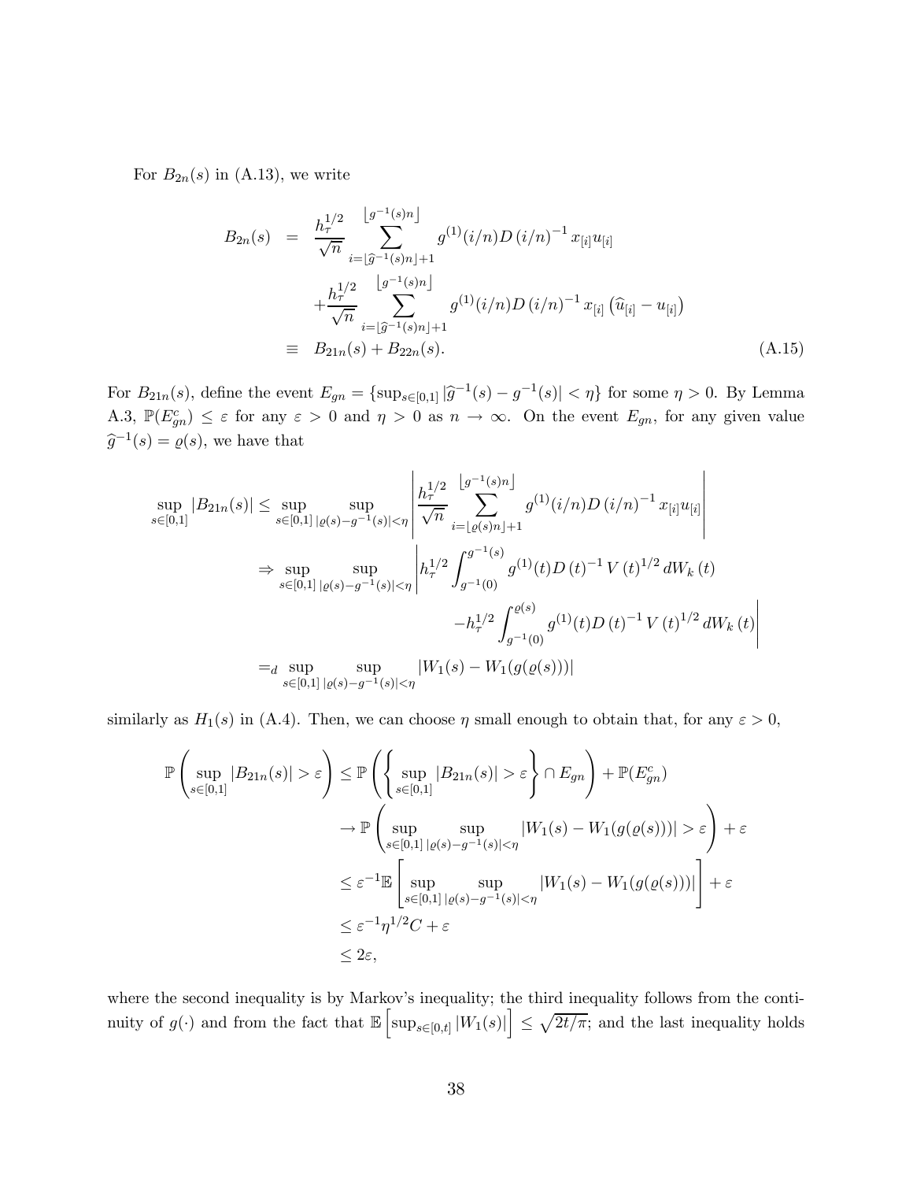For $B_{2n}(s)$ in (A.13), we write

$$
\begin{aligned}
B_{2n}(s) &= \frac{h_\tau^{1/2}}{\sqrt{n}} \sum_{i=\lfloor \widehat{g}^{-1}(s)n \rfloor+1}^{\lfloor g^{-1}(s)n \rfloor} g^{(1)}(i/n) D\left(i/n\right)^{-1} x_{[i]} u_{[i]} \\
&\quad + \frac{h_\tau^{1/2}}{\sqrt{n}} \sum_{i=\lfloor \widehat{g}^{-1}(s)n \rfloor+1}^{\lfloor g^{-1}(s)n \rfloor} g^{(1)}(i/n) D\left(i/n\right)^{-1} x_{[i]} \left(\widehat{u}_{[i]} - u_{[i]}\right) \\
&\equiv B_{21n}(s) + B_{22n}(s). \qquad\qquad (\text{A.15})
\end{aligned}
$$

For $B_{21n}(s)$, define the event $E_{gn} = \{\sup_{s\in[0,1]} |\widehat{g}^{-1}(s) - g^{-1}(s)| < \eta\}$ for some $\eta > 0$. By Lemma A.3, $\mathbb{P}(E_{gn}^c) \leq \varepsilon$ for any $\varepsilon > 0$ and $\eta > 0$ as $n \to \infty$. On the event $E_{gn}$, for any given value $\widehat{g}^{-1}(s) = \varrho(s)$, we have that

$$
\begin{aligned}
\sup_{s\in[0,1]} |B_{21n}(s)| &\leq \sup_{s\in[0,1]} \sup_{|\varrho(s)-g^{-1}(s)|<\eta} \left| \frac{h_\tau^{1/2}}{\sqrt{n}} \sum_{i=\lfloor \varrho(s)n \rfloor+1}^{\lfloor g^{-1}(s)n \rfloor} g^{(1)}(i/n) D\left(i/n\right)^{-1} x_{[i]} u_{[i]} \right| \\
&\Rightarrow \sup_{s\in[0,1]} \sup_{|\varrho(s)-g^{-1}(s)|<\eta} \Bigg| h_\tau^{1/2} \int_{g^{-1}(0)}^{g^{-1}(s)} g^{(1)}(t) D\left(t\right)^{-1} V\left(t\right)^{1/2} dW_k\left(t\right) \\
&\qquad\qquad - h_\tau^{1/2} \int_{g^{-1}(0)}^{\varrho(s)} g^{(1)}(t) D\left(t\right)^{-1} V\left(t\right)^{1/2} dW_k\left(t\right) \Bigg| \\
&=_d \sup_{s\in[0,1]} \sup_{|\varrho(s)-g^{-1}(s)|<\eta} |W_1(s) - W_1(g(\varrho(s)))|
\end{aligned}
$$

similarly as $H_1(s)$ in (A.4). Then, we can choose $\eta$ small enough to obtain that, for any $\varepsilon > 0$,

$$
\begin{aligned}
\mathbb{P}\left( \sup_{s\in[0,1]} |B_{21n}(s)| > \varepsilon \right) &\leq \mathbb{P}\left( \left\{ \sup_{s\in[0,1]} |B_{21n}(s)| > \varepsilon \right\} \cap E_{gn} \right) + \mathbb{P}(E_{gn}^c) \\
&\to \mathbb{P}\left( \sup_{s\in[0,1]} \sup_{|\varrho(s)-g^{-1}(s)|<\eta} |W_1(s) - W_1(g(\varrho(s)))| > \varepsilon \right) + \varepsilon \\
&\leq \varepsilon^{-1} \mathbb{E}\left[ \sup_{s\in[0,1]} \sup_{|\varrho(s)-g^{-1}(s)|<\eta} |W_1(s) - W_1(g(\varrho(s)))| \right] + \varepsilon \\
&\leq \varepsilon^{-1} \eta^{1/2} C + \varepsilon \\
&\leq 2\varepsilon,
\end{aligned}
$$

where the second inequality is by Markov's inequality; the third inequality follows from the continuity of $g(\cdot)$ and from the fact that $\mathbb{E}\left[\sup_{s\in[0,t]} |W_1(s)|\right] \leq \sqrt{2t/\pi}$; and the last inequality holds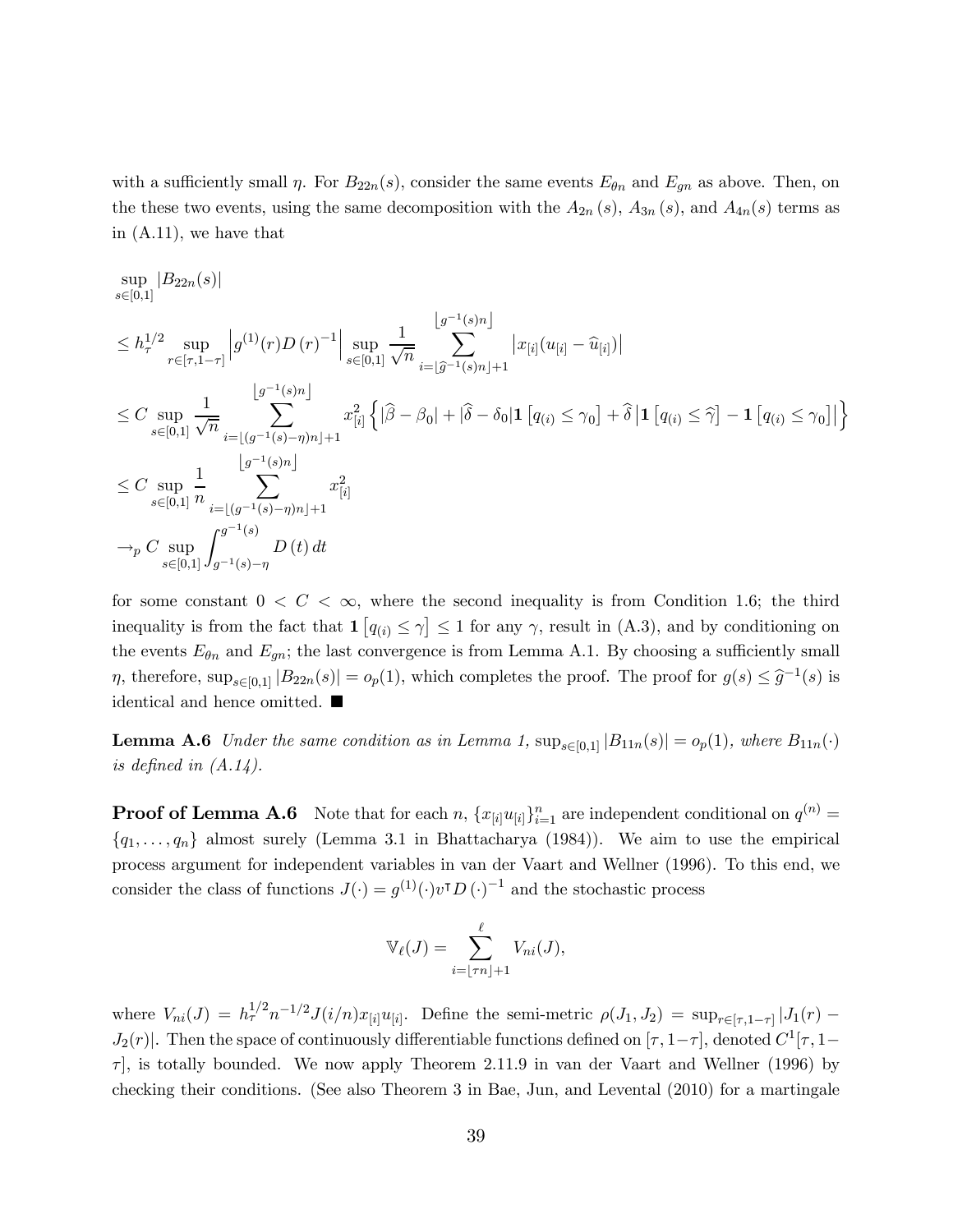with a sufficiently small $\eta$. For $B_{22n}(s)$, consider the same events $E_{\theta n}$ and $E_{gn}$ as above. Then, on the these two events, using the same decomposition with the $A_{2n}(s)$, $A_{3n}(s)$, and $A_{4n}(s)$ terms as in (A.11), we have that

$$
\begin{aligned}
&\sup_{s\in[0,1]} |B_{22n}(s)| \\
&\leq h_\tau^{1/2} \sup_{r\in[\tau,1-\tau]} \left| g^{(1)}(r) D(r)^{-1} \right| \sup_{s\in[0,1]} \frac{1}{\sqrt{n}} \sum_{i=\lfloor \widehat{g}^{-1}(s)n \rfloor+1}^{\lfloor g^{-1}(s)n \rfloor} \left| x_{[i]}(u_{[i]} - \widehat{u}_{[i]}) \right| \\
&\leq C \sup_{s\in[0,1]} \frac{1}{\sqrt{n}} \sum_{i=\lfloor (g^{-1}(s)-\eta)n \rfloor+1}^{\lfloor g^{-1}(s)n \rfloor} x_{[i]}^2 \left\{ |\widehat{\beta} - \beta_0| + |\widehat{\delta} - \delta_0| \mathbf{1}\left[q_{(i)} \leq \gamma_0\right] + \widehat{\delta} \left| \mathbf{1}\left[q_{(i)} \leq \widehat{\gamma}\right] - \mathbf{1}\left[q_{(i)} \leq \gamma_0\right] \right| \right\} \\
&\leq C \sup_{s\in[0,1]} \frac{1}{n} \sum_{i=\lfloor (g^{-1}(s)-\eta)n \rfloor+1}^{\lfloor g^{-1}(s)n \rfloor} x_{[i]}^2 \\
&\to_p C \sup_{s\in[0,1]} \int_{g^{-1}(s)-\eta}^{g^{-1}(s)} D(t)\, dt
\end{aligned}
$$

for some constant $0 < C < \infty$, where the second inequality is from Condition 1.6; the third inequality is from the fact that $\mathbf{1}\left[q_{(i)} \leq \gamma\right] \leq 1$ for any $\gamma$, result in (A.3), and by conditioning on the events $E_{\theta n}$ and $E_{gn}$; the last convergence is from Lemma A.1. By choosing a sufficiently small $\eta$, therefore, $\sup_{s\in[0,1]} |B_{22n}(s)| = o_p(1)$, which completes the proof. The proof for $g(s) \leq \widehat{g}^{-1}(s)$ is identical and hence omitted. ■

**Lemma A.6** *Under the same condition as in Lemma 1,* $\sup_{s\in[0,1]} |B_{11n}(s)| = o_p(1)$*, where* $B_{11n}(\cdot)$ *is defined in (A.14).*

**Proof of Lemma A.6** Note that for each $n$, $\{x_{[i]}u_{[i]}\}_{i=1}^n$ are independent conditional on $q^{(n)} = \{q_1, \ldots, q_n\}$ almost surely (Lemma 3.1 in Bhattacharya (1984)). We aim to use the empirical process argument for independent variables in van der Vaart and Wellner (1996). To this end, we consider the class of functions $J(\cdot) = g^{(1)}(\cdot)v^\intercal D(\cdot)^{-1}$ and the stochastic process

$$
\mathbb{V}_\ell(J) = \sum_{i=\lfloor \tau n \rfloor+1}^{\ell} V_{ni}(J),
$$

where $V_{ni}(J) = h_\tau^{1/2} n^{-1/2} J(i/n) x_{[i]} u_{[i]}$. Define the semi-metric $\rho(J_1, J_2) = \sup_{r\in[\tau,1-\tau]} |J_1(r) - J_2(r)|$. Then the space of continuously differentiable functions defined on $[\tau, 1-\tau]$, denoted $C^1[\tau, 1-\tau]$, is totally bounded. We now apply Theorem 2.11.9 in van der Vaart and Wellner (1996) by checking their conditions. (See also Theorem 3 in Bae, Jun, and Levental (2010) for a martingale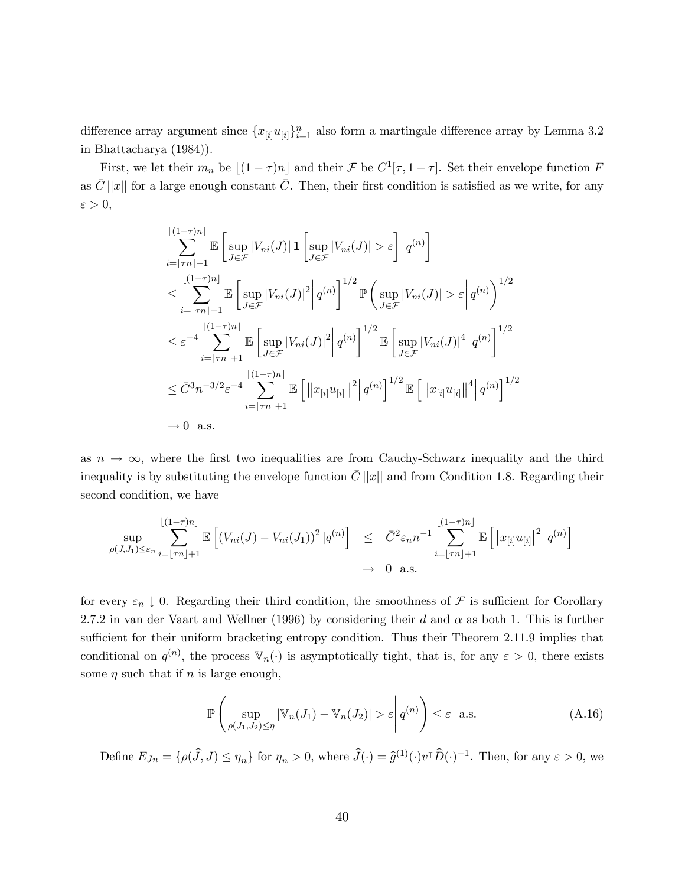difference array argument since $\{x_{[i]}u_{[i]}\}_{i=1}^n$ also form a martingale difference array by Lemma 3.2 in Bhattacharya (1984)).

First, we let their $m_n$ be $\lfloor (1-\tau)n \rfloor$ and their $\mathcal{F}$ be $C^1[\tau, 1-\tau]$. Set their envelope function $F$ as $\bar{C}\,||x||$ for a large enough constant $\bar{C}$. Then, their first condition is satisfied as we write, for any $\varepsilon > 0$,

$$
\begin{aligned}
&\sum_{i=\lfloor \tau n \rfloor+1}^{\lfloor (1-\tau)n \rfloor} \mathbb{E}\left[ \sup_{J\in\mathcal{F}} |V_{ni}(J)| \, \mathbf{1}\left[ \sup_{J\in\mathcal{F}} |V_{ni}(J)| > \varepsilon \right] \middle| \, q^{(n)} \right] \\
&\leq \sum_{i=\lfloor \tau n \rfloor+1}^{\lfloor (1-\tau)n \rfloor} \mathbb{E}\left[ \sup_{J\in\mathcal{F}} |V_{ni}(J)|^2 \middle| \, q^{(n)} \right]^{1/2} \mathbb{P}\left( \sup_{J\in\mathcal{F}} |V_{ni}(J)| > \varepsilon \middle| \, q^{(n)} \right)^{1/2} \\
&\leq \varepsilon^{-4} \sum_{i=\lfloor \tau n \rfloor+1}^{\lfloor (1-\tau)n \rfloor} \mathbb{E}\left[ \sup_{J\in\mathcal{F}} |V_{ni}(J)|^2 \middle| \, q^{(n)} \right]^{1/2} \mathbb{E}\left[ \sup_{J\in\mathcal{F}} |V_{ni}(J)|^4 \middle| \, q^{(n)} \right]^{1/2} \\
&\leq \bar{C}^3 n^{-3/2} \varepsilon^{-4} \sum_{i=\lfloor \tau n \rfloor+1}^{\lfloor (1-\tau)n \rfloor} \mathbb{E}\left[ \left\| x_{[i]}u_{[i]} \right\|^2 \middle| \, q^{(n)} \right]^{1/2} \mathbb{E}\left[ \left\| x_{[i]}u_{[i]} \right\|^4 \middle| \, q^{(n)} \right]^{1/2} \\
&\to 0 \ \text{ a.s.}
\end{aligned}
$$

as $n \to \infty$, where the first two inequalities are from Cauchy-Schwarz inequality and the third inequality is by substituting the envelope function $\bar{C}\,||x||$ and from Condition 1.8. Regarding their second condition, we have

$$
\begin{aligned}
\sup_{\rho(J,J_1)\leq\varepsilon_n} \sum_{i=\lfloor \tau n \rfloor+1}^{\lfloor (1-\tau)n \rfloor} \mathbb{E}\left[ (V_{ni}(J) - V_{ni}(J_1))^2 \, | q^{(n)} \right] &\leq \bar{C}^2 \varepsilon_n n^{-1} \sum_{i=\lfloor \tau n \rfloor+1}^{\lfloor (1-\tau)n \rfloor} \mathbb{E}\left[ \left| x_{[i]}u_{[i]} \right|^2 \middle| \, q^{(n)} \right] \\
&\to 0 \ \text{ a.s.}
\end{aligned}
$$

for every $\varepsilon_n \downarrow 0$. Regarding their third condition, the smoothness of $\mathcal{F}$ is sufficient for Corollary 2.7.2 in van der Vaart and Wellner (1996) by considering their $d$ and $\alpha$ as both 1. This is further sufficient for their uniform bracketing entropy condition. Thus their Theorem 2.11.9 implies that conditional on $q^{(n)}$, the process $\mathbb{V}_n(\cdot)$ is asymptotically tight, that is, for any $\varepsilon > 0$, there exists some $\eta$ such that if $n$ is large enough,

$$
\mathbb{P}\left( \sup_{\rho(J_1,J_2)\leq\eta} |\mathbb{V}_n(J_1) - \mathbb{V}_n(J_2)| > \varepsilon \middle| \, q^{(n)} \right) \leq \varepsilon \ \text{ a.s.} \tag{A.16}
$$

Define $E_{Jn} = \{\rho(\widehat{J}, J) \leq \eta_n\}$ for $\eta_n > 0$, where $\widehat{J}(\cdot) = \widehat{g}^{(1)}(\cdot)v^\intercal \widehat{D}(\cdot)^{-1}$. Then, for any $\varepsilon > 0$, we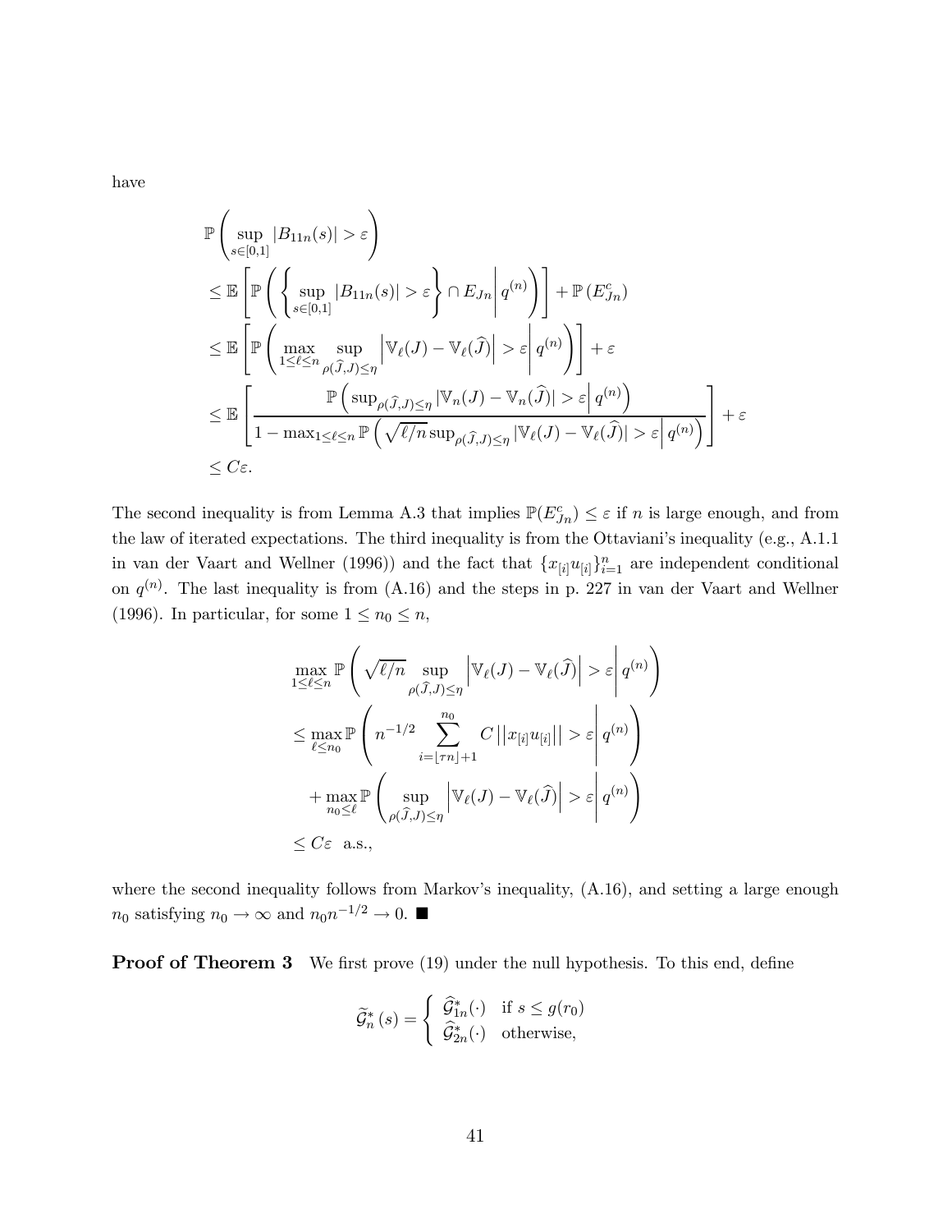have

$$
\begin{aligned}
&\mathbb{P}\left(\sup_{s\in[0,1]}|B_{11n}(s)|>\varepsilon\right)\\
&\leq \mathbb{E}\left[\mathbb{P}\left(\left\{\sup_{s\in[0,1]}|B_{11n}(s)|>\varepsilon\right\}\cap E_{Jn}\middle| q^{(n)}\right)\right]+\mathbb{P}\left(E_{Jn}^{c}\right)\\
&\leq \mathbb{E}\left[\mathbb{P}\left(\max_{1\leq\ell\leq n}\sup_{\rho(\widehat{J},J)\leq\eta}\left|\mathbb{V}_{\ell}(J)-\mathbb{V}_{\ell}(\widehat{J})\right|>\varepsilon\middle| q^{(n)}\right)\right]+\varepsilon\\
&\leq \mathbb{E}\left[\frac{\mathbb{P}\left(\sup_{\rho(\widehat{J},J)\leq\eta}|\mathbb{V}_{n}(J)-\mathbb{V}_{n}(\widehat{J})|>\varepsilon\middle| q^{(n)}\right)}{1-\max_{1\leq\ell\leq n}\mathbb{P}\left(\sqrt{\ell/n}\sup_{\rho(\widehat{J},J)\leq\eta}|\mathbb{V}_{\ell}(J)-\mathbb{V}_{\ell}(\widehat{J})|>\varepsilon\middle| q^{(n)}\right)}\right]+\varepsilon\\
&\leq C\varepsilon.
\end{aligned}
$$

The second inequality is from Lemma A.3 that implies $\mathbb{P}(E_{Jn}^{c})\leq\varepsilon$ if $n$ is large enough, and from the law of iterated expectations. The third inequality is from the Ottaviani's inequality (e.g., A.1.1 in van der Vaart and Wellner (1996)) and the fact that $\{x_{[i]}u_{[i]}\}_{i=1}^{n}$ are independent conditional on $q^{(n)}$. The last inequality is from (A.16) and the steps in p. 227 in van der Vaart and Wellner (1996). In particular, for some $1\leq n_0\leq n$,

$$
\begin{aligned}
&\max_{1\leq\ell\leq n}\mathbb{P}\left(\sqrt{\ell/n}\sup_{\rho(\widehat{J},J)\leq\eta}\left|\mathbb{V}_{\ell}(J)-\mathbb{V}_{\ell}(\widehat{J})\right|>\varepsilon\middle| q^{(n)}\right)\\
&\leq \max_{\ell\leq n_0}\mathbb{P}\left(n^{-1/2}\sum_{i=\lfloor\tau n\rfloor+1}^{n_0}C\left|\left|x_{[i]}u_{[i]}\right|\right|>\varepsilon\middle| q^{(n)}\right)\\
&\quad+\max_{n_0\leq\ell}\mathbb{P}\left(\sup_{\rho(\widehat{J},J)\leq\eta}\left|\mathbb{V}_{\ell}(J)-\mathbb{V}_{\ell}(\widehat{J})\right|>\varepsilon\middle| q^{(n)}\right)\\
&\leq C\varepsilon\ \text{ a.s.},
\end{aligned}
$$

where the second inequality follows from Markov's inequality, (A.16), and setting a large enough $n_0$ satisfying $n_0\to\infty$ and $n_0 n^{-1/2}\to 0$. ■

**Proof of Theorem 3** We first prove (19) under the null hypothesis. To this end, define

$$
\widetilde{\mathcal{G}}_{n}^{*}(s)=\begin{cases}\widehat{\mathcal{G}}_{1n}^{*}(\cdot) & \text{if } s\leq g(r_0)\\ \widehat{\mathcal{G}}_{2n}^{*}(\cdot) & \text{otherwise,}\end{cases}
$$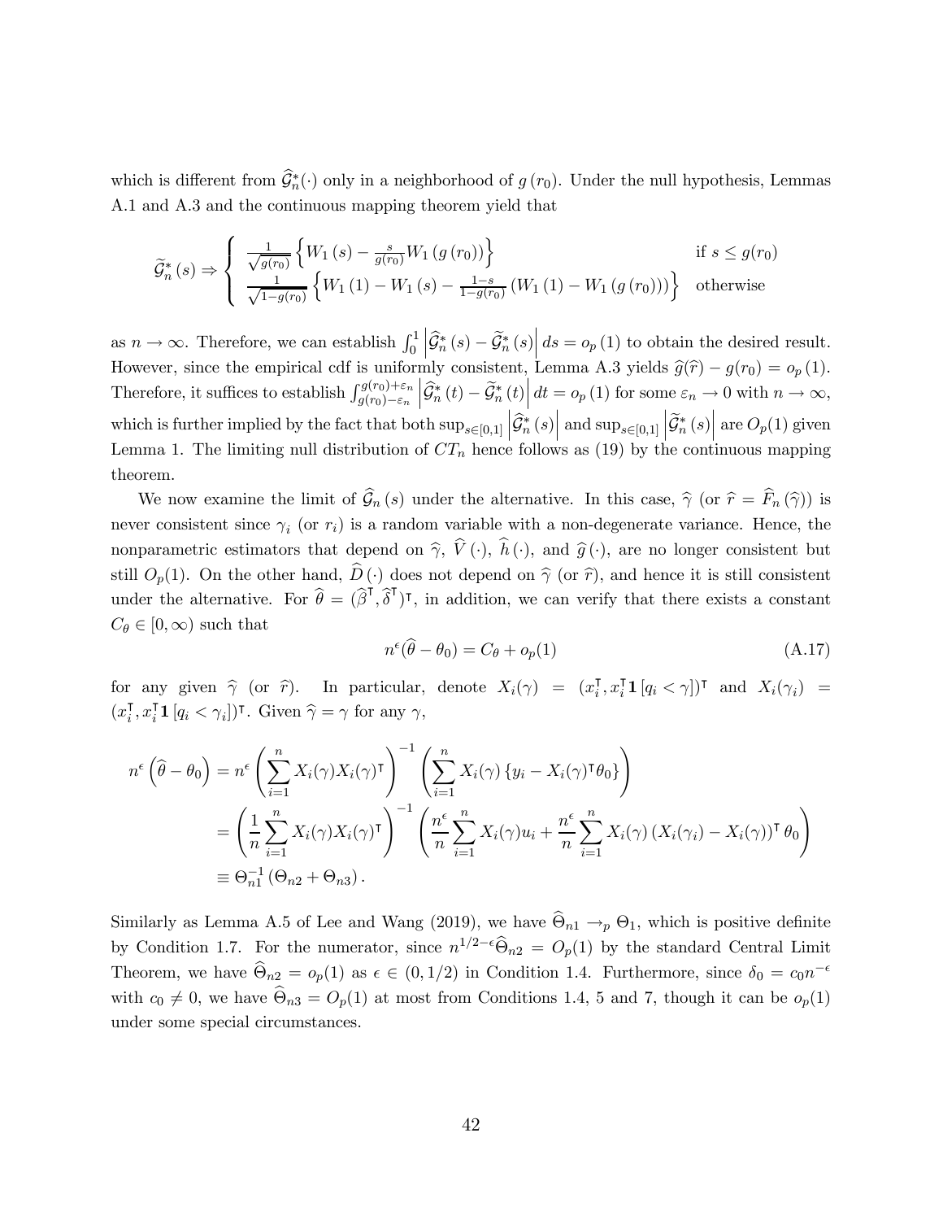which is different from $\widehat{\mathcal{G}}_n^*(\cdot)$ only in a neighborhood of $g(r_0)$. Under the null hypothesis, Lemmas A.1 and A.3 and the continuous mapping theorem yield that

$$
\widetilde{\mathcal{G}}_n^*(s) \Rightarrow \begin{cases} \frac{1}{\sqrt{g(r_0)}}\left\{W_1(s) - \frac{s}{g(r_0)}W_1(g(r_0))\right\} & \text{if } s \le g(r_0) \\ \frac{1}{\sqrt{1-g(r_0)}}\left\{W_1(1) - W_1(s) - \frac{1-s}{1-g(r_0)}(W_1(1) - W_1(g(r_0)))\right\} & \text{otherwise} \end{cases}
$$

as $n \to \infty$. Therefore, we can establish $\int_0^1 \left|\widehat{\mathcal{G}}_n^*(s) - \widetilde{\mathcal{G}}_n^*(s)\right| ds = o_p(1)$ to obtain the desired result. However, since the empirical cdf is uniformly consistent, Lemma A.3 yields $\widehat{g}(\widehat{r}) - g(r_0) = o_p(1)$. Therefore, it suffices to establish $\int_{g(r_0)-\varepsilon_n}^{g(r_0)+\varepsilon_n} \left|\widehat{\mathcal{G}}_n^*(t) - \widetilde{\mathcal{G}}_n^*(t)\right| dt = o_p(1)$ for some $\varepsilon_n \to 0$ with $n \to \infty$, which is further implied by the fact that both $\sup_{s\in[0,1]}\left|\widehat{\mathcal{G}}_n^*(s)\right|$ and $\sup_{s\in[0,1]}\left|\widetilde{\mathcal{G}}_n^*(s)\right|$ are $O_p(1)$ given Lemma 1. The limiting null distribution of $CT_n$ hence follows as (19) by the continuous mapping theorem.

We now examine the limit of $\widehat{\mathcal{G}}_n(s)$ under the alternative. In this case, $\widehat{\gamma}$ (or $\widehat{r} = \widehat{F}_n(\widehat{\gamma})$) is never consistent since $\gamma_i$ (or $r_i$) is a random variable with a non-degenerate variance. Hence, the nonparametric estimators that depend on $\widehat{\gamma}$, $\widehat{V}(\cdot)$, $\widehat{h}(\cdot)$, and $\widehat{g}(\cdot)$, are no longer consistent but still $O_p(1)$. On the other hand, $\widehat{D}(\cdot)$ does not depend on $\widehat{\gamma}$ (or $\widehat{r}$), and hence it is still consistent under the alternative. For $\widehat{\theta} = (\widehat{\beta}^\intercal, \widehat{\delta}^\intercal)^\intercal$, in addition, we can verify that there exists a constant $C_\theta \in [0, \infty)$ such that

$$
n^\epsilon(\widehat{\theta} - \theta_0) = C_\theta + o_p(1) \tag{A.17}
$$

for any given $\widehat{\gamma}$ (or $\widehat{r}$). In particular, denote $X_i(\gamma) = (x_i^\intercal, x_i^\intercal \mathbf{1}[q_i < \gamma])^\intercal$ and $X_i(\gamma_i) = (x_i^\intercal, x_i^\intercal \mathbf{1}[q_i < \gamma_i])^\intercal$. Given $\widehat{\gamma} = \gamma$ for any $\gamma$,

$$
\begin{aligned}
n^\epsilon\left(\widehat{\theta} - \theta_0\right) &= n^\epsilon \left(\sum_{i=1}^n X_i(\gamma)X_i(\gamma)^\intercal\right)^{-1} \left(\sum_{i=1}^n X_i(\gamma)\left\{y_i - X_i(\gamma)^\intercal\theta_0\right\}\right) \\
&= \left(\frac{1}{n}\sum_{i=1}^n X_i(\gamma)X_i(\gamma)^\intercal\right)^{-1} \left(\frac{n^\epsilon}{n}\sum_{i=1}^n X_i(\gamma)u_i + \frac{n^\epsilon}{n}\sum_{i=1}^n X_i(\gamma)\left(X_i(\gamma_i) - X_i(\gamma)\right)^\intercal\theta_0\right) \\
&\equiv \Theta_{n1}^{-1}\left(\Theta_{n2} + \Theta_{n3}\right).
\end{aligned}
$$

Similarly as Lemma A.5 of Lee and Wang (2019), we have $\widehat{\Theta}_{n1} \to_p \Theta_1$, which is positive definite by Condition 1.7. For the numerator, since $n^{1/2-\epsilon}\widehat{\Theta}_{n2} = O_p(1)$ by the standard Central Limit Theorem, we have $\widehat{\Theta}_{n2} = o_p(1)$ as $\epsilon \in (0, 1/2)$ in Condition 1.4. Furthermore, since $\delta_0 = c_0 n^{-\epsilon}$ with $c_0 \neq 0$, we have $\widehat{\Theta}_{n3} = O_p(1)$ at most from Conditions 1.4, 5 and 7, though it can be $o_p(1)$ under some special circumstances.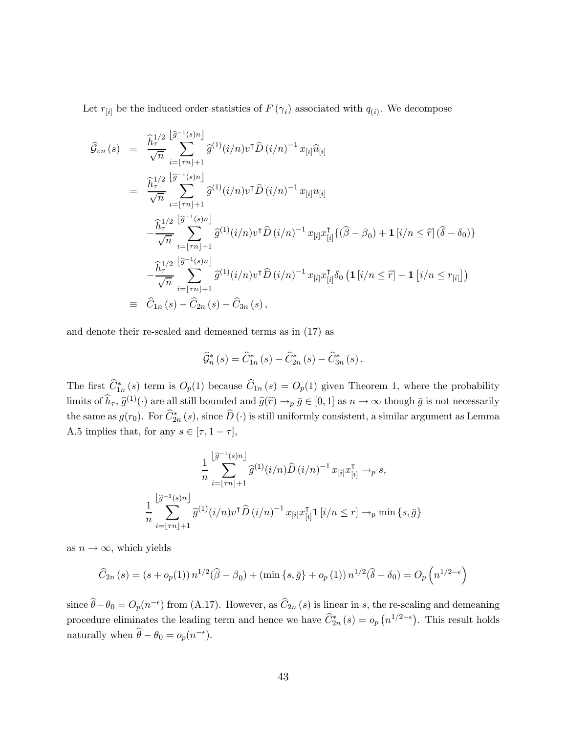Let $r_{[i]}$ be the induced order statistics of $F(\gamma_i)$ associated with $q_{(i)}$. We decompose

$$
\begin{aligned}
\widehat{\mathcal{G}}_{vn}(s) &= \frac{\widehat{h}_\tau^{1/2}}{\sqrt{n}} \sum_{i=\lfloor \tau n \rfloor+1}^{\lfloor \widehat{g}^{-1}(s)n \rfloor} \widehat{g}^{(1)}(i/n) v^\intercal \widehat{D}(i/n)^{-1} x_{[i]} \widehat{u}_{[i]} \\
&= \frac{\widehat{h}_\tau^{1/2}}{\sqrt{n}} \sum_{i=\lfloor \tau n \rfloor+1}^{\lfloor \widehat{g}^{-1}(s)n \rfloor} \widehat{g}^{(1)}(i/n) v^\intercal \widehat{D}(i/n)^{-1} x_{[i]} u_{[i]} \\
&\quad - \frac{\widehat{h}_\tau^{1/2}}{\sqrt{n}} \sum_{i=\lfloor \tau n \rfloor+1}^{\lfloor \widehat{g}^{-1}(s)n \rfloor} \widehat{g}^{(1)}(i/n) v^\intercal \widehat{D}(i/n)^{-1} x_{[i]} x_{[i]}^\intercal \{ (\widehat{\beta} - \beta_0) + \mathbf{1}[i/n \leq \widehat{r}] (\widehat{\delta} - \delta_0) \} \\
&\quad - \frac{\widehat{h}_\tau^{1/2}}{\sqrt{n}} \sum_{i=\lfloor \tau n \rfloor+1}^{\lfloor \widehat{g}^{-1}(s)n \rfloor} \widehat{g}^{(1)}(i/n) v^\intercal \widehat{D}(i/n)^{-1} x_{[i]} x_{[i]}^\intercal \delta_0 \left( \mathbf{1}[i/n \leq \widehat{r}] - \mathbf{1}\left[i/n \leq r_{[i]}\right] \right) \\
&\equiv \widehat{C}_{1n}(s) - \widehat{C}_{2n}(s) - \widehat{C}_{3n}(s),
\end{aligned}
$$

and denote their re-scaled and demeaned terms as in (17) as

$$
\widehat{\mathcal{G}}_n^*(s) = \widehat{C}_{1n}^*(s) - \widehat{C}_{2n}^*(s) - \widehat{C}_{3n}^*(s).
$$

The first $\widehat{C}_{1n}^*(s)$ term is $O_p(1)$ because $\widehat{C}_{1n}(s) = O_p(1)$ given Theorem 1, where the probability limits of $\widehat{h}_\tau$, $\widehat{g}^{(1)}(\cdot)$ are all still bounded and $\widehat{g}(\widehat{r}) \to_p \bar{g} \in [0,1]$ as $n \to \infty$ though $\bar{g}$ is not necessarily the same as $g(r_0)$. For $\widehat{C}_{2n}^*(s)$, since $\widehat{D}(\cdot)$ is still uniformly consistent, a similar argument as Lemma A.5 implies that, for any $s \in [\tau, 1-\tau]$,

$$
\frac{1}{n} \sum_{i=\lfloor \tau n \rfloor+1}^{\lfloor \widehat{g}^{-1}(s)n \rfloor} \widehat{g}^{(1)}(i/n) \widehat{D}(i/n)^{-1} x_{[i]} x_{[i]}^\intercal \to_p s,
$$

$$
\frac{1}{n} \sum_{i=\lfloor \tau n \rfloor+1}^{\lfloor \widehat{g}^{-1}(s)n \rfloor} \widehat{g}^{(1)}(i/n) v^\intercal \widehat{D}(i/n)^{-1} x_{[i]} x_{[i]}^\intercal \mathbf{1}[i/n \leq r] \to_p \min\{s, \bar{g}\}
$$

as $n \to \infty$, which yields

$$
\widehat{C}_{2n}(s) = (s + o_p(1))\, n^{1/2}(\widehat{\beta} - \beta_0) + (\min\{s, \bar{g}\} + o_p(1))\, n^{1/2}(\widehat{\delta} - \delta_0) = O_p\left(n^{1/2-\epsilon}\right)
$$

since $\widehat{\theta} - \theta_0 = O_p(n^{-\epsilon})$ from (A.17). However, as $\widehat{C}_{2n}(s)$ is linear in $s$, the re-scaling and demeaning procedure eliminates the leading term and hence we have $\widehat{C}_{2n}^*(s) = o_p\left(n^{1/2-\epsilon}\right)$. This result holds naturally when $\widehat{\theta} - \theta_0 = o_p(n^{-\epsilon})$.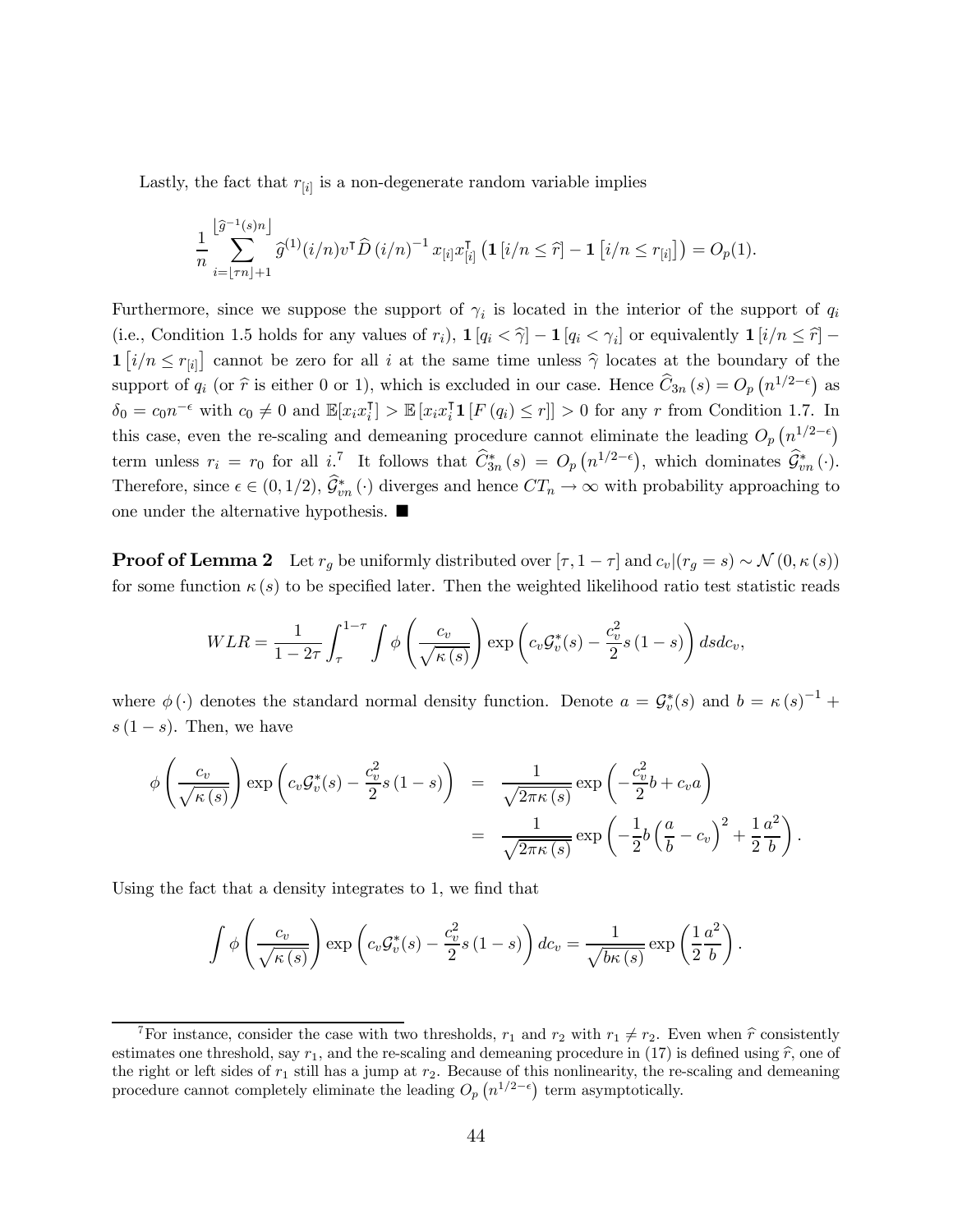Lastly, the fact that $r_{[i]}$ is a non-degenerate random variable implies

$$\frac{1}{n}\sum_{i=\lfloor \tau n\rfloor+1}^{\lfloor \widehat{g}^{-1}(s)n\rfloor} \widehat{g}^{(1)}(i/n) v^{\intercal} \widehat{D}(i/n)^{-1} x_{[i]} x_{[i]}^{\intercal}\left(\mathbf{1}\left[i/n \leq \widehat{r}\right] - \mathbf{1}\left[i/n \leq r_{[i]}\right]\right) = O_p(1).$$

Furthermore, since we suppose the support of $\gamma_i$ is located in the interior of the support of $q_i$ (i.e., Condition 1.5 holds for any values of $r_i$), $\mathbf{1}[q_i < \widehat{\gamma}] - \mathbf{1}[q_i < \gamma_i]$ or equivalently $\mathbf{1}[i/n \leq \widehat{r}] - \mathbf{1}[i/n \leq r_{[i]}]$ cannot be zero for all $i$ at the same time unless $\widehat{\gamma}$ locates at the boundary of the support of $q_i$ (or $\widehat{r}$ is either 0 or 1), which is excluded in our case. Hence $\widehat{C}_{3n}(s) = O_p(n^{1/2-\epsilon})$ as $\delta_0 = c_0 n^{-\epsilon}$ with $c_0 \neq 0$ and $\mathbb{E}[x_i x_i^{\intercal}] > \mathbb{E}[x_i x_i^{\intercal} \mathbf{1}[F(q_i) \leq r]] > 0$ for any $r$ from Condition 1.7. In this case, even the re-scaling and demeaning procedure cannot eliminate the leading $O_p(n^{1/2-\epsilon})$ term unless $r_i = r_0$ for all $i$.[7] It follows that $\widehat{C}^*_{3n}(s) = O_p(n^{1/2-\epsilon})$, which dominates $\widehat{\mathcal{G}}^*_{vn}(\cdot)$. Therefore, since $\epsilon \in (0, 1/2)$, $\widehat{\mathcal{G}}^*_{vn}(\cdot)$ diverges and hence $CT_n \to \infty$ with probability approaching to one under the alternative hypothesis. ■

**Proof of Lemma 2** Let $r_g$ be uniformly distributed over $[\tau, 1-\tau]$ and $c_v|(r_g = s) \sim \mathcal{N}(0, \kappa(s))$ for some function $\kappa(s)$ to be specified later. Then the weighted likelihood ratio test statistic reads

$$WLR = \frac{1}{1-2\tau}\int_{\tau}^{1-\tau}\int \phi\left(\frac{c_v}{\sqrt{\kappa(s)}}\right)\exp\left(c_v \mathcal{G}^*_v(s) - \frac{c_v^2}{2}s(1-s)\right) ds dc_v,$$

where $\phi(\cdot)$ denotes the standard normal density function. Denote $a = \mathcal{G}^*_v(s)$ and $b = \kappa(s)^{-1} + s(1-s)$. Then, we have

$$\begin{aligned}
\phi\left(\frac{c_v}{\sqrt{\kappa(s)}}\right)\exp\left(c_v \mathcal{G}^*_v(s) - \frac{c_v^2}{2}s(1-s)\right) &= \frac{1}{\sqrt{2\pi\kappa(s)}}\exp\left(-\frac{c_v^2}{2}b + c_v a\right) \\
&= \frac{1}{\sqrt{2\pi\kappa(s)}}\exp\left(-\frac{1}{2}b\left(\frac{a}{b} - c_v\right)^2 + \frac{1}{2}\frac{a^2}{b}\right).
\end{aligned}$$

Using the fact that a density integrates to 1, we find that

$$\int \phi\left(\frac{c_v}{\sqrt{\kappa(s)}}\right)\exp\left(c_v \mathcal{G}^*_v(s) - \frac{c_v^2}{2}s(1-s)\right) dc_v = \frac{1}{\sqrt{b\kappa(s)}}\exp\left(\frac{1}{2}\frac{a^2}{b}\right).$$

[7] For instance, consider the case with two thresholds, $r_1$ and $r_2$ with $r_1 \neq r_2$. Even when $\widehat{r}$ consistently estimates one threshold, say $r_1$, and the re-scaling and demeaning procedure in (17) is defined using $\widehat{r}$, one of the right or left sides of $r_1$ still has a jump at $r_2$. Because of this nonlinearity, the re-scaling and demeaning procedure cannot completely eliminate the leading $O_p(n^{1/2-\epsilon})$ term asymptotically.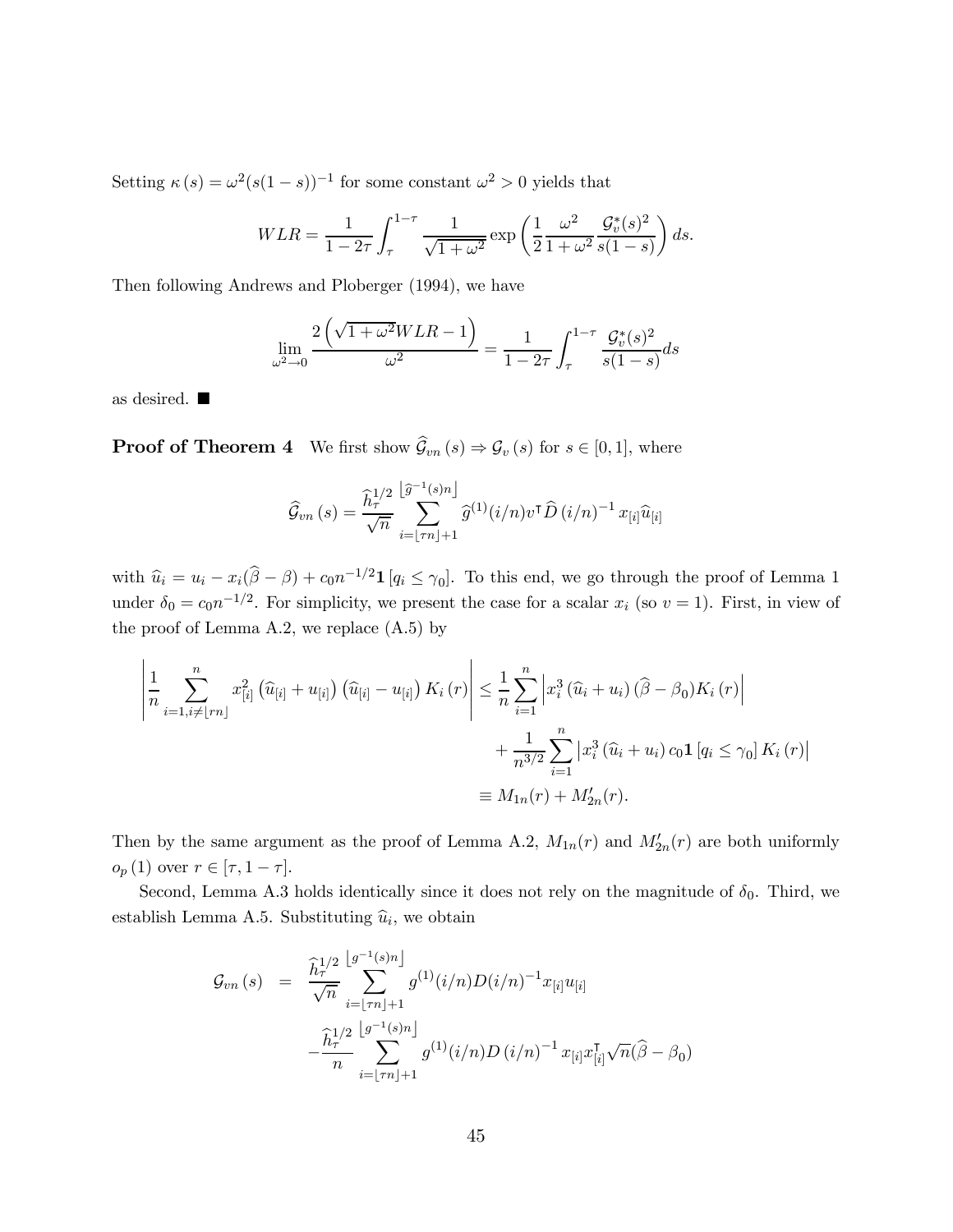Setting $\kappa(s) = \omega^2 (s(1-s))^{-1}$ for some constant $\omega^2 > 0$ yields that

$$WLR = \frac{1}{1-2\tau} \int_{\tau}^{1-\tau} \frac{1}{\sqrt{1+\omega^2}} \exp\left( \frac{1}{2} \frac{\omega^2}{1+\omega^2} \frac{\mathcal{G}_v^*(s)^2}{s(1-s)} \right) ds.$$

Then following Andrews and Ploberger (1994), we have

$$\lim_{\omega^2 \to 0} \frac{2\left(\sqrt{1+\omega^2} WLR - 1\right)}{\omega^2} = \frac{1}{1-2\tau} \int_{\tau}^{1-\tau} \frac{\mathcal{G}_v^*(s)^2}{s(1-s)} ds$$

as desired. ■

**Proof of Theorem 4** We first show $\widehat{\mathcal{G}}_{vn}(s) \Rightarrow \mathcal{G}_v(s)$ for $s \in [0,1]$, where

$$\widehat{\mathcal{G}}_{vn}(s) = \frac{\widehat{h}_{\tau}^{1/2}}{\sqrt{n}} \sum_{i=\lfloor \tau n \rfloor + 1}^{\lfloor \widehat{g}^{-1}(s) n \rfloor} \widehat{g}^{(1)}(i/n) v^{\intercal} \widehat{D}(i/n)^{-1} x_{[i]} \widehat{u}_{[i]}$$

with $\widehat{u}_i = u_i - x_i(\widehat{\beta} - \beta) + c_0 n^{-1/2} \mathbf{1}[q_i \leq \gamma_0]$. To this end, we go through the proof of Lemma 1 under $\delta_0 = c_0 n^{-1/2}$. For simplicity, we present the case for a scalar $x_i$ (so $v = 1$). First, in view of the proof of Lemma A.2, we replace (A.5) by

$$\begin{aligned}
\left| \frac{1}{n} \sum_{i=1, i \neq \lfloor rn \rfloor}^{n} x_{[i]}^2 \left( \widehat{u}_{[i]} + u_{[i]} \right) \left( \widehat{u}_{[i]} - u_{[i]} \right) K_i(r) \right| &\leq \frac{1}{n} \sum_{i=1}^{n} \left| x_i^3 \left( \widehat{u}_i + u_i \right) (\widehat{\beta} - \beta_0) K_i(r) \right| \\
&\quad + \frac{1}{n^{3/2}} \sum_{i=1}^{n} \left| x_i^3 \left( \widehat{u}_i + u_i \right) c_0 \mathbf{1}[q_i \leq \gamma_0] K_i(r) \right| \\
&\equiv M_{1n}(r) + M_{2n}'(r).
\end{aligned}$$

Then by the same argument as the proof of Lemma A.2, $M_{1n}(r)$ and $M_{2n}'(r)$ are both uniformly $o_p(1)$ over $r \in [\tau, 1-\tau]$.

Second, Lemma A.3 holds identically since it does not rely on the magnitude of $\delta_0$. Third, we establish Lemma A.5. Substituting $\widehat{u}_i$, we obtain

$$\begin{aligned}
\mathcal{G}_{vn}(s) &= \frac{\widehat{h}_{\tau}^{1/2}}{\sqrt{n}} \sum_{i=\lfloor \tau n \rfloor + 1}^{\lfloor g^{-1}(s) n \rfloor} g^{(1)}(i/n) D(i/n)^{-1} x_{[i]} u_{[i]} \\
&\quad - \frac{\widehat{h}_{\tau}^{1/2}}{n} \sum_{i=\lfloor \tau n \rfloor + 1}^{\lfloor g^{-1}(s) n \rfloor} g^{(1)}(i/n) D(i/n)^{-1} x_{[i]} x_{[i]}^{\intercal} \sqrt{n}(\widehat{\beta} - \beta_0)
\end{aligned}$$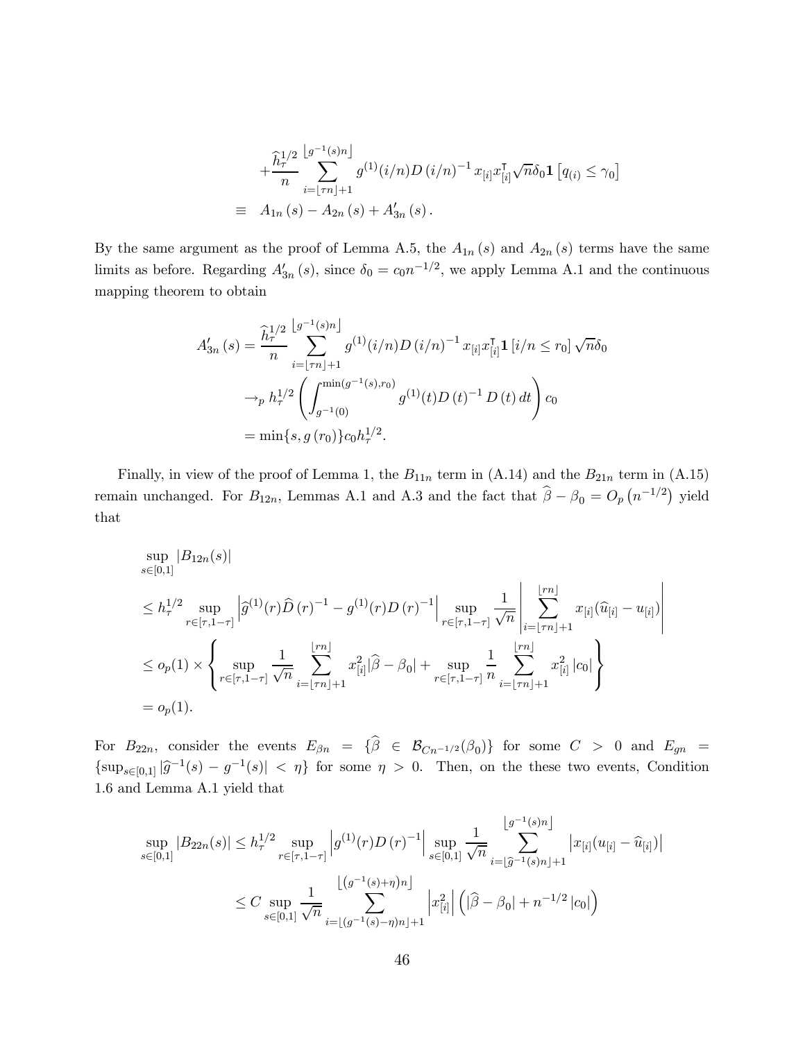$$
\begin{aligned}
&+\frac{\widehat{h}_{\tau}^{1/2}}{n}\sum_{i=\lfloor \tau n\rfloor+1}^{\lfloor g^{-1}(s)n\rfloor} g^{(1)}(i/n)D\left(i/n\right)^{-1}x_{[i]}x_{[i]}^{\intercal}\sqrt{n}\delta_0\mathbf{1}\left[q_{(i)}\leq\gamma_0\right] \\
\equiv\;\; & A_{1n}\left(s\right)-A_{2n}\left(s\right)+A_{3n}^{\prime}\left(s\right).
\end{aligned}
$$

By the same argument as the proof of Lemma A.5, the $A_{1n}(s)$ and $A_{2n}(s)$ terms have the same limits as before. Regarding $A_{3n}^{\prime}(s)$, since $\delta_0 = c_0 n^{-1/2}$, we apply Lemma A.1 and the continuous mapping theorem to obtain

$$
\begin{aligned}
A_{3n}^{\prime}\left(s\right) &= \frac{\widehat{h}_{\tau}^{1/2}}{n}\sum_{i=\lfloor \tau n\rfloor+1}^{\lfloor g^{-1}(s)n\rfloor} g^{(1)}(i/n)D\left(i/n\right)^{-1}x_{[i]}x_{[i]}^{\intercal}\mathbf{1}\left[i/n\leq r_0\right]\sqrt{n}\delta_0 \\
&\rightarrow_p h_{\tau}^{1/2}\left(\int_{g^{-1}(0)}^{\min(g^{-1}(s),r_0)} g^{(1)}(t)D\left(t\right)^{-1}D\left(t\right)dt\right)c_0 \\
&= \min\{s, g\left(r_0\right)\}c_0 h_{\tau}^{1/2}.
\end{aligned}
$$

Finally, in view of the proof of Lemma 1, the $B_{11n}$ term in (A.14) and the $B_{21n}$ term in (A.15) remain unchanged. For $B_{12n}$, Lemmas A.1 and A.3 and the fact that $\widehat{\beta}-\beta_0 = O_p\left(n^{-1/2}\right)$ yield that

$$
\begin{aligned}
&\sup_{s\in[0,1]}\left|B_{12n}(s)\right| \\
&\leq h_{\tau}^{1/2}\sup_{r\in[\tau,1-\tau]}\left|\widehat{g}^{(1)}(r)\widehat{D}\left(r\right)^{-1}-g^{(1)}(r)D\left(r\right)^{-1}\right|\sup_{r\in[\tau,1-\tau]}\frac{1}{\sqrt{n}}\left|\sum_{i=\lfloor \tau n\rfloor+1}^{\lfloor rn\rfloor}x_{[i]}(\widehat{u}_{[i]}-u_{[i]})\right| \\
&\leq o_p(1)\times\left\{\sup_{r\in[\tau,1-\tau]}\frac{1}{\sqrt{n}}\sum_{i=\lfloor \tau n\rfloor+1}^{\lfloor rn\rfloor}x_{[i]}^2|\widehat{\beta}-\beta_0|+\sup_{r\in[\tau,1-\tau]}\frac{1}{n}\sum_{i=\lfloor \tau n\rfloor+1}^{\lfloor rn\rfloor}x_{[i]}^2\left|c_0\right|\right\} \\
&= o_p(1).
\end{aligned}
$$

For $B_{22n}$, consider the events $E_{\beta n} = \{\widehat{\beta}\in\mathcal{B}_{Cn^{-1/2}}(\beta_0)\}$ for some $C>0$ and $E_{gn} = \{\sup_{s\in[0,1]}|\widehat{g}^{-1}(s)-g^{-1}(s)|<\eta\}$ for some $\eta>0$. Then, on the these two events, Condition 1.6 and Lemma A.1 yield that

$$
\begin{aligned}
\sup_{s\in[0,1]}\left|B_{22n}(s)\right| &\leq h_{\tau}^{1/2}\sup_{r\in[\tau,1-\tau]}\left|g^{(1)}(r)D\left(r\right)^{-1}\right|\sup_{s\in[0,1]}\frac{1}{\sqrt{n}}\sum_{i=\lfloor\widehat{g}^{-1}(s)n\rfloor+1}^{\lfloor g^{-1}(s)n\rfloor}\left|x_{[i]}(u_{[i]}-\widehat{u}_{[i]})\right| \\
&\leq C\sup_{s\in[0,1]}\frac{1}{\sqrt{n}}\sum_{i=\lfloor(g^{-1}(s)-\eta)n\rfloor+1}^{\lfloor(g^{-1}(s)+\eta)n\rfloor}\left|x_{[i]}^2\right|\left(|\widehat{\beta}-\beta_0|+n^{-1/2}\left|c_0\right|\right)
\end{aligned}
$$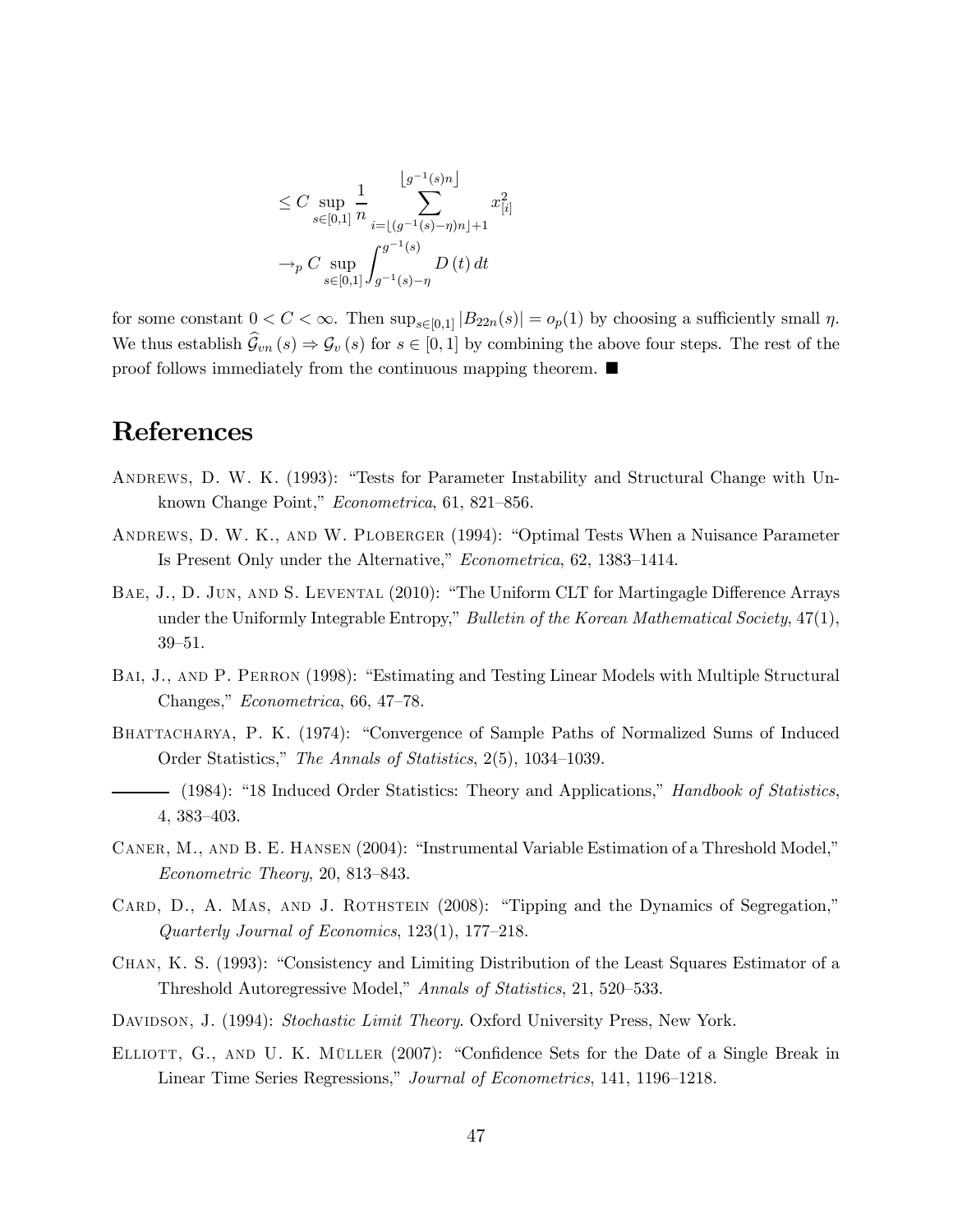$$
\begin{aligned}
&\leq C \sup_{s\in[0,1]} \frac{1}{n} \sum_{i=\lfloor (g^{-1}(s)-\eta)n \rfloor+1}^{\lfloor g^{-1}(s)n \rfloor} x_{[i]}^2 \\
&\rightarrow_p C \sup_{s\in[0,1]} \int_{g^{-1}(s)-\eta}^{g^{-1}(s)} D(t)\, dt
\end{aligned}
$$

for some constant $0 < C < \infty$. Then $\sup_{s\in[0,1]} |B_{22n}(s)| = o_p(1)$ by choosing a sufficiently small $\eta$. We thus establish $\widehat{\mathcal{G}}_{vn}(s) \Rightarrow \mathcal{G}_v(s)$ for $s \in [0,1]$ by combining the above four steps. The rest of the proof follows immediately from the continuous mapping theorem. ■

# References

Andrews, D. W. K. (1993): "Tests for Parameter Instability and Structural Change with Unknown Change Point," *Econometrica*, 61, 821–856.

Andrews, D. W. K., and W. Ploberger (1994): "Optimal Tests When a Nuisance Parameter Is Present Only under the Alternative," *Econometrica*, 62, 1383–1414.

Bae, J., D. Jun, and S. Levental (2010): "The Uniform CLT for Martingagle Difference Arrays under the Uniformly Integrable Entropy," *Bulletin of the Korean Mathematical Society*, 47(1), 39–51.

Bai, J., and P. Perron (1998): "Estimating and Testing Linear Models with Multiple Structural Changes," *Econometrica*, 66, 47–78.

Bhattacharya, P. K. (1974): "Convergence of Sample Paths of Normalized Sums of Induced Order Statistics," *The Annals of Statistics*, 2(5), 1034–1039.

——— (1984): "18 Induced Order Statistics: Theory and Applications," *Handbook of Statistics*, 4, 383–403.

Caner, M., and B. E. Hansen (2004): "Instrumental Variable Estimation of a Threshold Model," *Econometric Theory*, 20, 813–843.

Card, D., A. Mas, and J. Rothstein (2008): "Tipping and the Dynamics of Segregation," *Quarterly Journal of Economics*, 123(1), 177–218.

Chan, K. S. (1993): "Consistency and Limiting Distribution of the Least Squares Estimator of a Threshold Autoregressive Model," *Annals of Statistics*, 21, 520–533.

Davidson, J. (1994): *Stochastic Limit Theory*. Oxford University Press, New York.

Elliott, G., and U. K. Müller (2007): "Confidence Sets for the Date of a Single Break in Linear Time Series Regressions," *Journal of Econometrics*, 141, 1196–1218.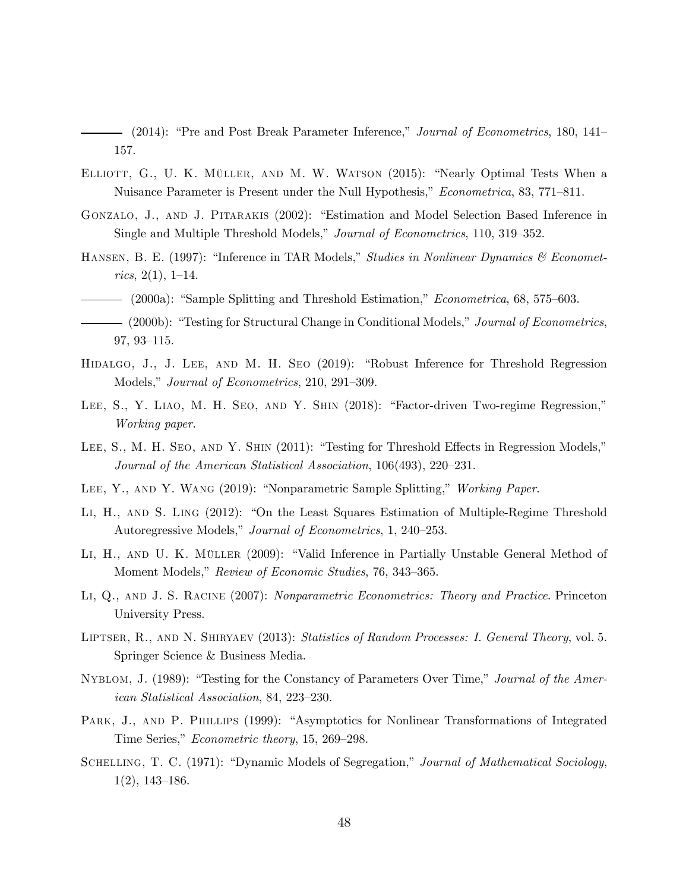——— (2014): "Pre and Post Break Parameter Inference," *Journal of Econometrics*, 180, 141–157.

Elliott, G., U. K. Müller, and M. W. Watson (2015): "Nearly Optimal Tests When a Nuisance Parameter is Present under the Null Hypothesis," *Econometrica*, 83, 771–811.

Gonzalo, J., and J. Pitarakis (2002): "Estimation and Model Selection Based Inference in Single and Multiple Threshold Models," *Journal of Econometrics*, 110, 319–352.

Hansen, B. E. (1997): "Inference in TAR Models," *Studies in Nonlinear Dynamics & Econometrics*, 2(1), 1–14.

——— (2000a): "Sample Splitting and Threshold Estimation," *Econometrica*, 68, 575–603.

——— (2000b): "Testing for Structural Change in Conditional Models," *Journal of Econometrics*, 97, 93–115.

Hidalgo, J., J. Lee, and M. H. Seo (2019): "Robust Inference for Threshold Regression Models," *Journal of Econometrics*, 210, 291–309.

Lee, S., Y. Liao, M. H. Seo, and Y. Shin (2018): "Factor-driven Two-regime Regression," *Working paper*.

Lee, S., M. H. Seo, and Y. Shin (2011): "Testing for Threshold Effects in Regression Models," *Journal of the American Statistical Association*, 106(493), 220–231.

Lee, Y., and Y. Wang (2019): "Nonparametric Sample Splitting," *Working Paper*.

Li, H., and S. Ling (2012): "On the Least Squares Estimation of Multiple-Regime Threshold Autoregressive Models," *Journal of Econometrics*, 1, 240–253.

Li, H., and U. K. Müller (2009): "Valid Inference in Partially Unstable General Method of Moment Models," *Review of Economic Studies*, 76, 343–365.

Li, Q., and J. S. Racine (2007): *Nonparametric Econometrics: Theory and Practice*. Princeton University Press.

Liptser, R., and N. Shiryaev (2013): *Statistics of Random Processes: I. General Theory*, vol. 5. Springer Science & Business Media.

Nyblom, J. (1989): "Testing for the Constancy of Parameters Over Time," *Journal of the American Statistical Association*, 84, 223–230.

Park, J., and P. Phillips (1999): "Asymptotics for Nonlinear Transformations of Integrated Time Series," *Econometric theory*, 15, 269–298.

Schelling, T. C. (1971): "Dynamic Models of Segregation," *Journal of Mathematical Sociology*, 1(2), 143–186.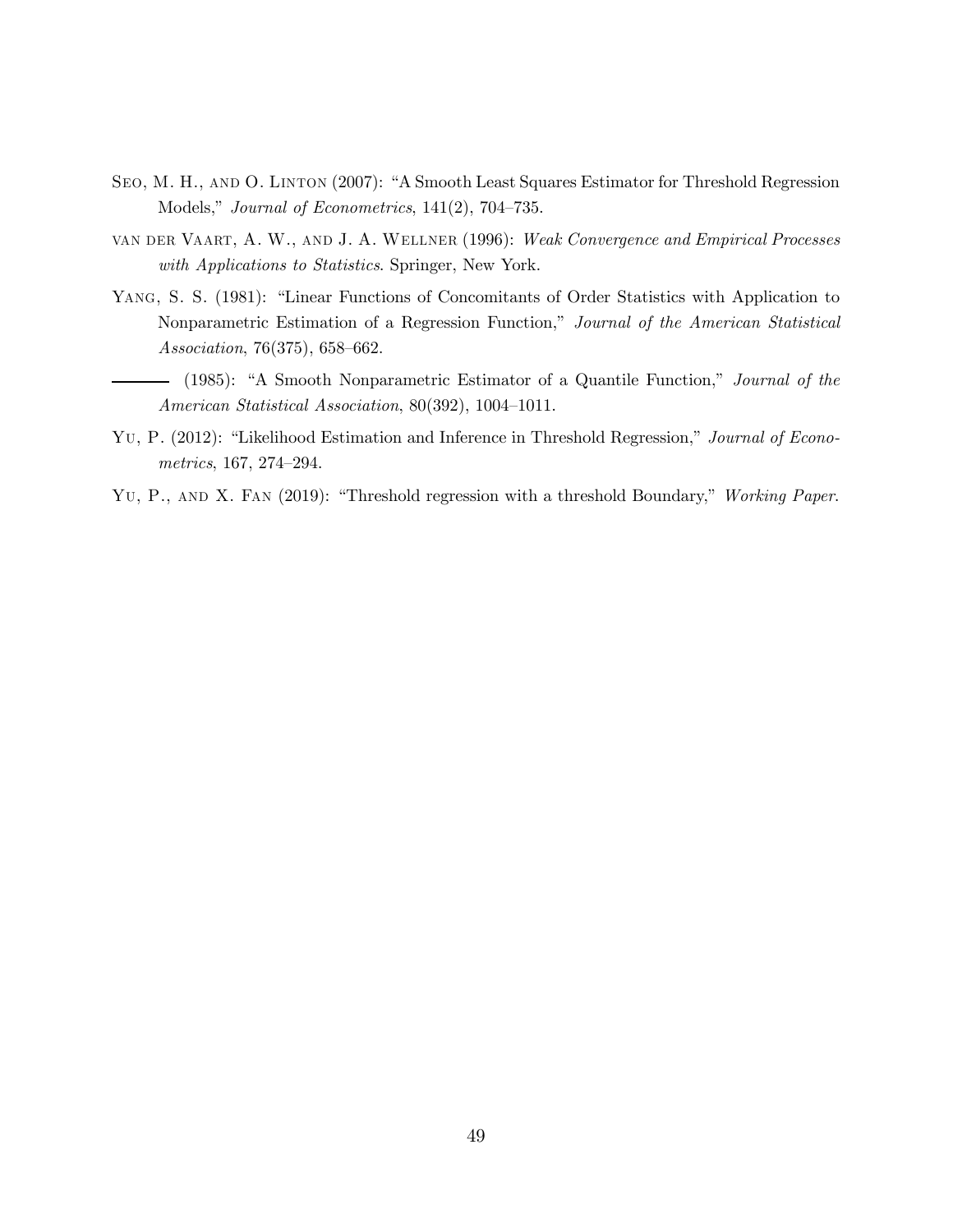Seo, M. H., and O. Linton (2007): "A Smooth Least Squares Estimator for Threshold Regression Models," *Journal of Econometrics*, 141(2), 704–735.

van der Vaart, A. W., and J. A. Wellner (1996): *Weak Convergence and Empirical Processes with Applications to Statistics*. Springer, New York.

Yang, S. S. (1981): "Linear Functions of Concomitants of Order Statistics with Application to Nonparametric Estimation of a Regression Function," *Journal of the American Statistical Association*, 76(375), 658–662.

——— (1985): "A Smooth Nonparametric Estimator of a Quantile Function," *Journal of the American Statistical Association*, 80(392), 1004–1011.

Yu, P. (2012): "Likelihood Estimation and Inference in Threshold Regression," *Journal of Econometrics*, 167, 274–294.

Yu, P., and X. Fan (2019): "Threshold regression with a threshold Boundary," *Working Paper*.